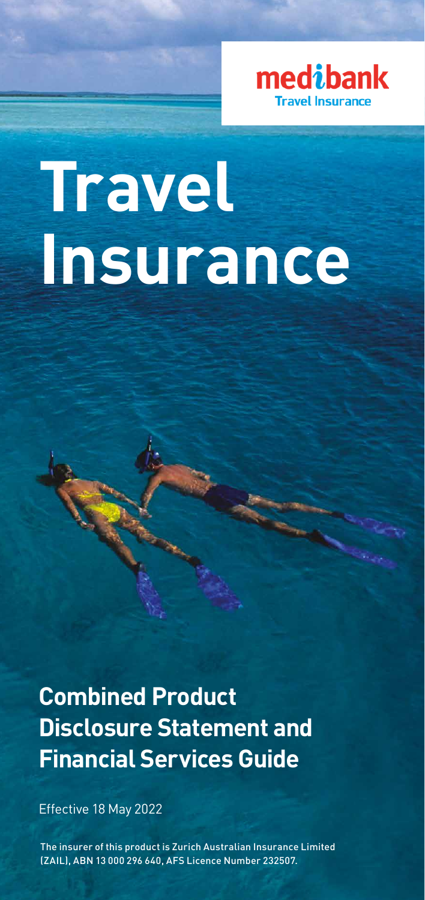medibank Travel Insurance

# Travel Insurance

## Combined Product Disclosure Statement and Financial Services Guide

Effective 18 May 2022

The insurer of this product is Zurich Australian Insurance Limited (ZAIL), ABN 13 000 296 640, AFS Licence Number 232507.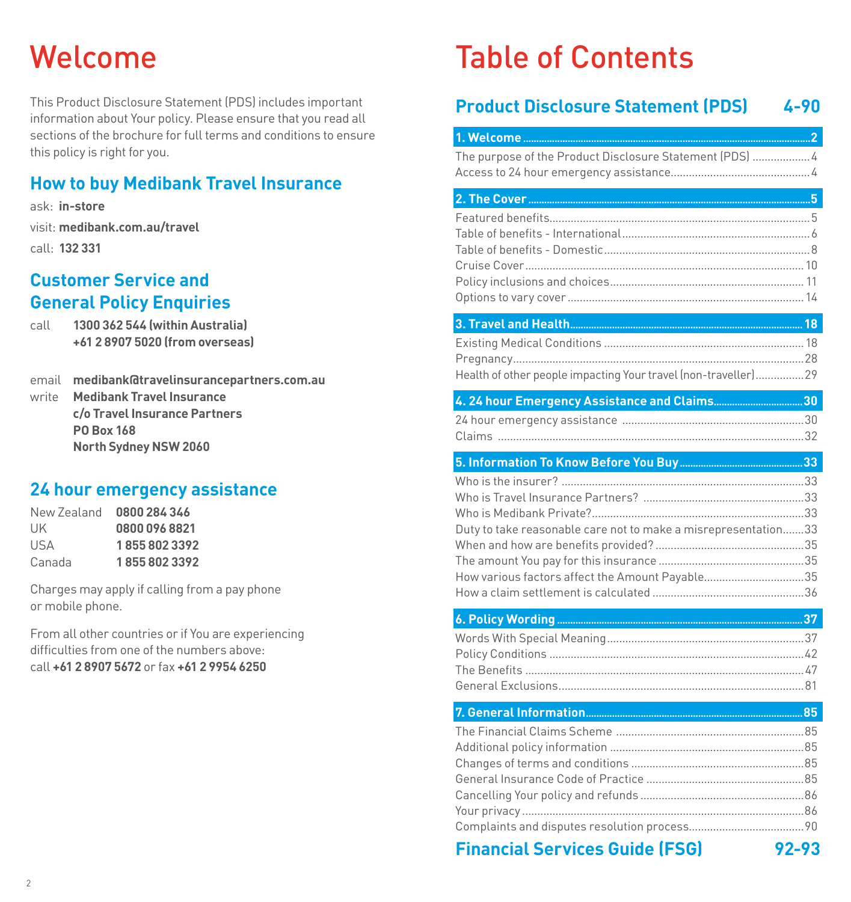# Welcome

This Product Disclosure Statement (PDS) includes important information about Your policy. Please ensure that you read all sections of the brochure for full terms and conditions to ensure this policy is right for you.

## How to buy Medibank Travel Insurance

ask: **in-store**

visit: **medibank.com.au/travel**

call: **132 331**

## Customer Service and General Policy Enquiries

call **1300 362 544 (within Australia)**
**+61 2 8907 5020 (from overseas)**

email **medibank@travelinsurancepartners.com.au**

write **Medibank Travel Insurance**
**c/o Travel Insurance Partners**
**PO Box 168**
**North Sydney NSW 2060**

## 24 hour emergency assistance

| | |
|---|---|
| New Zealand | **0800 284 346** |
| UK | **0800 096 8821** |
| USA | **1 855 802 3392** |
| Canada | **1 855 802 3392** |

Charges may apply if calling from a pay phone or mobile phone.

From all other countries or if You are experiencing difficulties from one of the numbers above: call **+61 2 8907 5672** or fax **+61 2 9954 6250**

# Table of Contents

## Product Disclosure Statement (PDS) 4-90

**1. Welcome** ........ **2**
- The purpose of the Product Disclosure Statement (PDS) ........ 4
- Access to 24 hour emergency assistance ........ 4

**2. The Cover** ........ **5**
- Featured benefits ........ 5
- Table of benefits - International ........ 6
- Table of benefits - Domestic ........ 8
- Cruise Cover ........ 10
- Policy inclusions and choices ........ 11
- Options to vary cover ........ 14

**3. Travel and Health** ........ **18**
- Existing Medical Conditions ........ 18
- Pregnancy ........ 28
- Health of other people impacting Your travel (non-traveller) ........ 29

**4. 24 hour Emergency Assistance and Claims** ........ **30**
- 24 hour emergency assistance ........ 30
- Claims ........ 32

**5. Information To Know Before You Buy** ........ **33**
- Who is the insurer? ........ 33
- Who is Travel Insurance Partners? ........ 33
- Who is Medibank Private? ........ 33
- Duty to take reasonable care not to make a misrepresentation ........ 33
- When and how are benefits provided? ........ 35
- The amount You pay for this insurance ........ 35
- How various factors affect the Amount Payable ........ 35
- How a claim settlement is calculated ........ 36

**6. Policy Wording** ........ **37**
- Words With Special Meaning ........ 37
- Policy Conditions ........ 42
- The Benefits ........ 47
- General Exclusions ........ 81

**7. General Information** ........ **85**
- The Financial Claims Scheme ........ 85
- Additional policy information ........ 85
- Changes of terms and conditions ........ 85
- General Insurance Code of Practice ........ 85
- Cancelling Your policy and refunds ........ 86
- Your privacy ........ 86
- Complaints and disputes resolution process ........ 90

## Financial Services Guide (FSG) 92-93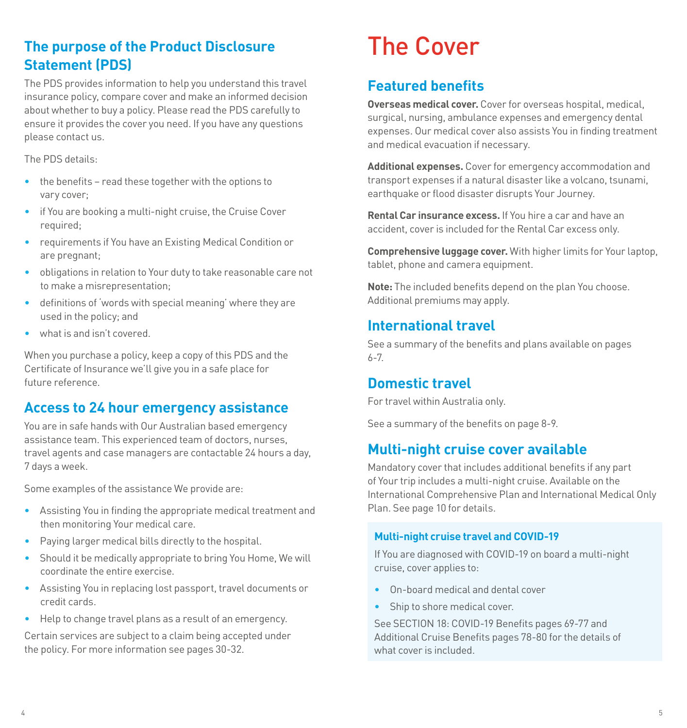## The purpose of the Product Disclosure Statement (PDS)

The PDS provides information to help you understand this travel insurance policy, compare cover and make an informed decision about whether to buy a policy. Please read the PDS carefully to ensure it provides the cover you need. If you have any questions please contact us.

The PDS details:

- the benefits – read these together with the options to vary cover;
- if You are booking a multi-night cruise, the Cruise Cover required;
- requirements if You have an Existing Medical Condition or are pregnant;
- obligations in relation to Your duty to take reasonable care not to make a misrepresentation;
- definitions of 'words with special meaning' where they are used in the policy; and
- what is and isn't covered.

When you purchase a policy, keep a copy of this PDS and the Certificate of Insurance we'll give you in a safe place for future reference.

## Access to 24 hour emergency assistance

You are in safe hands with Our Australian based emergency assistance team. This experienced team of doctors, nurses, travel agents and case managers are contactable 24 hours a day, 7 days a week.

Some examples of the assistance We provide are:

- Assisting You in finding the appropriate medical treatment and then monitoring Your medical care.
- Paying larger medical bills directly to the hospital.
- Should it be medically appropriate to bring You Home, We will coordinate the entire exercise.
- Assisting You in replacing lost passport, travel documents or credit cards.
- Help to change travel plans as a result of an emergency.

Certain services are subject to a claim being accepted under the policy. For more information see pages 30-32.

# The Cover

## Featured benefits

**Overseas medical cover.** Cover for overseas hospital, medical, surgical, nursing, ambulance expenses and emergency dental expenses. Our medical cover also assists You in finding treatment and medical evacuation if necessary.

**Additional expenses.** Cover for emergency accommodation and transport expenses if a natural disaster like a volcano, tsunami, earthquake or flood disaster disrupts Your Journey.

**Rental Car insurance excess.** If You hire a car and have an accident, cover is included for the Rental Car excess only.

**Comprehensive luggage cover.** With higher limits for Your laptop, tablet, phone and camera equipment.

**Note:** The included benefits depend on the plan You choose. Additional premiums may apply.

## International travel

See a summary of the benefits and plans available on pages 6-7.

## Domestic travel

For travel within Australia only.

See a summary of the benefits on page 8-9.

## Multi-night cruise cover available

Mandatory cover that includes additional benefits if any part of Your trip includes a multi-night cruise. Available on the International Comprehensive Plan and International Medical Only Plan. See page 10 for details.

### Multi-night cruise travel and COVID-19

If You are diagnosed with COVID-19 on board a multi-night cruise, cover applies to:

- On-board medical and dental cover
- Ship to shore medical cover.

See SECTION 18: COVID-19 Benefits pages 69-77 and Additional Cruise Benefits pages 78-80 for the details of what cover is included.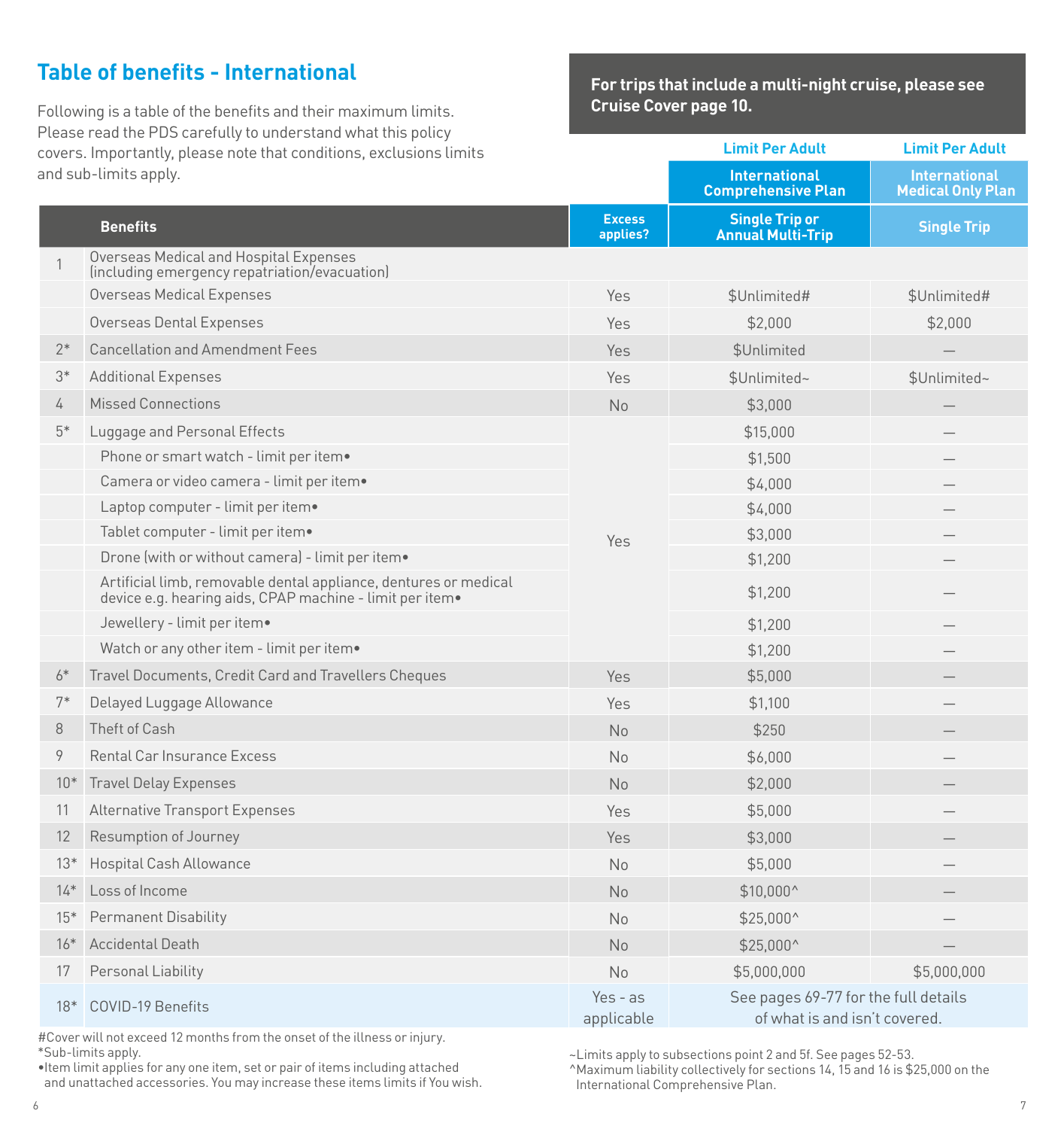## Table of benefits - International

Following is a table of the benefits and their maximum limits. Please read the PDS carefully to understand what this policy covers. Importantly, please note that conditions, exclusions limits and sub-limits apply.

**For trips that include a multi-night cruise, please see Cruise Cover page 10.**

| | | | Limit Per Adult | Limit Per Adult |
|---|---|---|---|---|
| | | | International Comprehensive Plan | International Medical Only Plan |
| | **Benefits** | **Excess applies?** | **Single Trip or Annual Multi-Trip** | **Single Trip** |
| 1 | Overseas Medical and Hospital Expenses (including emergency repatriation/evacuation) | | | |
| | Overseas Medical Expenses | Yes | $Unlimited# | $Unlimited# |
| | Overseas Dental Expenses | Yes | $2,000 | $2,000 |
| 2* | Cancellation and Amendment Fees | Yes | $Unlimited | — |
| 3* | Additional Expenses | Yes | $Unlimited~ | $Unlimited~ |
| 4 | Missed Connections | No | $3,000 | — |
| 5* | Luggage and Personal Effects | Yes | $15,000 | — |
| | Phone or smart watch - limit per item• | Yes | $1,500 | — |
| | Camera or video camera - limit per item• | Yes | $4,000 | — |
| | Laptop computer - limit per item• | Yes | $4,000 | — |
| | Tablet computer - limit per item• | Yes | $3,000 | — |
| | Drone (with or without camera) - limit per item• | Yes | $1,200 | — |
| | Artificial limb, removable dental appliance, dentures or medical device e.g. hearing aids, CPAP machine - limit per item• | Yes | $1,200 | — |
| | Jewellery - limit per item• | Yes | $1,200 | — |
| | Watch or any other item - limit per item• | Yes | $1,200 | — |
| 6* | Travel Documents, Credit Card and Travellers Cheques | Yes | $5,000 | — |
| 7* | Delayed Luggage Allowance | Yes | $1,100 | — |
| 8 | Theft of Cash | No | $250 | — |
| 9 | Rental Car Insurance Excess | No | $6,000 | — |
| 10* | Travel Delay Expenses | No | $2,000 | — |
| 11 | Alternative Transport Expenses | Yes | $5,000 | — |
| 12 | Resumption of Journey | Yes | $3,000 | — |
| 13* | Hospital Cash Allowance | No | $5,000 | — |
| 14* | Loss of Income | No | $10,000^ | — |
| 15* | Permanent Disability | No | $25,000^ | — |
| 16* | Accidental Death | No | $25,000^ | — |
| 17 | Personal Liability | No | $5,000,000 | $5,000,000 |
| 18* | COVID-19 Benefits | Yes - as applicable | See pages 69-77 for the full details of what is and isn't covered. | |

#Cover will not exceed 12 months from the onset of the illness or injury.
*Sub-limits apply.
•Item limit applies for any one item, set or pair of items including attached and unattached accessories. You may increase these items limits if You wish.

~Limits apply to subsections point 2 and 5f. See pages 52-53.
^Maximum liability collectively for sections 14, 15 and 16 is $25,000 on the International Comprehensive Plan.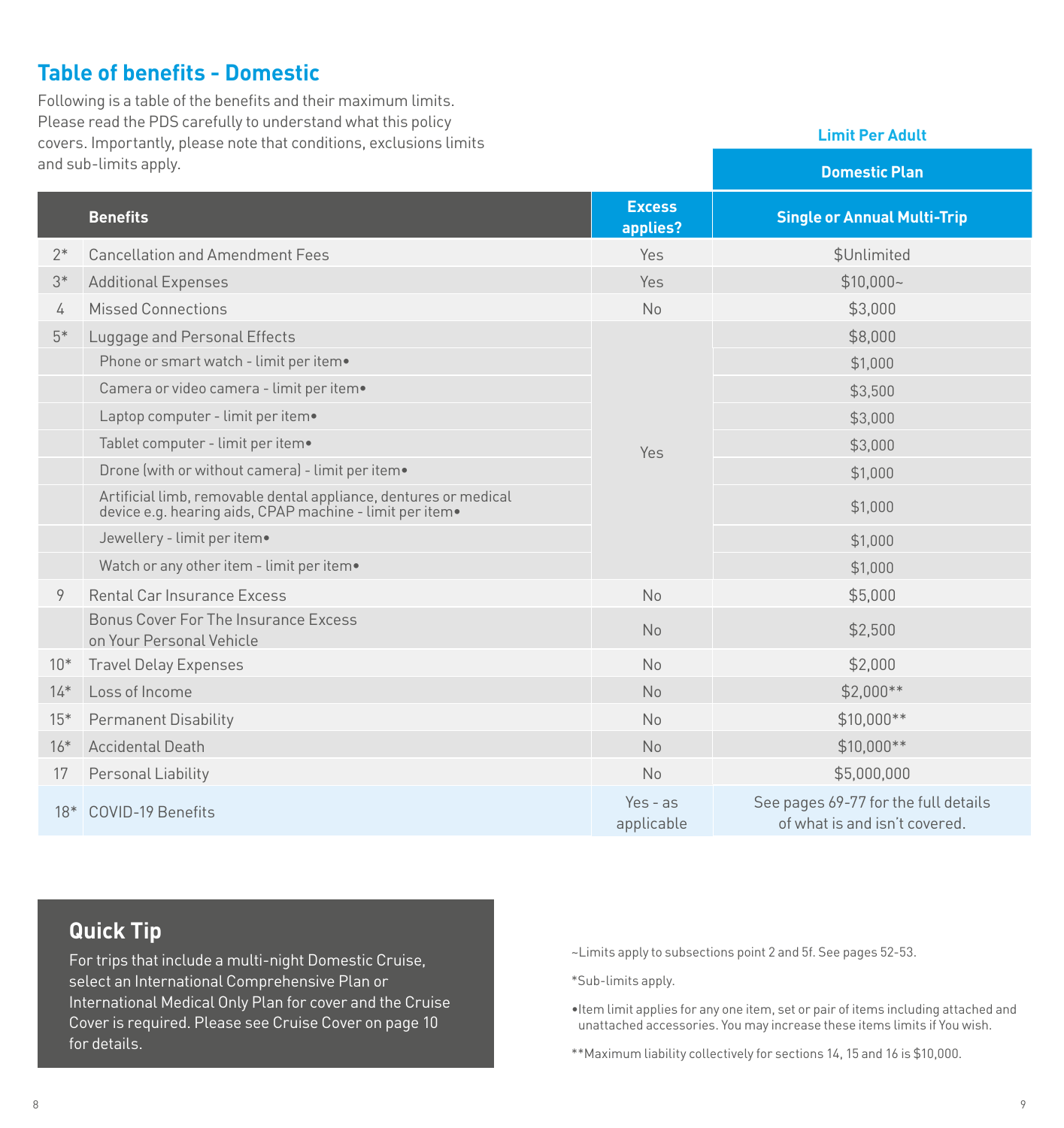## Table of benefits - Domestic

Following is a table of the benefits and their maximum limits. Please read the PDS carefully to understand what this policy covers. Importantly, please note that conditions, exclusions limits and sub-limits apply.

| | | | Limit Per Adult |
|---|---|---|---|
| | | | Domestic Plan |
| | Benefits | Excess applies? | Single or Annual Multi-Trip |
| 2* | Cancellation and Amendment Fees | Yes | $Unlimited |
| 3* | Additional Expenses | Yes | $10,000~ |
| 4 | Missed Connections | No | $3,000 |
| 5* | Luggage and Personal Effects | Yes | $8,000 |
| | Phone or smart watch - limit per item• | | $1,000 |
| | Camera or video camera - limit per item• | | $3,500 |
| | Laptop computer - limit per item• | | $3,000 |
| | Tablet computer - limit per item• | | $3,000 |
| | Drone (with or without camera) - limit per item• | | $1,000 |
| | Artificial limb, removable dental appliance, dentures or medical device e.g. hearing aids, CPAP machine - limit per item• | | $1,000 |
| | Jewellery - limit per item• | | $1,000 |
| | Watch or any other item - limit per item• | | $1,000 |
| 9 | Rental Car Insurance Excess | No | $5,000 |
| | Bonus Cover For The Insurance Excess on Your Personal Vehicle | No | $2,500 |
| 10* | Travel Delay Expenses | No | $2,000 |
| 14* | Loss of Income | No | $2,000** |
| 15* | Permanent Disability | No | $10,000** |
| 16* | Accidental Death | No | $10,000** |
| 17 | Personal Liability | No | $5,000,000 |
| 18* | COVID-19 Benefits | Yes - as applicable | See pages 69-77 for the full details of what is and isn't covered. |

### Quick Tip

For trips that include a multi-night Domestic Cruise, select an International Comprehensive Plan or International Medical Only Plan for cover and the Cruise Cover is required. Please see Cruise Cover on page 10 for details.

~Limits apply to subsections point 2 and 5f. See pages 52-53.

*Sub-limits apply.

•Item limit applies for any one item, set or pair of items including attached and unattached accessories. You may increase these items limits if You wish.

**Maximum liability collectively for sections 14, 15 and 16 is $10,000.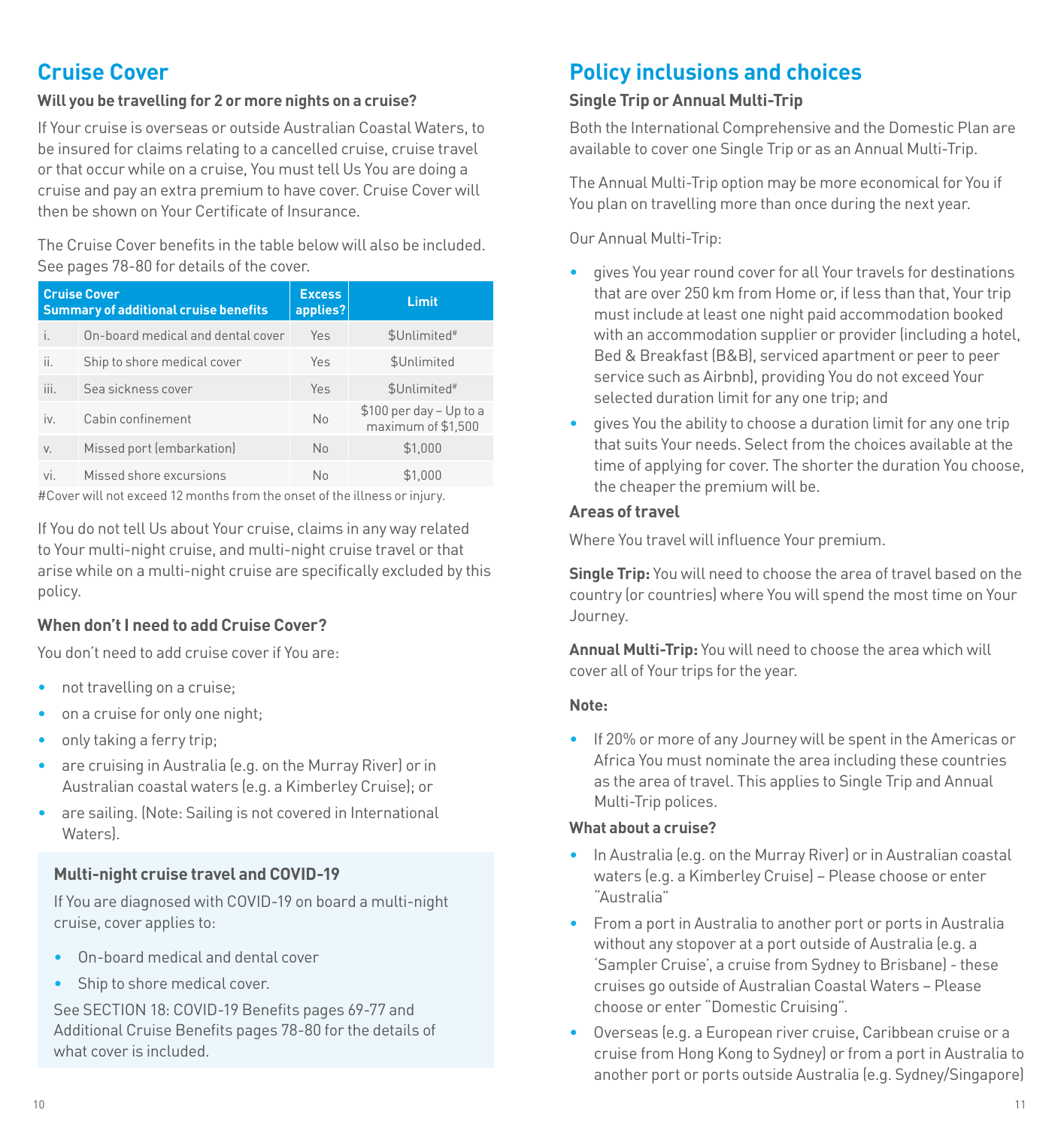## Cruise Cover

**Will you be travelling for 2 or more nights on a cruise?**

If Your cruise is overseas or outside Australian Coastal Waters, to be insured for claims relating to a cancelled cruise, cruise travel or that occur while on a cruise, You must tell Us You are doing a cruise and pay an extra premium to have cover. Cruise Cover will then be shown on Your Certificate of Insurance.

The Cruise Cover benefits in the table below will also be included. See pages 78-80 for details of the cover.

| Cruise Cover Summary of additional cruise benefits | | Excess applies? | Limit |
|---|---|---|---|
| i. | On-board medical and dental cover | Yes | $Unlimited# |
| ii. | Ship to shore medical cover | Yes | $Unlimited |
| iii. | Sea sickness cover | Yes | $Unlimited# |
| iv. | Cabin confinement | No | $100 per day – Up to a maximum of $1,500 |
| v. | Missed port (embarkation) | No | $1,000 |
| vi. | Missed shore excursions | No | $1,000 |

#Cover will not exceed 12 months from the onset of the illness or injury.

If You do not tell Us about Your cruise, claims in any way related to Your multi-night cruise, and multi-night cruise travel or that arise while on a multi-night cruise are specifically excluded by this policy.

### When don't I need to add Cruise Cover?

You don't need to add cruise cover if You are:

- not travelling on a cruise;
- on a cruise for only one night;
- only taking a ferry trip;
- are cruising in Australia (e.g. on the Murray River) or in Australian coastal waters (e.g. a Kimberley Cruise); or
- are sailing. (Note: Sailing is not covered in International Waters).

### Multi-night cruise travel and COVID-19

If You are diagnosed with COVID-19 on board a multi-night cruise, cover applies to:

- On-board medical and dental cover
- Ship to shore medical cover.

See SECTION 18: COVID-19 Benefits pages 69-77 and Additional Cruise Benefits pages 78-80 for the details of what cover is included.

## Policy inclusions and choices

### Single Trip or Annual Multi-Trip

Both the International Comprehensive and the Domestic Plan are available to cover one Single Trip or as an Annual Multi-Trip.

The Annual Multi-Trip option may be more economical for You if You plan on travelling more than once during the next year.

Our Annual Multi-Trip:

- gives You year round cover for all Your travels for destinations that are over 250 km from Home or, if less than that, Your trip must include at least one night paid accommodation booked with an accommodation supplier or provider (including a hotel, Bed & Breakfast (B&B), serviced apartment or peer to peer service such as Airbnb), providing You do not exceed Your selected duration limit for any one trip; and
- gives You the ability to choose a duration limit for any one trip that suits Your needs. Select from the choices available at the time of applying for cover. The shorter the duration You choose, the cheaper the premium will be.

### Areas of travel

Where You travel will influence Your premium.

**Single Trip:** You will need to choose the area of travel based on the country (or countries) where You will spend the most time on Your Journey.

**Annual Multi-Trip:** You will need to choose the area which will cover all of Your trips for the year.

**Note:**

- If 20% or more of any Journey will be spent in the Americas or Africa You must nominate the area including these countries as the area of travel. This applies to Single Trip and Annual Multi-Trip polices.

### What about a cruise?

- In Australia (e.g. on the Murray River) or in Australian coastal waters (e.g. a Kimberley Cruise) – Please choose or enter "Australia"
- From a port in Australia to another port or ports in Australia without any stopover at a port outside of Australia (e.g. a 'Sampler Cruise', a cruise from Sydney to Brisbane) - these cruises go outside of Australian Coastal Waters – Please choose or enter "Domestic Cruising".
- Overseas (e.g. a European river cruise, Caribbean cruise or a cruise from Hong Kong to Sydney) or from a port in Australia to another port or ports outside Australia (e.g. Sydney/Singapore)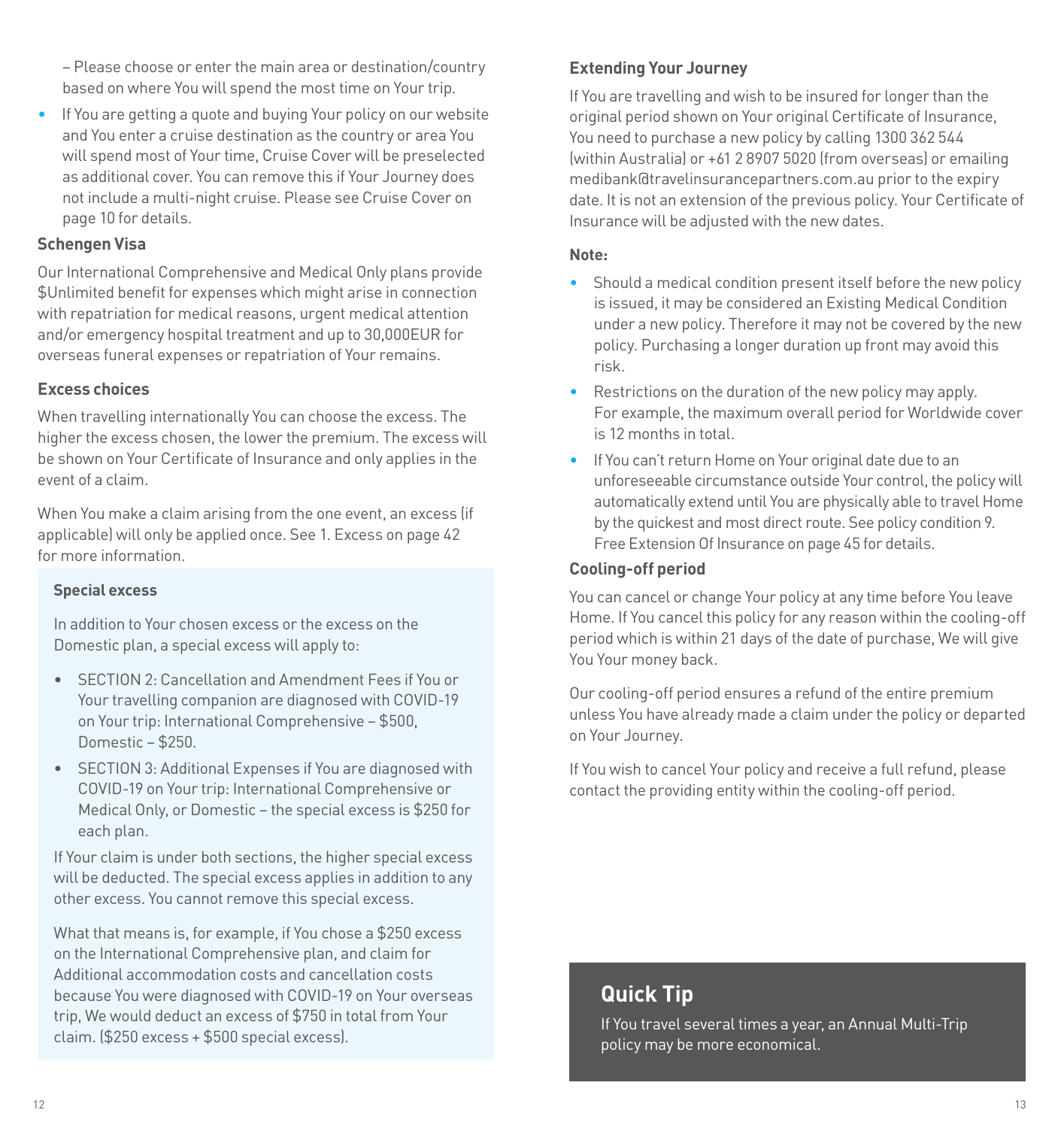– Please choose or enter the main area or destination/country based on where You will spend the most time on Your trip.

- If You are getting a quote and buying Your policy on our website and You enter a cruise destination as the country or area You will spend most of Your time, Cruise Cover will be preselected as additional cover. You can remove this if Your Journey does not include a multi-night cruise. Please see Cruise Cover on page 10 for details.

### Schengen Visa

Our International Comprehensive and Medical Only plans provide $Unlimited benefit for expenses which might arise in connection with repatriation for medical reasons, urgent medical attention and/or emergency hospital treatment and up to 30,000EUR for overseas funeral expenses or repatriation of Your remains.

### Excess choices

When travelling internationally You can choose the excess. The higher the excess chosen, the lower the premium. The excess will be shown on Your Certificate of Insurance and only applies in the event of a claim.

When You make a claim arising from the one event, an excess (if applicable) will only be applied once. See 1. Excess on page 42 for more information.

#### Special excess

In addition to Your chosen excess or the excess on the Domestic plan, a special excess will apply to:

- SECTION 2: Cancellation and Amendment Fees if You or Your travelling companion are diagnosed with COVID-19 on Your trip: International Comprehensive – $500, Domestic – $250.
- SECTION 3: Additional Expenses if You are diagnosed with COVID-19 on Your trip: International Comprehensive or Medical Only, or Domestic – the special excess is $250 for each plan.

If Your claim is under both sections, the higher special excess will be deducted. The special excess applies in addition to any other excess. You cannot remove this special excess.

What that means is, for example, if You chose a $250 excess on the International Comprehensive plan, and claim for Additional accommodation costs and cancellation costs because You were diagnosed with COVID-19 on Your overseas trip, We would deduct an excess of $750 in total from Your claim. ($250 excess + $500 special excess).

### Extending Your Journey

If You are travelling and wish to be insured for longer than the original period shown on Your original Certificate of Insurance, You need to purchase a new policy by calling 1300 362 544 (within Australia) or +61 2 8907 5020 (from overseas) or emailing medibank@travelinsurancepartners.com.au prior to the expiry date. It is not an extension of the previous policy. Your Certificate of Insurance will be adjusted with the new dates.

**Note:**

- Should a medical condition present itself before the new policy is issued, it may be considered an Existing Medical Condition under a new policy. Therefore it may not be covered by the new policy. Purchasing a longer duration up front may avoid this risk.
- Restrictions on the duration of the new policy may apply. For example, the maximum overall period for Worldwide cover is 12 months in total.
- If You can't return Home on Your original date due to an unforeseeable circumstance outside Your control, the policy will automatically extend until You are physically able to travel Home by the quickest and most direct route. See policy condition 9. Free Extension Of Insurance on page 45 for details.

### Cooling-off period

You can cancel or change Your policy at any time before You leave Home. If You cancel this policy for any reason within the cooling-off period which is within 21 days of the date of purchase, We will give You Your money back.

Our cooling-off period ensures a refund of the entire premium unless You have already made a claim under the policy or departed on Your Journey.

If You wish to cancel Your policy and receive a full refund, please contact the providing entity within the cooling-off period.

## Quick Tip

If You travel several times a year, an Annual Multi-Trip policy may be more economical.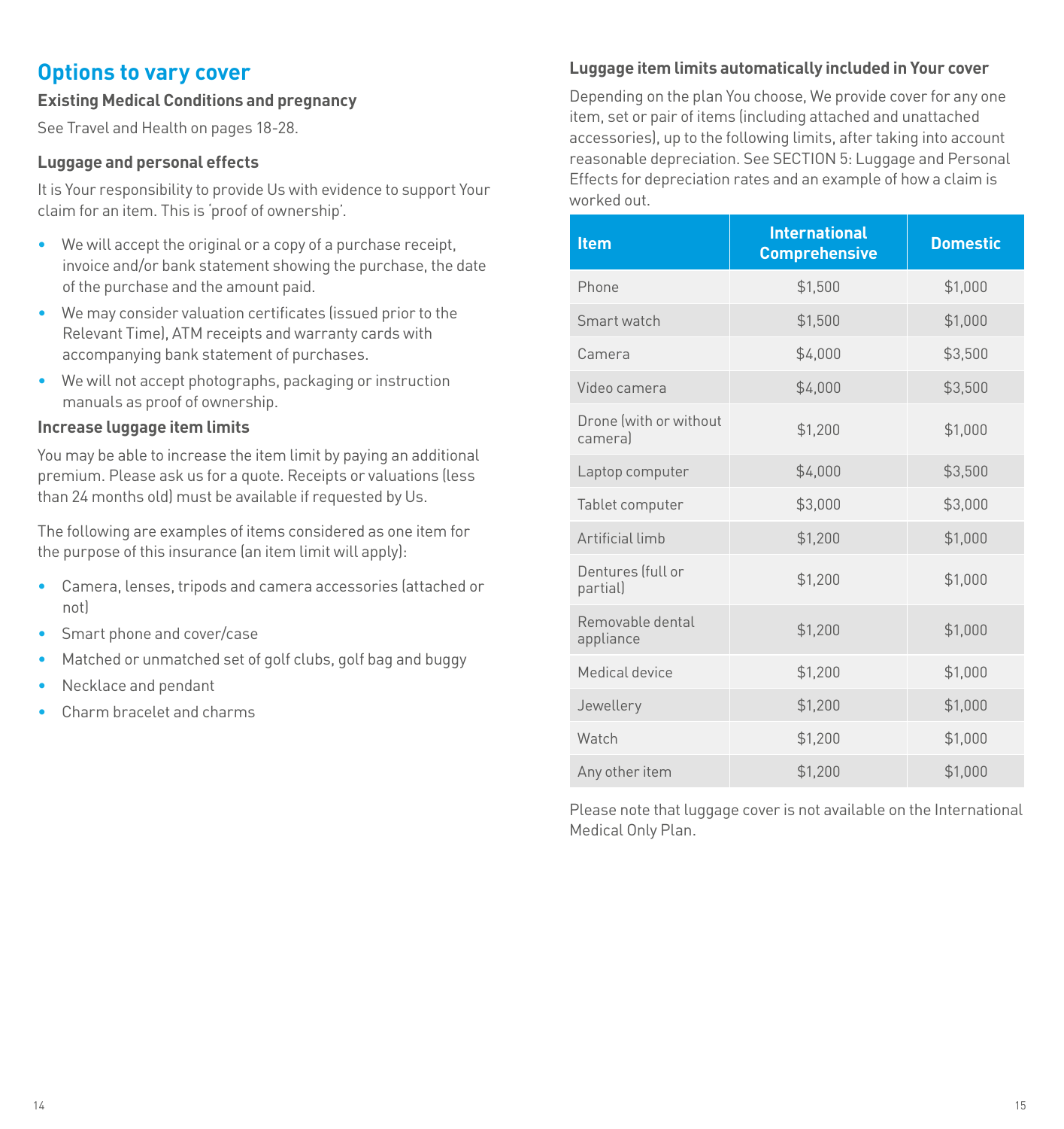## Options to vary cover

### Existing Medical Conditions and pregnancy

See Travel and Health on pages 18-28.

### Luggage and personal effects

It is Your responsibility to provide Us with evidence to support Your claim for an item. This is 'proof of ownership'.

- We will accept the original or a copy of a purchase receipt, invoice and/or bank statement showing the purchase, the date of the purchase and the amount paid.
- We may consider valuation certificates (issued prior to the Relevant Time), ATM receipts and warranty cards with accompanying bank statement of purchases.
- We will not accept photographs, packaging or instruction manuals as proof of ownership.

### Increase luggage item limits

You may be able to increase the item limit by paying an additional premium. Please ask us for a quote. Receipts or valuations (less than 24 months old) must be available if requested by Us.

The following are examples of items considered as one item for the purpose of this insurance (an item limit will apply):

- Camera, lenses, tripods and camera accessories (attached or not)
- Smart phone and cover/case
- Matched or unmatched set of golf clubs, golf bag and buggy
- Necklace and pendant
- Charm bracelet and charms

### Luggage item limits automatically included in Your cover

Depending on the plan You choose, We provide cover for any one item, set or pair of items (including attached and unattached accessories), up to the following limits, after taking into account reasonable depreciation. See SECTION 5: Luggage and Personal Effects for depreciation rates and an example of how a claim is worked out.

| Item | International Comprehensive | Domestic |
|---|---|---|
| Phone | $1,500 | $1,000 |
| Smart watch | $1,500 | $1,000 |
| Camera | $4,000 | $3,500 |
| Video camera | $4,000 | $3,500 |
| Drone (with or without camera) | $1,200 | $1,000 |
| Laptop computer | $4,000 | $3,500 |
| Tablet computer | $3,000 | $3,000 |
| Artificial limb | $1,200 | $1,000 |
| Dentures (full or partial) | $1,200 | $1,000 |
| Removable dental appliance | $1,200 | $1,000 |
| Medical device | $1,200 | $1,000 |
| Jewellery | $1,200 | $1,000 |
| Watch | $1,200 | $1,000 |
| Any other item | $1,200 | $1,000 |

Please note that luggage cover is not available on the International Medical Only Plan.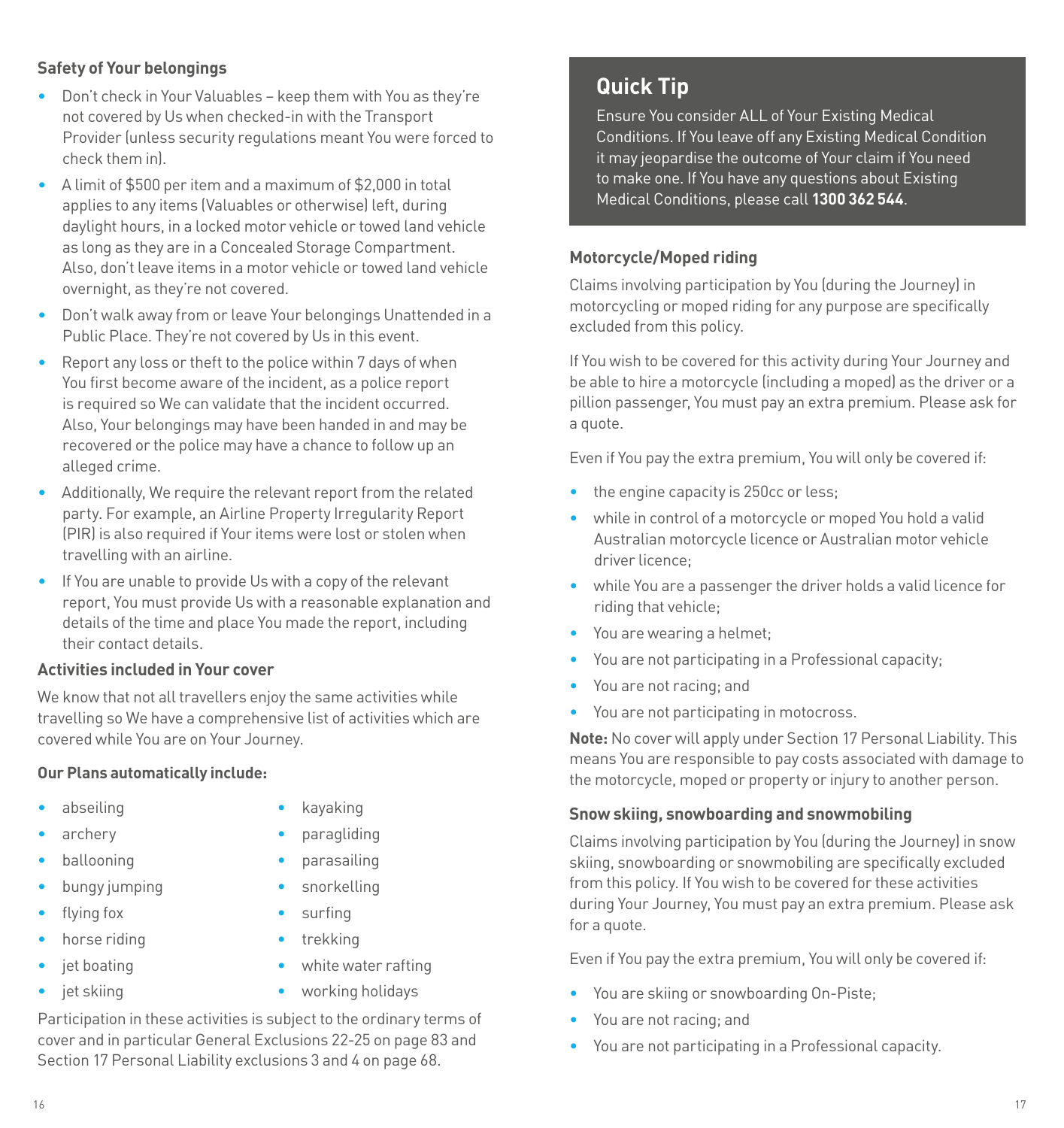### Safety of Your belongings

- Don't check in Your Valuables – keep them with You as they're not covered by Us when checked-in with the Transport Provider (unless security regulations meant You were forced to check them in).
- A limit of $500 per item and a maximum of $2,000 in total applies to any items (Valuables or otherwise) left, during daylight hours, in a locked motor vehicle or towed land vehicle as long as they are in a Concealed Storage Compartment. Also, don't leave items in a motor vehicle or towed land vehicle overnight, as they're not covered.
- Don't walk away from or leave Your belongings Unattended in a Public Place. They're not covered by Us in this event.
- Report any loss or theft to the police within 7 days of when You first become aware of the incident, as a police report is required so We can validate that the incident occurred. Also, Your belongings may have been handed in and may be recovered or the police may have a chance to follow up an alleged crime.
- Additionally, We require the relevant report from the related party. For example, an Airline Property Irregularity Report (PIR) is also required if Your items were lost or stolen when travelling with an airline.
- If You are unable to provide Us with a copy of the relevant report, You must provide Us with a reasonable explanation and details of the time and place You made the report, including their contact details.

### Activities included in Your cover

We know that not all travellers enjoy the same activities while travelling so We have a comprehensive list of activities which are covered while You are on Your Journey.

**Our Plans automatically include:**

- abseiling
- archery
- ballooning
- bungy jumping
- flying fox
- horse riding
- jet boating
- jet skiing
- kayaking
- paragliding
- parasailing
- snorkelling
- surfing
- trekking
- white water rafting
- working holidays

Participation in these activities is subject to the ordinary terms of cover and in particular General Exclusions 22-25 on page 83 and Section 17 Personal Liability exclusions 3 and 4 on page 68.

## Quick Tip

Ensure You consider ALL of Your Existing Medical Conditions. If You leave off any Existing Medical Condition it may jeopardise the outcome of Your claim if You need to make one. If You have any questions about Existing Medical Conditions, please call **1300 362 544**.

### Motorcycle/Moped riding

Claims involving participation by You (during the Journey) in motorcycling or moped riding for any purpose are specifically excluded from this policy.

If You wish to be covered for this activity during Your Journey and be able to hire a motorcycle (including a moped) as the driver or a pillion passenger, You must pay an extra premium. Please ask for a quote.

Even if You pay the extra premium, You will only be covered if:

- the engine capacity is 250cc or less;
- while in control of a motorcycle or moped You hold a valid Australian motorcycle licence or Australian motor vehicle driver licence;
- while You are a passenger the driver holds a valid licence for riding that vehicle;
- You are wearing a helmet;
- You are not participating in a Professional capacity;
- You are not racing; and
- You are not participating in motocross.

**Note:** No cover will apply under Section 17 Personal Liability. This means You are responsible to pay costs associated with damage to the motorcycle, moped or property or injury to another person.

### Snow skiing, snowboarding and snowmobiling

Claims involving participation by You (during the Journey) in snow skiing, snowboarding or snowmobiling are specifically excluded from this policy. If You wish to be covered for these activities during Your Journey, You must pay an extra premium. Please ask for a quote.

Even if You pay the extra premium, You will only be covered if:

- You are skiing or snowboarding On-Piste;
- You are not racing; and
- You are not participating in a Professional capacity.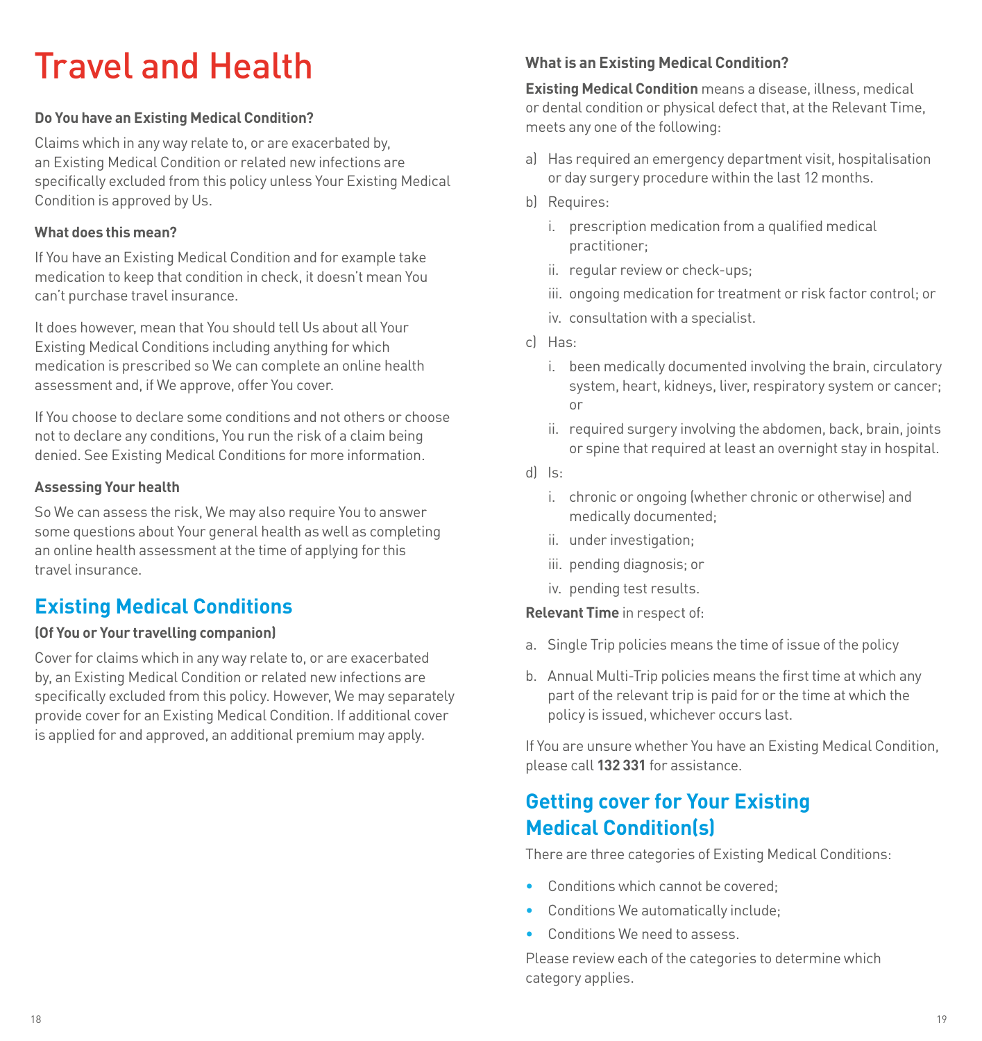# Travel and Health

**Do You have an Existing Medical Condition?**

Claims which in any way relate to, or are exacerbated by, an Existing Medical Condition or related new infections are specifically excluded from this policy unless Your Existing Medical Condition is approved by Us.

**What does this mean?**

If You have an Existing Medical Condition and for example take medication to keep that condition in check, it doesn't mean You can't purchase travel insurance.

It does however, mean that You should tell Us about all Your Existing Medical Conditions including anything for which medication is prescribed so We can complete an online health assessment and, if We approve, offer You cover.

If You choose to declare some conditions and not others or choose not to declare any conditions, You run the risk of a claim being denied. See Existing Medical Conditions for more information.

**Assessing Your health**

So We can assess the risk, We may also require You to answer some questions about Your general health as well as completing an online health assessment at the time of applying for this travel insurance.

## Existing Medical Conditions

**(Of You or Your travelling companion)**

Cover for claims which in any way relate to, or are exacerbated by, an Existing Medical Condition or related new infections are specifically excluded from this policy. However, We may separately provide cover for an Existing Medical Condition. If additional cover is applied for and approved, an additional premium may apply.

**What is an Existing Medical Condition?**

**Existing Medical Condition** means a disease, illness, medical or dental condition or physical defect that, at the Relevant Time, meets any one of the following:

a) Has required an emergency department visit, hospitalisation or day surgery procedure within the last 12 months.

b) Requires:

  i. prescription medication from a qualified medical practitioner;

  ii. regular review or check-ups;

  iii. ongoing medication for treatment or risk factor control; or

  iv. consultation with a specialist.

c) Has:

  i. been medically documented involving the brain, circulatory system, heart, kidneys, liver, respiratory system or cancer; or

  ii. required surgery involving the abdomen, back, brain, joints or spine that required at least an overnight stay in hospital.

d) Is:

  i. chronic or ongoing (whether chronic or otherwise) and medically documented;

  ii. under investigation;

  iii. pending diagnosis; or

  iv. pending test results.

**Relevant Time** in respect of:

a. Single Trip policies means the time of issue of the policy

b. Annual Multi-Trip policies means the first time at which any part of the relevant trip is paid for or the time at which the policy is issued, whichever occurs last.

If You are unsure whether You have an Existing Medical Condition, please call **132 331** for assistance.

## Getting cover for Your Existing Medical Condition(s)

There are three categories of Existing Medical Conditions:

- Conditions which cannot be covered;
- Conditions We automatically include;
- Conditions We need to assess.

Please review each of the categories to determine which category applies.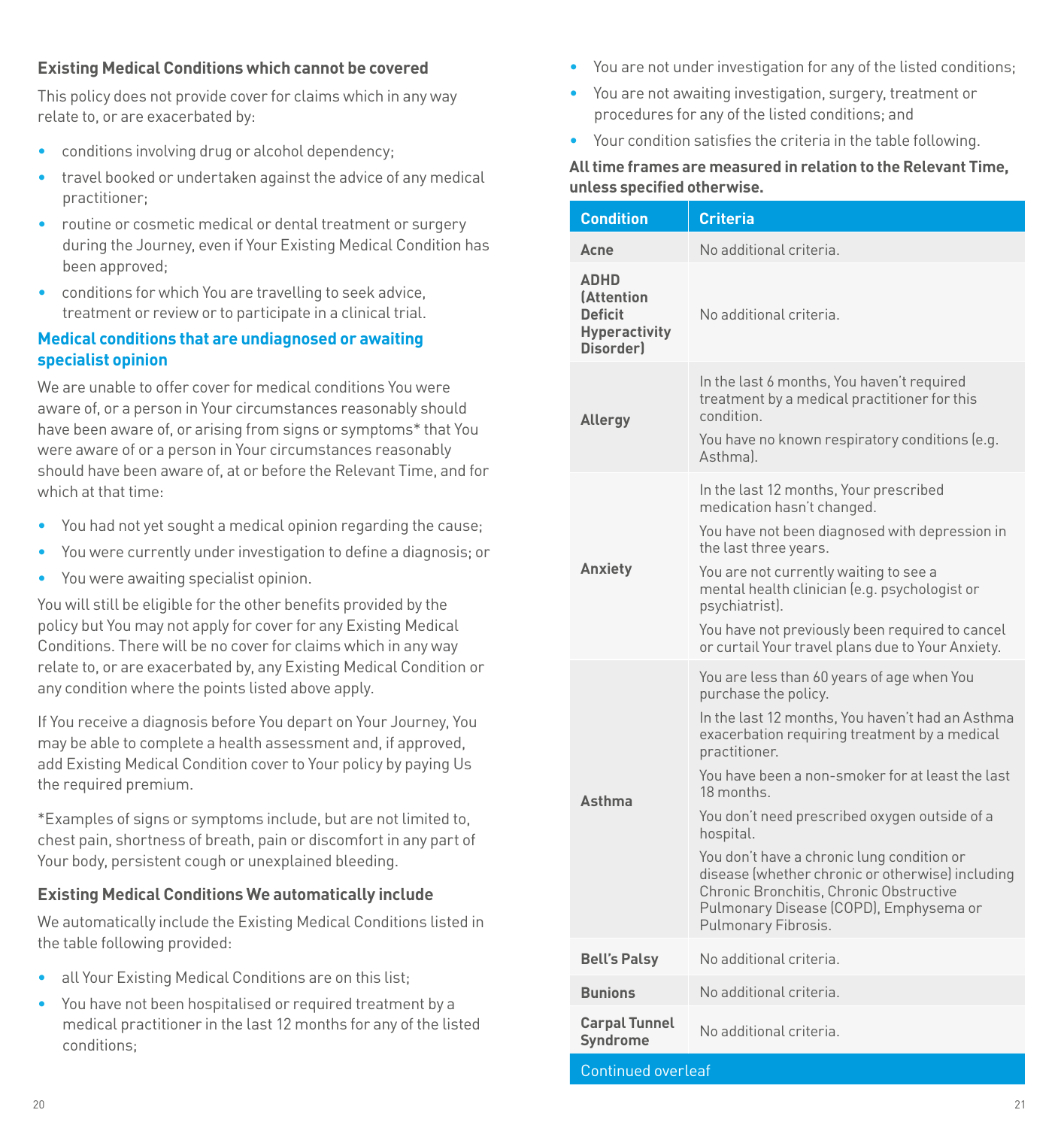### Existing Medical Conditions which cannot be covered

This policy does not provide cover for claims which in any way relate to, or are exacerbated by:

- conditions involving drug or alcohol dependency;
- travel booked or undertaken against the advice of any medical practitioner;
- routine or cosmetic medical or dental treatment or surgery during the Journey, even if Your Existing Medical Condition has been approved;
- conditions for which You are travelling to seek advice, treatment or review or to participate in a clinical trial.

### Medical conditions that are undiagnosed or awaiting specialist opinion

We are unable to offer cover for medical conditions You were aware of, or a person in Your circumstances reasonably should have been aware of, or arising from signs or symptoms* that You were aware of or a person in Your circumstances reasonably should have been aware of, at or before the Relevant Time, and for which at that time:

- You had not yet sought a medical opinion regarding the cause;
- You were currently under investigation to define a diagnosis; or
- You were awaiting specialist opinion.

You will still be eligible for the other benefits provided by the policy but You may not apply for cover for any Existing Medical Conditions. There will be no cover for claims which in any way relate to, or are exacerbated by, any Existing Medical Condition or any condition where the points listed above apply.

If You receive a diagnosis before You depart on Your Journey, You may be able to complete a health assessment and, if approved, add Existing Medical Condition cover to Your policy by paying Us the required premium.

*Examples of signs or symptoms include, but are not limited to, chest pain, shortness of breath, pain or discomfort in any part of Your body, persistent cough or unexplained bleeding.

### Existing Medical Conditions We automatically include

We automatically include the Existing Medical Conditions listed in the table following provided:

- all Your Existing Medical Conditions are on this list;
- You have not been hospitalised or required treatment by a medical practitioner in the last 12 months for any of the listed conditions;
- You are not under investigation for any of the listed conditions;
- You are not awaiting investigation, surgery, treatment or procedures for any of the listed conditions; and
- Your condition satisfies the criteria in the table following.

**All time frames are measured in relation to the Relevant Time, unless specified otherwise.**

| Condition | Criteria |
|---|---|
| **Acne** | No additional criteria. |
| **ADHD (Attention Deficit Hyperactivity Disorder)** | No additional criteria. |
| **Allergy** | In the last 6 months, You haven't required treatment by a medical practitioner for this condition. You have no known respiratory conditions (e.g. Asthma). |
| **Anxiety** | In the last 12 months, Your prescribed medication hasn't changed. You have not been diagnosed with depression in the last three years. You are not currently waiting to see a mental health clinician (e.g. psychologist or psychiatrist). You have not previously been required to cancel or curtail Your travel plans due to Your Anxiety. |
| **Asthma** | You are less than 60 years of age when You purchase the policy. In the last 12 months, You haven't had an Asthma exacerbation requiring treatment by a medical practitioner. You have been a non-smoker for at least the last 18 months. You don't need prescribed oxygen outside of a hospital. You don't have a chronic lung condition or disease (whether chronic or otherwise) including Chronic Bronchitis, Chronic Obstructive Pulmonary Disease (COPD), Emphysema or Pulmonary Fibrosis. |
| **Bell's Palsy** | No additional criteria. |
| **Bunions** | No additional criteria. |
| **Carpal Tunnel Syndrome** | No additional criteria. |

Continued overleaf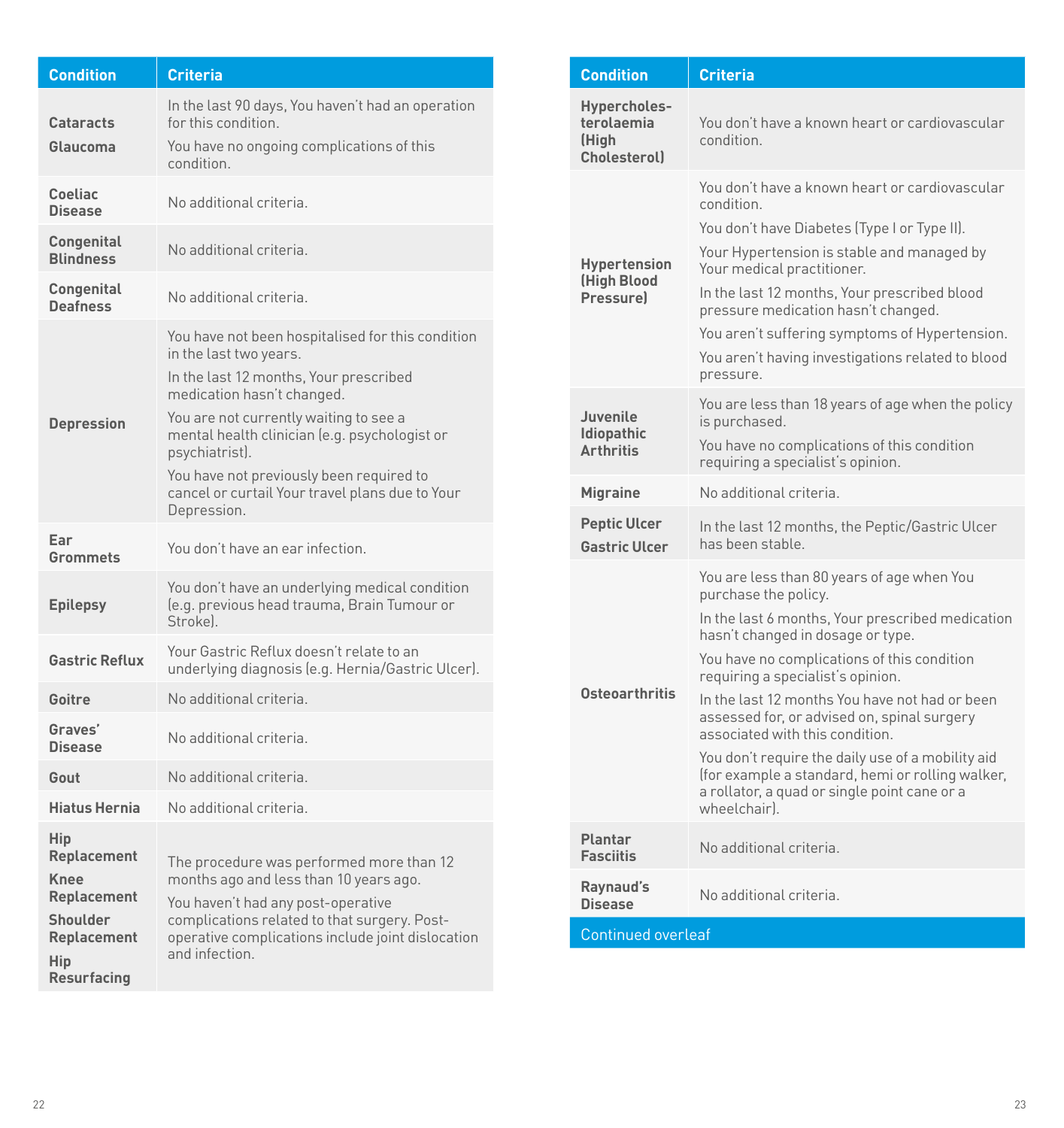| Condition | Criteria |
|---|---|
| **Cataracts**<br>**Glaucoma** | In the last 90 days, You haven't had an operation for this condition.<br>You have no ongoing complications of this condition. |
| **Coeliac Disease** | No additional criteria. |
| **Congenital Blindness** | No additional criteria. |
| **Congenital Deafness** | No additional criteria. |
| **Depression** | You have not been hospitalised for this condition in the last two years.<br>In the last 12 months, Your prescribed medication hasn't changed.<br>You are not currently waiting to see a mental health clinician (e.g. psychologist or psychiatrist).<br>You have not previously been required to cancel or curtail Your travel plans due to Your Depression. |
| **Ear Grommets** | You don't have an ear infection. |
| **Epilepsy** | You don't have an underlying medical condition (e.g. previous head trauma, Brain Tumour or Stroke). |
| **Gastric Reflux** | Your Gastric Reflux doesn't relate to an underlying diagnosis (e.g. Hernia/Gastric Ulcer). |
| **Goitre** | No additional criteria. |
| **Graves' Disease** | No additional criteria. |
| **Gout** | No additional criteria. |
| **Hiatus Hernia** | No additional criteria. |
| **Hip Replacement**<br>**Knee Replacement**<br>**Shoulder Replacement**<br>**Hip Resurfacing** | The procedure was performed more than 12 months ago and less than 10 years ago.<br>You haven't had any post-operative complications related to that surgery. Post-operative complications include joint dislocation and infection. |

| Condition | Criteria |
|---|---|
| **Hypercholesterolaemia (High Cholesterol)** | You don't have a known heart or cardiovascular condition. |
| **Hypertension (High Blood Pressure)** | You don't have a known heart or cardiovascular condition.<br>You don't have Diabetes (Type I or Type II).<br>Your Hypertension is stable and managed by Your medical practitioner.<br>In the last 12 months, Your prescribed blood pressure medication hasn't changed.<br>You aren't suffering symptoms of Hypertension.<br>You aren't having investigations related to blood pressure. |
| **Juvenile Idiopathic Arthritis** | You are less than 18 years of age when the policy is purchased.<br>You have no complications of this condition requiring a specialist's opinion. |
| **Migraine** | No additional criteria. |
| **Peptic Ulcer**<br>**Gastric Ulcer** | In the last 12 months, the Peptic/Gastric Ulcer has been stable. |
| **Osteoarthritis** | You are less than 80 years of age when You purchase the policy.<br>In the last 6 months, Your prescribed medication hasn't changed in dosage or type.<br>You have no complications of this condition requiring a specialist's opinion.<br>In the last 12 months You have not had or been assessed for, or advised on, spinal surgery associated with this condition.<br>You don't require the daily use of a mobility aid (for example a standard, hemi or rolling walker, a rollator, a quad or single point cane or a wheelchair). |
| **Plantar Fasciitis** | No additional criteria. |
| **Raynaud's Disease** | No additional criteria. |

Continued overleaf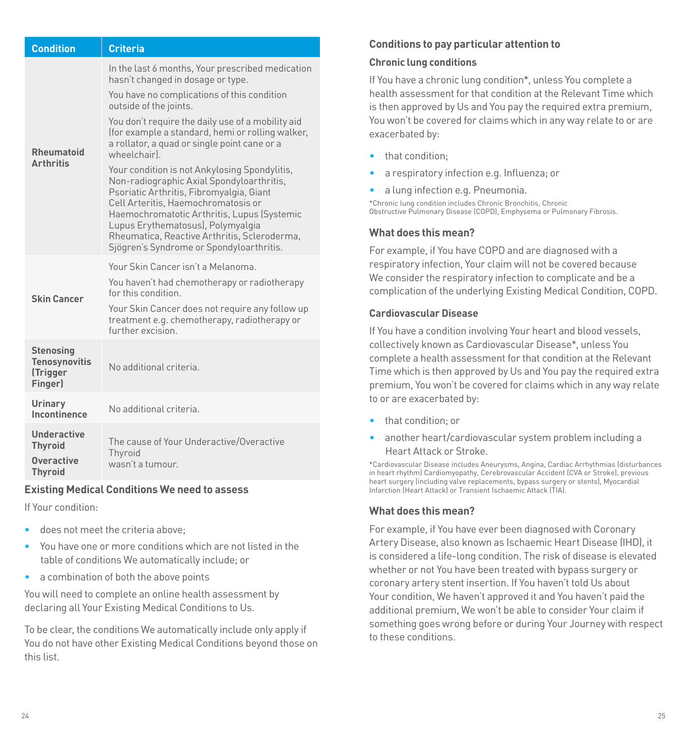| Condition | Criteria |
|---|---|
| **Rheumatoid Arthritis** | In the last 6 months, Your prescribed medication hasn't changed in dosage or type.<br>You have no complications of this condition outside of the joints.<br>You don't require the daily use of a mobility aid (for example a standard, hemi or rolling walker, a rollator, a quad or single point cane or a wheelchair).<br>Your condition is not Ankylosing Spondylitis, Non-radiographic Axial Spondyloarthritis, Psoriatic Arthritis, Fibromyalgia, Giant Cell Arteritis, Haemochromatosis or Haemochromatotic Arthritis, Lupus (Systemic Lupus Erythematosus), Polymyalgia Rheumatica, Reactive Arthritis, Scleroderma, Sjögren's Syndrome or Spondyloarthritis. |
| **Skin Cancer** | Your Skin Cancer isn't a Melanoma.<br>You haven't had chemotherapy or radiotherapy for this condition.<br>Your Skin Cancer does not require any follow up treatment e.g. chemotherapy, radiotherapy or further excision. |
| **Stenosing Tenosynovitis (Trigger Finger)** | No additional criteria. |
| **Urinary Incontinence** | No additional criteria. |
| **Underactive Thyroid**<br>**Overactive Thyroid** | The cause of Your Underactive/Overactive Thyroid wasn't a tumour. |

### Existing Medical Conditions We need to assess

If Your condition:

- does not meet the criteria above;
- You have one or more conditions which are not listed in the table of conditions We automatically include; or
- a combination of both the above points

You will need to complete an online health assessment by declaring all Your Existing Medical Conditions to Us.

To be clear, the conditions We automatically include only apply if You do not have other Existing Medical Conditions beyond those on this list.

### Conditions to pay particular attention to

#### Chronic lung conditions

If You have a chronic lung condition*, unless You complete a health assessment for that condition at the Relevant Time which is then approved by Us and You pay the required extra premium, You won't be covered for claims which in any way relate to or are exacerbated by:

- that condition;
- a respiratory infection e.g. Influenza; or
- a lung infection e.g. Pneumonia.

*Chronic lung condition includes Chronic Bronchitis, Chronic Obstructive Pulmonary Disease (COPD), Emphysema or Pulmonary Fibrosis.

#### What does this mean?

For example, if You have COPD and are diagnosed with a respiratory infection, Your claim will not be covered because We consider the respiratory infection to complicate and be a complication of the underlying Existing Medical Condition, COPD.

#### Cardiovascular Disease

If You have a condition involving Your heart and blood vessels, collectively known as Cardiovascular Disease*, unless You complete a health assessment for that condition at the Relevant Time which is then approved by Us and You pay the required extra premium, You won't be covered for claims which in any way relate to or are exacerbated by:

- that condition; or
- another heart/cardiovascular system problem including a Heart Attack or Stroke.

*Cardiovascular Disease includes Aneurysms, Angina, Cardiac Arrhythmias (disturbances in heart rhythm) Cardiomyopathy, Cerebrovascular Accident (CVA or Stroke), previous heart surgery (including valve replacements, bypass surgery or stents), Myocardial Infarction (Heart Attack) or Transient Ischaemic Attack (TIA).

#### What does this mean?

For example, if You have ever been diagnosed with Coronary Artery Disease, also known as Ischaemic Heart Disease (IHD), it is considered a life-long condition. The risk of disease is elevated whether or not You have been treated with bypass surgery or coronary artery stent insertion. If You haven't told Us about Your condition, We haven't approved it and You haven't paid the additional premium, We won't be able to consider Your claim if something goes wrong before or during Your Journey with respect to these conditions.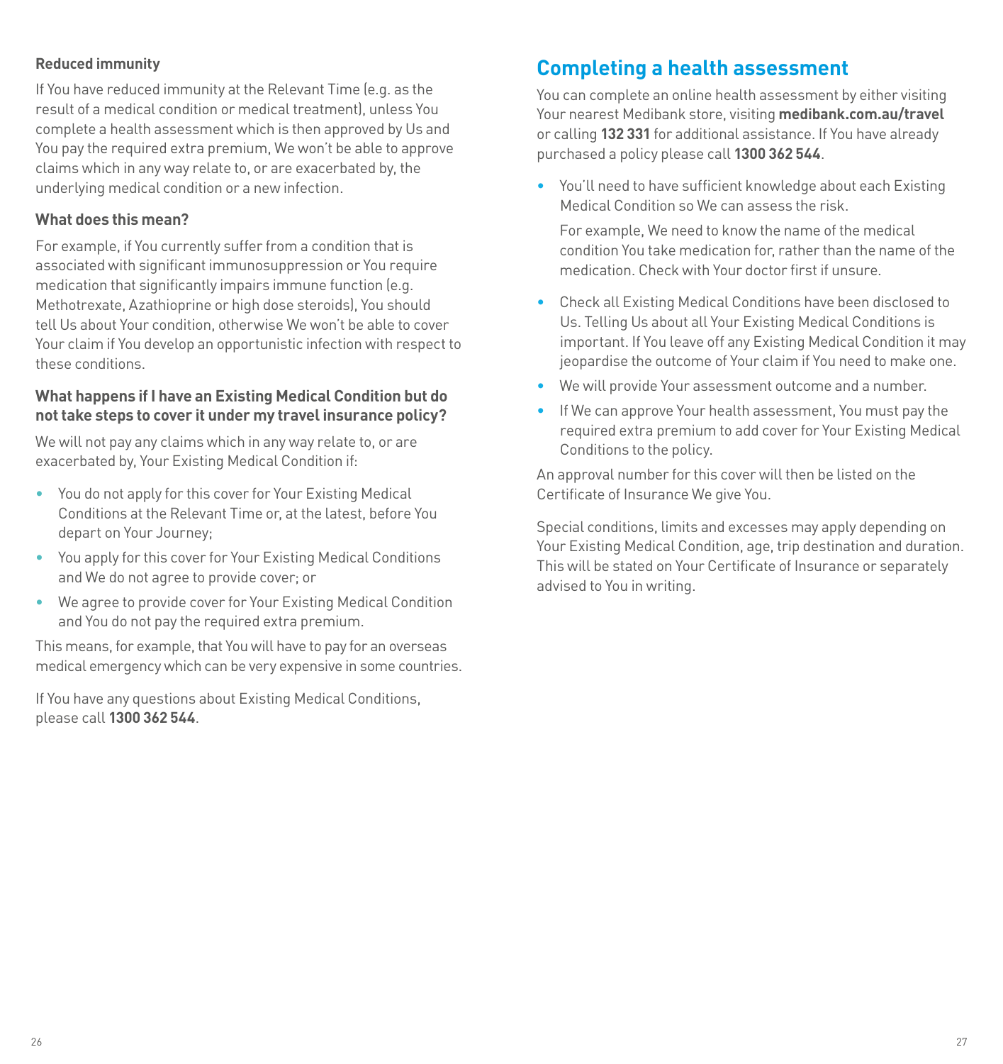### Reduced immunity

If You have reduced immunity at the Relevant Time (e.g. as the result of a medical condition or medical treatment), unless You complete a health assessment which is then approved by Us and You pay the required extra premium, We won't be able to approve claims which in any way relate to, or are exacerbated by, the underlying medical condition or a new infection.

### What does this mean?

For example, if You currently suffer from a condition that is associated with significant immunosuppression or You require medication that significantly impairs immune function (e.g. Methotrexate, Azathioprine or high dose steroids), You should tell Us about Your condition, otherwise We won't be able to cover Your claim if You develop an opportunistic infection with respect to these conditions.

### What happens if I have an Existing Medical Condition but do not take steps to cover it under my travel insurance policy?

We will not pay any claims which in any way relate to, or are exacerbated by, Your Existing Medical Condition if:

- You do not apply for this cover for Your Existing Medical Conditions at the Relevant Time or, at the latest, before You depart on Your Journey;
- You apply for this cover for Your Existing Medical Conditions and We do not agree to provide cover; or
- We agree to provide cover for Your Existing Medical Condition and You do not pay the required extra premium.

This means, for example, that You will have to pay for an overseas medical emergency which can be very expensive in some countries.

If You have any questions about Existing Medical Conditions, please call **1300 362 544**.

## Completing a health assessment

You can complete an online health assessment by either visiting Your nearest Medibank store, visiting **medibank.com.au/travel** or calling **132 331** for additional assistance. If You have already purchased a policy please call **1300 362 544**.

- You'll need to have sufficient knowledge about each Existing Medical Condition so We can assess the risk.

  For example, We need to know the name of the medical condition You take medication for, rather than the name of the medication. Check with Your doctor first if unsure.

- Check all Existing Medical Conditions have been disclosed to Us. Telling Us about all Your Existing Medical Conditions is important. If You leave off any Existing Medical Condition it may jeopardise the outcome of Your claim if You need to make one.
- We will provide Your assessment outcome and a number.
- If We can approve Your health assessment, You must pay the required extra premium to add cover for Your Existing Medical Conditions to the policy.

An approval number for this cover will then be listed on the Certificate of Insurance We give You.

Special conditions, limits and excesses may apply depending on Your Existing Medical Condition, age, trip destination and duration. This will be stated on Your Certificate of Insurance or separately advised to You in writing.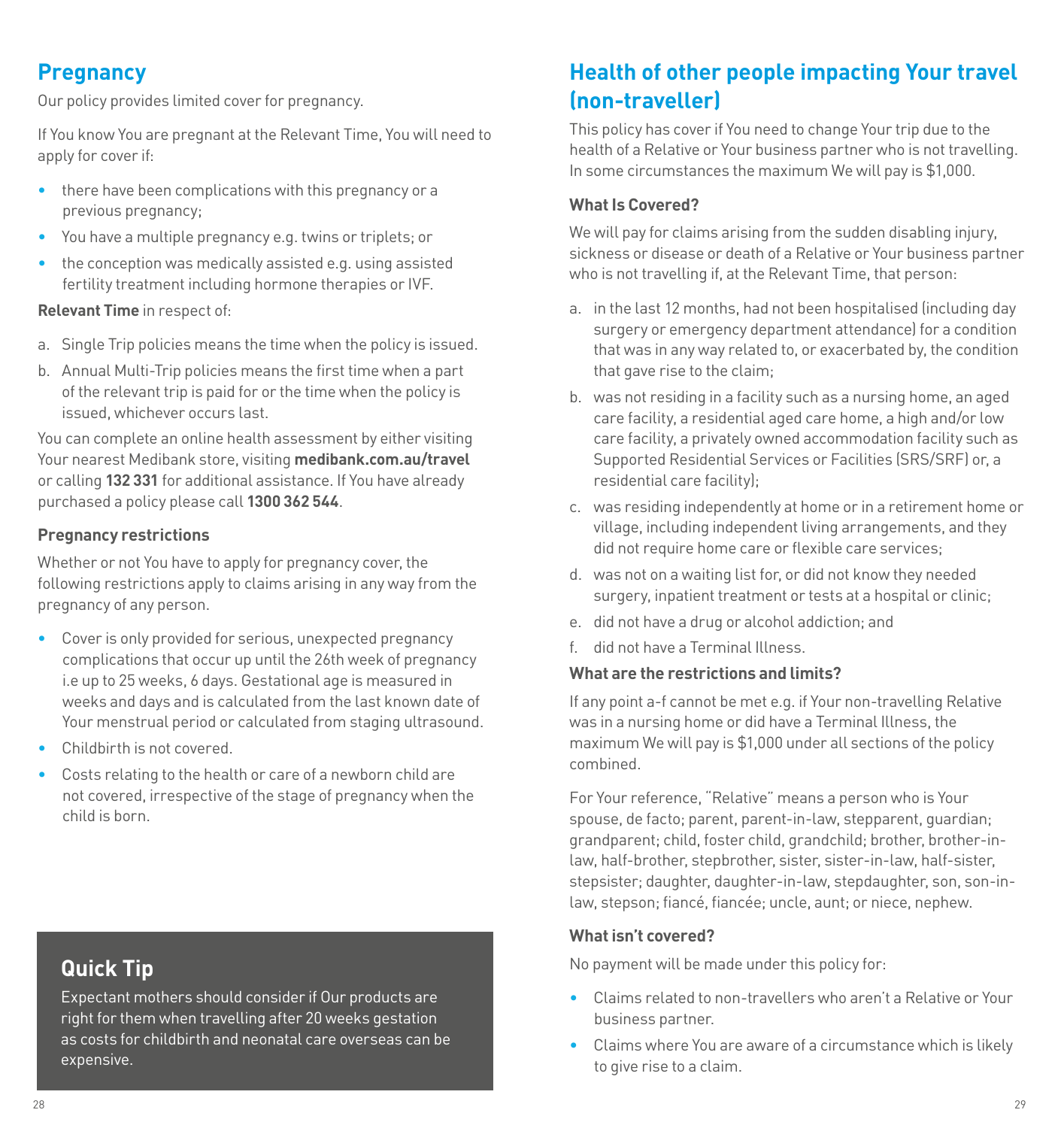## Pregnancy

Our policy provides limited cover for pregnancy.

If You know You are pregnant at the Relevant Time, You will need to apply for cover if:

- there have been complications with this pregnancy or a previous pregnancy;
- You have a multiple pregnancy e.g. twins or triplets; or
- the conception was medically assisted e.g. using assisted fertility treatment including hormone therapies or IVF.

**Relevant Time** in respect of:

a. Single Trip policies means the time when the policy is issued.
b. Annual Multi-Trip policies means the first time when a part of the relevant trip is paid for or the time when the policy is issued, whichever occurs last.

You can complete an online health assessment by either visiting Your nearest Medibank store, visiting **medibank.com.au/travel** or calling **132 331** for additional assistance. If You have already purchased a policy please call **1300 362 544**.

### Pregnancy restrictions

Whether or not You have to apply for pregnancy cover, the following restrictions apply to claims arising in any way from the pregnancy of any person.

- Cover is only provided for serious, unexpected pregnancy complications that occur up until the 26th week of pregnancy i.e up to 25 weeks, 6 days. Gestational age is measured in weeks and days and is calculated from the last known date of Your menstrual period or calculated from staging ultrasound.
- Childbirth is not covered.
- Costs relating to the health or care of a newborn child are not covered, irrespective of the stage of pregnancy when the child is born.

### Quick Tip

Expectant mothers should consider if Our products are right for them when travelling after 20 weeks gestation as costs for childbirth and neonatal care overseas can be expensive.

## Health of other people impacting Your travel (non-traveller)

This policy has cover if You need to change Your trip due to the health of a Relative or Your business partner who is not travelling. In some circumstances the maximum We will pay is $1,000.

### What Is Covered?

We will pay for claims arising from the sudden disabling injury, sickness or disease or death of a Relative or Your business partner who is not travelling if, at the Relevant Time, that person:

a. in the last 12 months, had not been hospitalised (including day surgery or emergency department attendance) for a condition that was in any way related to, or exacerbated by, the condition that gave rise to the claim;
b. was not residing in a facility such as a nursing home, an aged care facility, a residential aged care home, a high and/or low care facility, a privately owned accommodation facility such as Supported Residential Services or Facilities (SRS/SRF) or, a residential care facility);
c. was residing independently at home or in a retirement home or village, including independent living arrangements, and they did not require home care or flexible care services;
d. was not on a waiting list for, or did not know they needed surgery, inpatient treatment or tests at a hospital or clinic;
e. did not have a drug or alcohol addiction; and
f. did not have a Terminal Illness.

### What are the restrictions and limits?

If any point a-f cannot be met e.g. if Your non-travelling Relative was in a nursing home or did have a Terminal Illness, the maximum We will pay is $1,000 under all sections of the policy combined.

For Your reference, "Relative" means a person who is Your spouse, de facto; parent, parent-in-law, stepparent, guardian; grandparent; child, foster child, grandchild; brother, brother-in-law, half-brother, stepbrother, sister, sister-in-law, half-sister, stepsister; daughter, daughter-in-law, stepdaughter, son, son-in-law, stepson; fiancé, fiancée; uncle, aunt; or niece, nephew.

### What isn't covered?

No payment will be made under this policy for:

- Claims related to non-travellers who aren't a Relative or Your business partner.
- Claims where You are aware of a circumstance which is likely to give rise to a claim.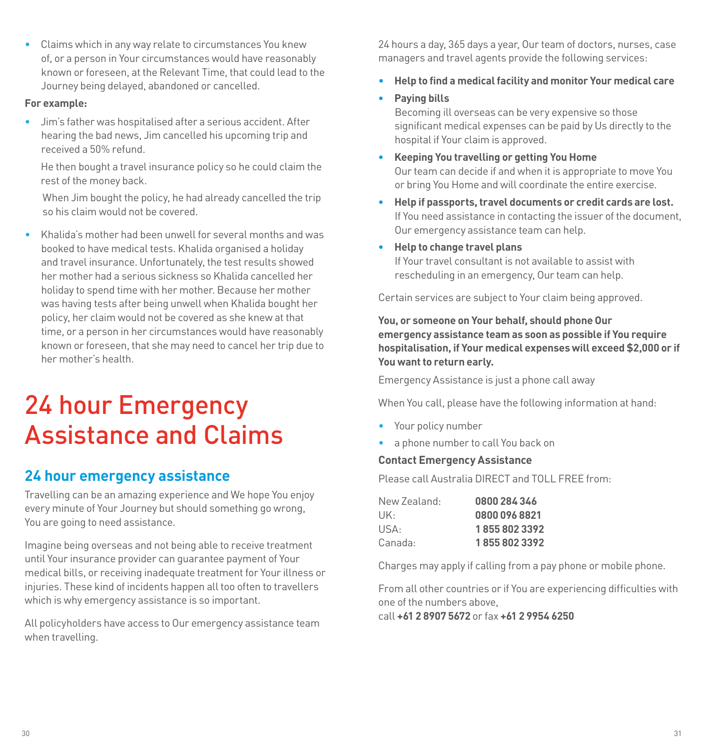- Claims which in any way relate to circumstances You knew of, or a person in Your circumstances would have reasonably known or foreseen, at the Relevant Time, that could lead to the Journey being delayed, abandoned or cancelled.

**For example:**

- Jim's father was hospitalised after a serious accident. After hearing the bad news, Jim cancelled his upcoming trip and received a 50% refund.

  He then bought a travel insurance policy so he could claim the rest of the money back.

  When Jim bought the policy, he had already cancelled the trip so his claim would not be covered.

- Khalida's mother had been unwell for several months and was booked to have medical tests. Khalida organised a holiday and travel insurance. Unfortunately, the test results showed her mother had a serious sickness so Khalida cancelled her holiday to spend time with her mother. Because her mother was having tests after being unwell when Khalida bought her policy, her claim would not be covered as she knew at that time, or a person in her circumstances would have reasonably known or foreseen, that she may need to cancel her trip due to her mother's health.

# 24 hour Emergency Assistance and Claims

## 24 hour emergency assistance

Travelling can be an amazing experience and We hope You enjoy every minute of Your Journey but should something go wrong, You are going to need assistance.

Imagine being overseas and not being able to receive treatment until Your insurance provider can guarantee payment of Your medical bills, or receiving inadequate treatment for Your illness or injuries. These kind of incidents happen all too often to travellers which is why emergency assistance is so important.

All policyholders have access to Our emergency assistance team when travelling.

24 hours a day, 365 days a year, Our team of doctors, nurses, case managers and travel agents provide the following services:

- **Help to find a medical facility and monitor Your medical care**
- **Paying bills**
  Becoming ill overseas can be very expensive so those significant medical expenses can be paid by Us directly to the hospital if Your claim is approved.
- **Keeping You travelling or getting You Home**
  Our team can decide if and when it is appropriate to move You or bring You Home and will coordinate the entire exercise.
- **Help if passports, travel documents or credit cards are lost.**
  If You need assistance in contacting the issuer of the document, Our emergency assistance team can help.
- **Help to change travel plans**
  If Your travel consultant is not available to assist with rescheduling in an emergency, Our team can help.

Certain services are subject to Your claim being approved.

**You, or someone on Your behalf, should phone Our emergency assistance team as soon as possible if You require hospitalisation, if Your medical expenses will exceed $2,000 or if You want to return early.**

Emergency Assistance is just a phone call away

When You call, please have the following information at hand:

- Your policy number
- a phone number to call You back on

**Contact Emergency Assistance**

Please call Australia DIRECT and TOLL FREE from:

| | |
|---|---|
| New Zealand: | **0800 284 346** |
| UK: | **0800 096 8821** |
| USA: | **1 855 802 3392** |
| Canada: | **1 855 802 3392** |

Charges may apply if calling from a pay phone or mobile phone.

From all other countries or if You are experiencing difficulties with one of the numbers above,
call **+61 2 8907 5672** or fax **+61 2 9954 6250**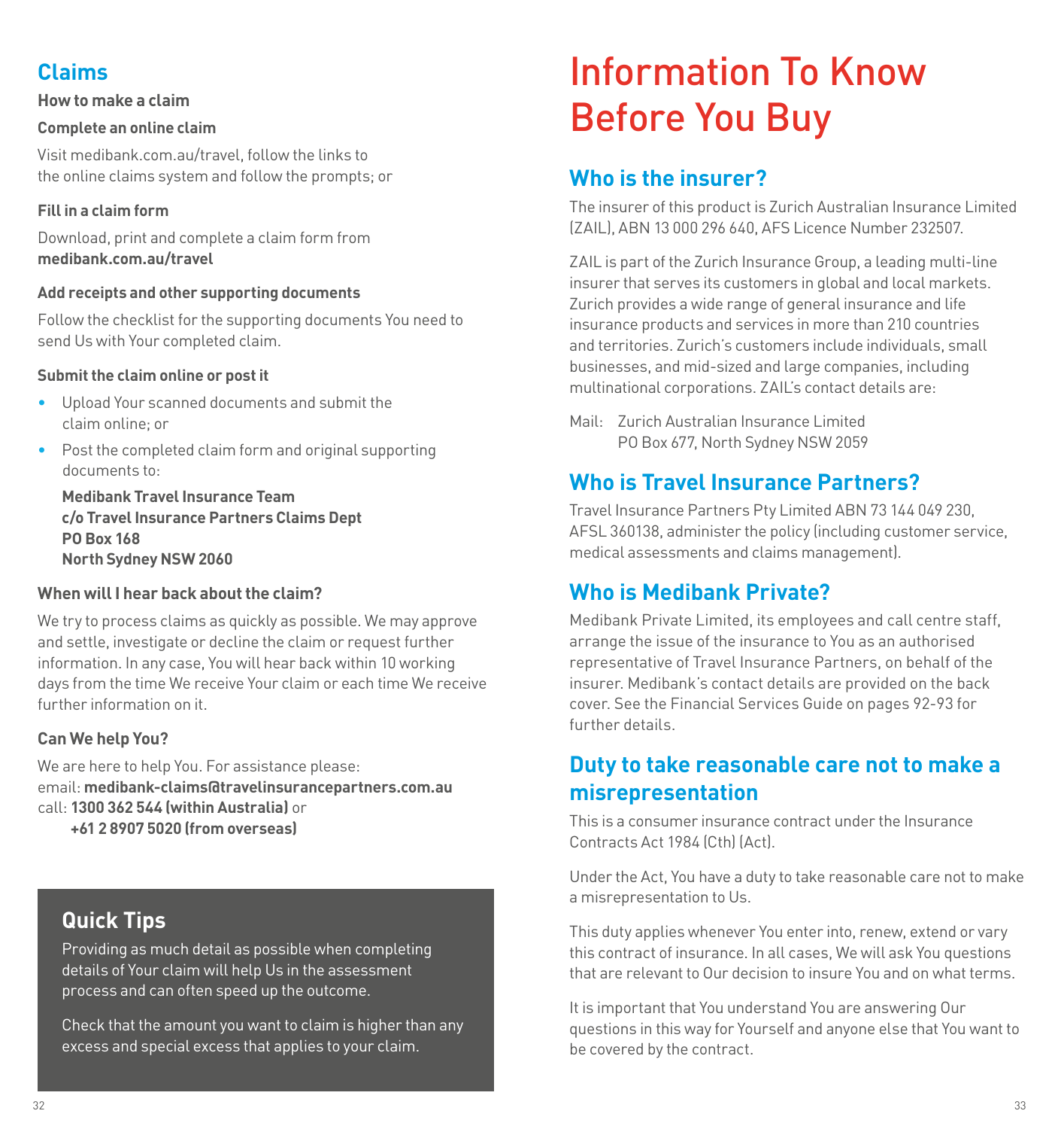## Claims

**How to make a claim**

**Complete an online claim**

Visit medibank.com.au/travel, follow the links to the online claims system and follow the prompts; or

**Fill in a claim form**

Download, print and complete a claim form from **medibank.com.au/travel**

**Add receipts and other supporting documents**

Follow the checklist for the supporting documents You need to send Us with Your completed claim.

**Submit the claim online or post it**

- Upload Your scanned documents and submit the claim online; or
- Post the completed claim form and original supporting documents to:

  **Medibank Travel Insurance Team**
  **c/o Travel Insurance Partners Claims Dept**
  **PO Box 168**
  **North Sydney NSW 2060**

**When will I hear back about the claim?**

We try to process claims as quickly as possible. We may approve and settle, investigate or decline the claim or request further information. In any case, You will hear back within 10 working days from the time We receive Your claim or each time We receive further information on it.

**Can We help You?**

We are here to help You. For assistance please:
email: **medibank-claims@travelinsurancepartners.com.au**
call: **1300 362 544 (within Australia)** or
**+61 2 8907 5020 (from overseas)**

### Quick Tips

Providing as much detail as possible when completing details of Your claim will help Us in the assessment process and can often speed up the outcome.

Check that the amount you want to claim is higher than any excess and special excess that applies to your claim.

# Information To Know Before You Buy

## Who is the insurer?

The insurer of this product is Zurich Australian Insurance Limited (ZAIL), ABN 13 000 296 640, AFS Licence Number 232507.

ZAIL is part of the Zurich Insurance Group, a leading multi-line insurer that serves its customers in global and local markets. Zurich provides a wide range of general insurance and life insurance products and services in more than 210 countries and territories. Zurich's customers include individuals, small businesses, and mid-sized and large companies, including multinational corporations. ZAIL's contact details are:

Mail: Zurich Australian Insurance Limited
PO Box 677, North Sydney NSW 2059

## Who is Travel Insurance Partners?

Travel Insurance Partners Pty Limited ABN 73 144 049 230, AFSL 360138, administer the policy (including customer service, medical assessments and claims management).

## Who is Medibank Private?

Medibank Private Limited, its employees and call centre staff, arrange the issue of the insurance to You as an authorised representative of Travel Insurance Partners, on behalf of the insurer. Medibank's contact details are provided on the back cover. See the Financial Services Guide on pages 92-93 for further details.

## Duty to take reasonable care not to make a misrepresentation

This is a consumer insurance contract under the Insurance Contracts Act 1984 (Cth) (Act).

Under the Act, You have a duty to take reasonable care not to make a misrepresentation to Us.

This duty applies whenever You enter into, renew, extend or vary this contract of insurance. In all cases, We will ask You questions that are relevant to Our decision to insure You and on what terms.

It is important that You understand You are answering Our questions in this way for Yourself and anyone else that You want to be covered by the contract.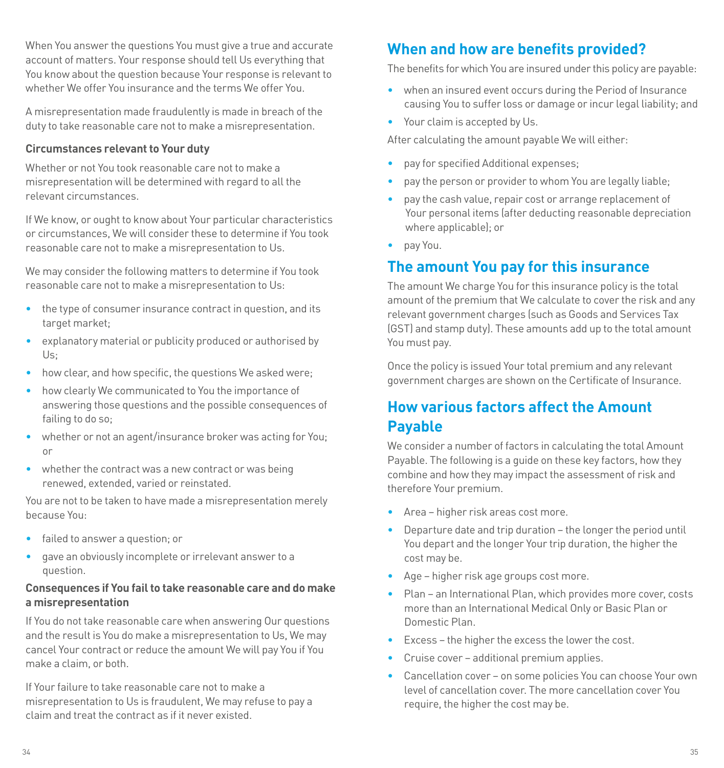When You answer the questions You must give a true and accurate account of matters. Your response should tell Us everything that You know about the question because Your response is relevant to whether We offer You insurance and the terms We offer You.

A misrepresentation made fraudulently is made in breach of the duty to take reasonable care not to make a misrepresentation.

**Circumstances relevant to Your duty**

Whether or not You took reasonable care not to make a misrepresentation will be determined with regard to all the relevant circumstances.

If We know, or ought to know about Your particular characteristics or circumstances, We will consider these to determine if You took reasonable care not to make a misrepresentation to Us.

We may consider the following matters to determine if You took reasonable care not to make a misrepresentation to Us:

- the type of consumer insurance contract in question, and its target market;
- explanatory material or publicity produced or authorised by Us;
- how clear, and how specific, the questions We asked were;
- how clearly We communicated to You the importance of answering those questions and the possible consequences of failing to do so;
- whether or not an agent/insurance broker was acting for You; or
- whether the contract was a new contract or was being renewed, extended, varied or reinstated.

You are not to be taken to have made a misrepresentation merely because You:

- failed to answer a question; or
- gave an obviously incomplete or irrelevant answer to a question.

**Consequences if You fail to take reasonable care and do make a misrepresentation**

If You do not take reasonable care when answering Our questions and the result is You do make a misrepresentation to Us, We may cancel Your contract or reduce the amount We will pay You if You make a claim, or both.

If Your failure to take reasonable care not to make a misrepresentation to Us is fraudulent, We may refuse to pay a claim and treat the contract as if it never existed.

## When and how are benefits provided?

The benefits for which You are insured under this policy are payable:

- when an insured event occurs during the Period of Insurance causing You to suffer loss or damage or incur legal liability; and
- Your claim is accepted by Us.

After calculating the amount payable We will either:

- pay for specified Additional expenses;
- pay the person or provider to whom You are legally liable;
- pay the cash value, repair cost or arrange replacement of Your personal items (after deducting reasonable depreciation where applicable); or
- pay You.

## The amount You pay for this insurance

The amount We charge You for this insurance policy is the total amount of the premium that We calculate to cover the risk and any relevant government charges (such as Goods and Services Tax (GST) and stamp duty). These amounts add up to the total amount You must pay.

Once the policy is issued Your total premium and any relevant government charges are shown on the Certificate of Insurance.

## How various factors affect the Amount Payable

We consider a number of factors in calculating the total Amount Payable. The following is a guide on these key factors, how they combine and how they may impact the assessment of risk and therefore Your premium.

- Area – higher risk areas cost more.
- Departure date and trip duration – the longer the period until You depart and the longer Your trip duration, the higher the cost may be.
- Age – higher risk age groups cost more.
- Plan – an International Plan, which provides more cover, costs more than an International Medical Only or Basic Plan or Domestic Plan.
- Excess – the higher the excess the lower the cost.
- Cruise cover – additional premium applies.
- Cancellation cover – on some policies You can choose Your own level of cancellation cover. The more cancellation cover You require, the higher the cost may be.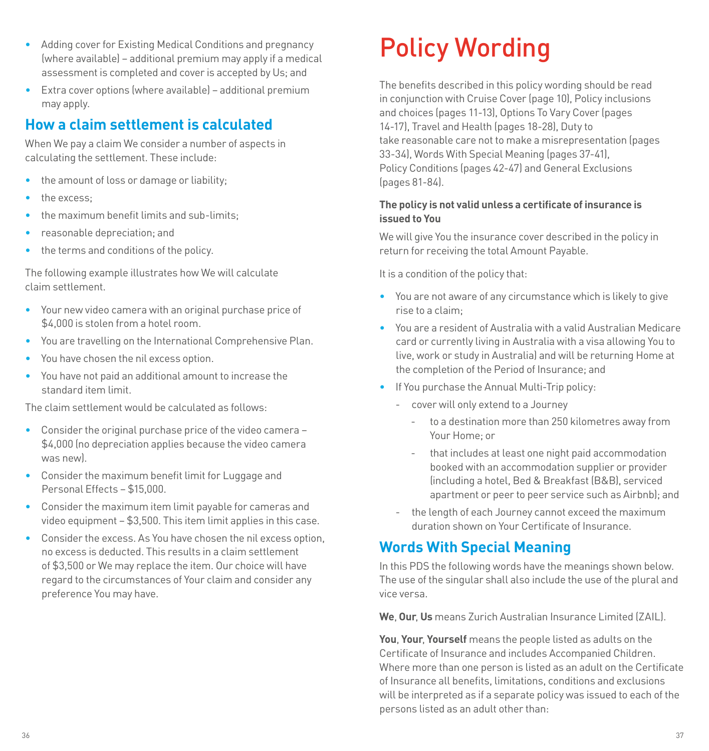- Adding cover for Existing Medical Conditions and pregnancy (where available) – additional premium may apply if a medical assessment is completed and cover is accepted by Us; and
- Extra cover options (where available) – additional premium may apply.

## How a claim settlement is calculated

When We pay a claim We consider a number of aspects in calculating the settlement. These include:

- the amount of loss or damage or liability;
- the excess;
- the maximum benefit limits and sub-limits;
- reasonable depreciation; and
- the terms and conditions of the policy.

The following example illustrates how We will calculate claim settlement.

- Your new video camera with an original purchase price of $4,000 is stolen from a hotel room.
- You are travelling on the International Comprehensive Plan.
- You have chosen the nil excess option.
- You have not paid an additional amount to increase the standard item limit.

The claim settlement would be calculated as follows:

- Consider the original purchase price of the video camera – $4,000 (no depreciation applies because the video camera was new).
- Consider the maximum benefit limit for Luggage and Personal Effects – $15,000.
- Consider the maximum item limit payable for cameras and video equipment – $3,500. This item limit applies in this case.
- Consider the excess. As You have chosen the nil excess option, no excess is deducted. This results in a claim settlement of $3,500 or We may replace the item. Our choice will have regard to the circumstances of Your claim and consider any preference You may have.

# Policy Wording

The benefits described in this policy wording should be read in conjunction with Cruise Cover (page 10), Policy inclusions and choices (pages 11-13), Options To Vary Cover (pages 14-17), Travel and Health (pages 18-28), Duty to take reasonable care not to make a misrepresentation (pages 33-34), Words With Special Meaning (pages 37-41), Policy Conditions (pages 42-47) and General Exclusions (pages 81-84).

**The policy is not valid unless a certificate of insurance is issued to You**

We will give You the insurance cover described in the policy in return for receiving the total Amount Payable.

It is a condition of the policy that:

- You are not aware of any circumstance which is likely to give rise to a claim;
- You are a resident of Australia with a valid Australian Medicare card or currently living in Australia with a visa allowing You to live, work or study in Australia) and will be returning Home at the completion of the Period of Insurance; and
- If You purchase the Annual Multi-Trip policy:
  - cover will only extend to a Journey
    - to a destination more than 250 kilometres away from Your Home; or
    - that includes at least one night paid accommodation booked with an accommodation supplier or provider (including a hotel, Bed & Breakfast (B&B), serviced apartment or peer to peer service such as Airbnb); and
  - the length of each Journey cannot exceed the maximum duration shown on Your Certificate of Insurance.

## Words With Special Meaning

In this PDS the following words have the meanings shown below. The use of the singular shall also include the use of the plural and vice versa.

**We**, **Our**, **Us** means Zurich Australian Insurance Limited (ZAIL).

**You**, **Your**, **Yourself** means the people listed as adults on the Certificate of Insurance and includes Accompanied Children. Where more than one person is listed as an adult on the Certificate of Insurance all benefits, limitations, conditions and exclusions will be interpreted as if a separate policy was issued to each of the persons listed as an adult other than: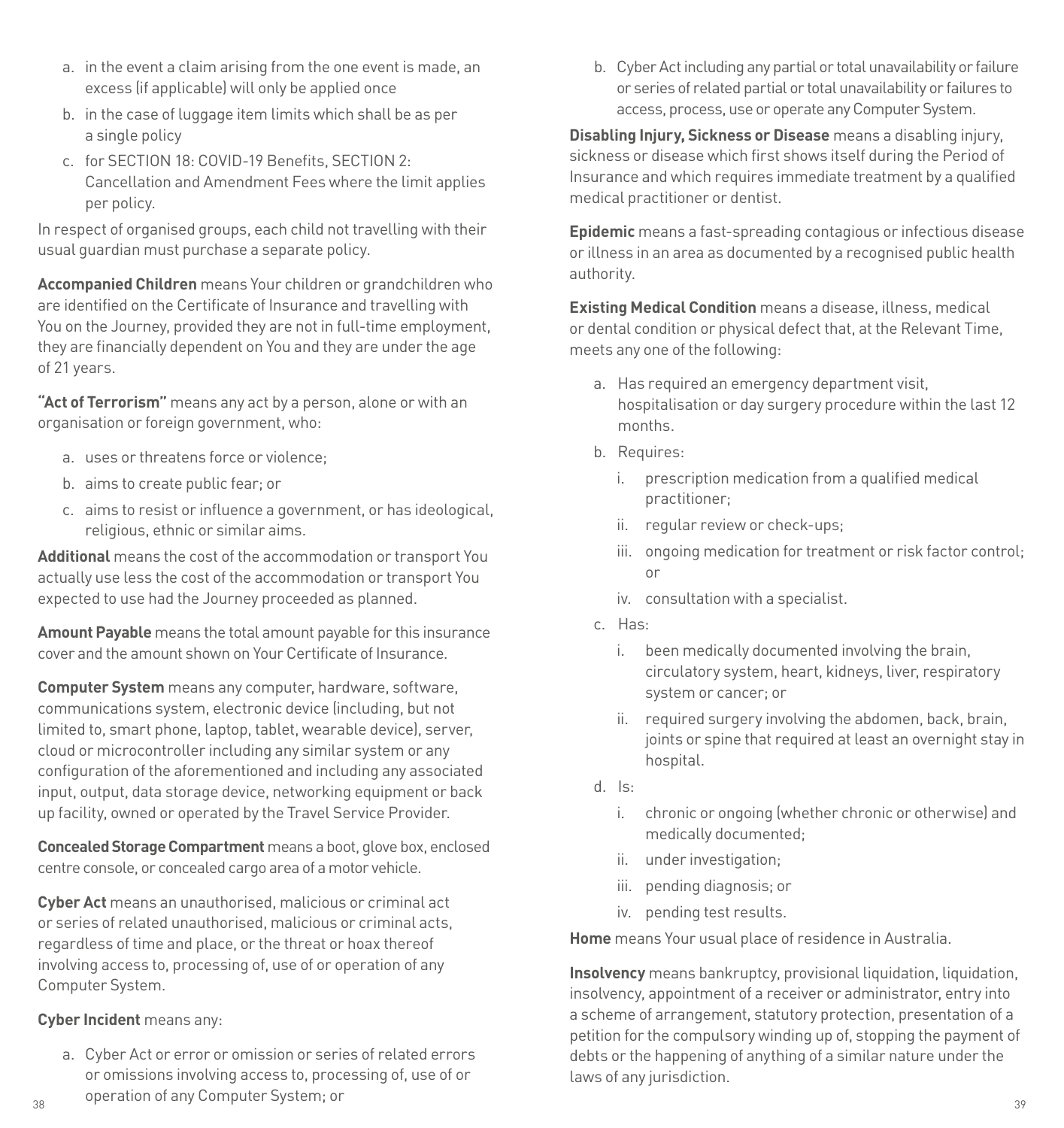a. in the event a claim arising from the one event is made, an excess (if applicable) will only be applied once
b. in the case of luggage item limits which shall be as per a single policy
c. for SECTION 18: COVID-19 Benefits, SECTION 2: Cancellation and Amendment Fees where the limit applies per policy.

In respect of organised groups, each child not travelling with their usual guardian must purchase a separate policy.

**Accompanied Children** means Your children or grandchildren who are identified on the Certificate of Insurance and travelling with You on the Journey, provided they are not in full-time employment, they are financially dependent on You and they are under the age of 21 years.

**"Act of Terrorism"** means any act by a person, alone or with an organisation or foreign government, who:

a. uses or threatens force or violence;
b. aims to create public fear; or
c. aims to resist or influence a government, or has ideological, religious, ethnic or similar aims.

**Additional** means the cost of the accommodation or transport You actually use less the cost of the accommodation or transport You expected to use had the Journey proceeded as planned.

**Amount Payable** means the total amount payable for this insurance cover and the amount shown on Your Certificate of Insurance.

**Computer System** means any computer, hardware, software, communications system, electronic device (including, but not limited to, smart phone, laptop, tablet, wearable device), server, cloud or microcontroller including any similar system or any configuration of the aforementioned and including any associated input, output, data storage device, networking equipment or back up facility, owned or operated by the Travel Service Provider.

**Concealed Storage Compartment** means a boot, glove box, enclosed centre console, or concealed cargo area of a motor vehicle.

**Cyber Act** means an unauthorised, malicious or criminal act or series of related unauthorised, malicious or criminal acts, regardless of time and place, or the threat or hoax thereof involving access to, processing of, use of or operation of any Computer System.

**Cyber Incident** means any:

a. Cyber Act or error or omission or series of related errors or omissions involving access to, processing of, use of or operation of any Computer System; or
b. Cyber Act including any partial or total unavailability or failure or series of related partial or total unavailability or failures to access, process, use or operate any Computer System.

**Disabling Injury, Sickness or Disease** means a disabling injury, sickness or disease which first shows itself during the Period of Insurance and which requires immediate treatment by a qualified medical practitioner or dentist.

**Epidemic** means a fast-spreading contagious or infectious disease or illness in an area as documented by a recognised public health authority.

**Existing Medical Condition** means a disease, illness, medical or dental condition or physical defect that, at the Relevant Time, meets any one of the following:

a. Has required an emergency department visit, hospitalisation or day surgery procedure within the last 12 months.
b. Requires:
   i. prescription medication from a qualified medical practitioner;
   ii. regular review or check-ups;
   iii. ongoing medication for treatment or risk factor control; or
   iv. consultation with a specialist.
c. Has:
   i. been medically documented involving the brain, circulatory system, heart, kidneys, liver, respiratory system or cancer; or
   ii. required surgery involving the abdomen, back, brain, joints or spine that required at least an overnight stay in hospital.
d. Is:
   i. chronic or ongoing (whether chronic or otherwise) and medically documented;
   ii. under investigation;
   iii. pending diagnosis; or
   iv. pending test results.

**Home** means Your usual place of residence in Australia.

**Insolvency** means bankruptcy, provisional liquidation, liquidation, insolvency, appointment of a receiver or administrator, entry into a scheme of arrangement, statutory protection, presentation of a petition for the compulsory winding up of, stopping the payment of debts or the happening of anything of a similar nature under the laws of any jurisdiction.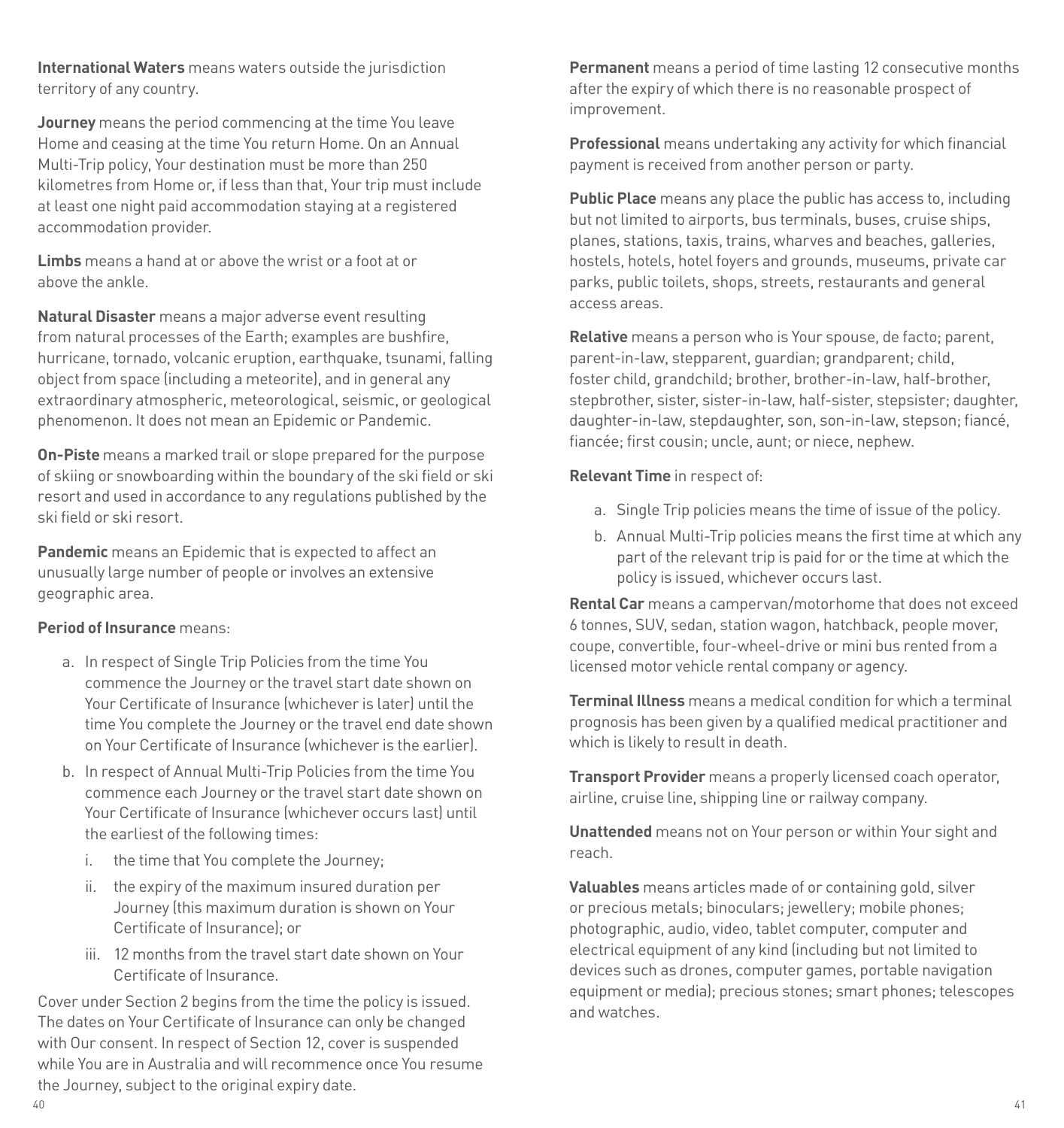**International Waters** means waters outside the jurisdiction territory of any country.

**Journey** means the period commencing at the time You leave Home and ceasing at the time You return Home. On an Annual Multi-Trip policy, Your destination must be more than 250 kilometres from Home or, if less than that, Your trip must include at least one night paid accommodation staying at a registered accommodation provider.

**Limbs** means a hand at or above the wrist or a foot at or above the ankle.

**Natural Disaster** means a major adverse event resulting from natural processes of the Earth; examples are bushfire, hurricane, tornado, volcanic eruption, earthquake, tsunami, falling object from space (including a meteorite), and in general any extraordinary atmospheric, meteorological, seismic, or geological phenomenon. It does not mean an Epidemic or Pandemic.

**On-Piste** means a marked trail or slope prepared for the purpose of skiing or snowboarding within the boundary of the ski field or ski resort and used in accordance to any regulations published by the ski field or ski resort.

**Pandemic** means an Epidemic that is expected to affect an unusually large number of people or involves an extensive geographic area.

**Period of Insurance** means:

a. In respect of Single Trip Policies from the time You commence the Journey or the travel start date shown on Your Certificate of Insurance (whichever is later) until the time You complete the Journey or the travel end date shown on Your Certificate of Insurance (whichever is the earlier).

b. In respect of Annual Multi-Trip Policies from the time You commence each Journey or the travel start date shown on Your Certificate of Insurance (whichever occurs last) until the earliest of the following times:

   i. the time that You complete the Journey;

   ii. the expiry of the maximum insured duration per Journey (this maximum duration is shown on Your Certificate of Insurance); or

   iii. 12 months from the travel start date shown on Your Certificate of Insurance.

Cover under Section 2 begins from the time the policy is issued. The dates on Your Certificate of Insurance can only be changed with Our consent. In respect of Section 12, cover is suspended while You are in Australia and will recommence once You resume the Journey, subject to the original expiry date.

**Permanent** means a period of time lasting 12 consecutive months after the expiry of which there is no reasonable prospect of improvement.

**Professional** means undertaking any activity for which financial payment is received from another person or party.

**Public Place** means any place the public has access to, including but not limited to airports, bus terminals, buses, cruise ships, planes, stations, taxis, trains, wharves and beaches, galleries, hostels, hotels, hotel foyers and grounds, museums, private car parks, public toilets, shops, streets, restaurants and general access areas.

**Relative** means a person who is Your spouse, de facto; parent, parent-in-law, stepparent, guardian; grandparent; child, foster child, grandchild; brother, brother-in-law, half-brother, stepbrother, sister, sister-in-law, half-sister, stepsister; daughter, daughter-in-law, stepdaughter, son, son-in-law, stepson; fiancé, fiancée; first cousin; uncle, aunt; or niece, nephew.

**Relevant Time** in respect of:

a. Single Trip policies means the time of issue of the policy.

b. Annual Multi-Trip policies means the first time at which any part of the relevant trip is paid for or the time at which the policy is issued, whichever occurs last.

**Rental Car** means a campervan/motorhome that does not exceed 6 tonnes, SUV, sedan, station wagon, hatchback, people mover, coupe, convertible, four-wheel-drive or mini bus rented from a licensed motor vehicle rental company or agency.

**Terminal Illness** means a medical condition for which a terminal prognosis has been given by a qualified medical practitioner and which is likely to result in death.

**Transport Provider** means a properly licensed coach operator, airline, cruise line, shipping line or railway company.

**Unattended** means not on Your person or within Your sight and reach.

**Valuables** means articles made of or containing gold, silver or precious metals; binoculars; jewellery; mobile phones; photographic, audio, video, tablet computer, computer and electrical equipment of any kind (including but not limited to devices such as drones, computer games, portable navigation equipment or media); precious stones; smart phones; telescopes and watches.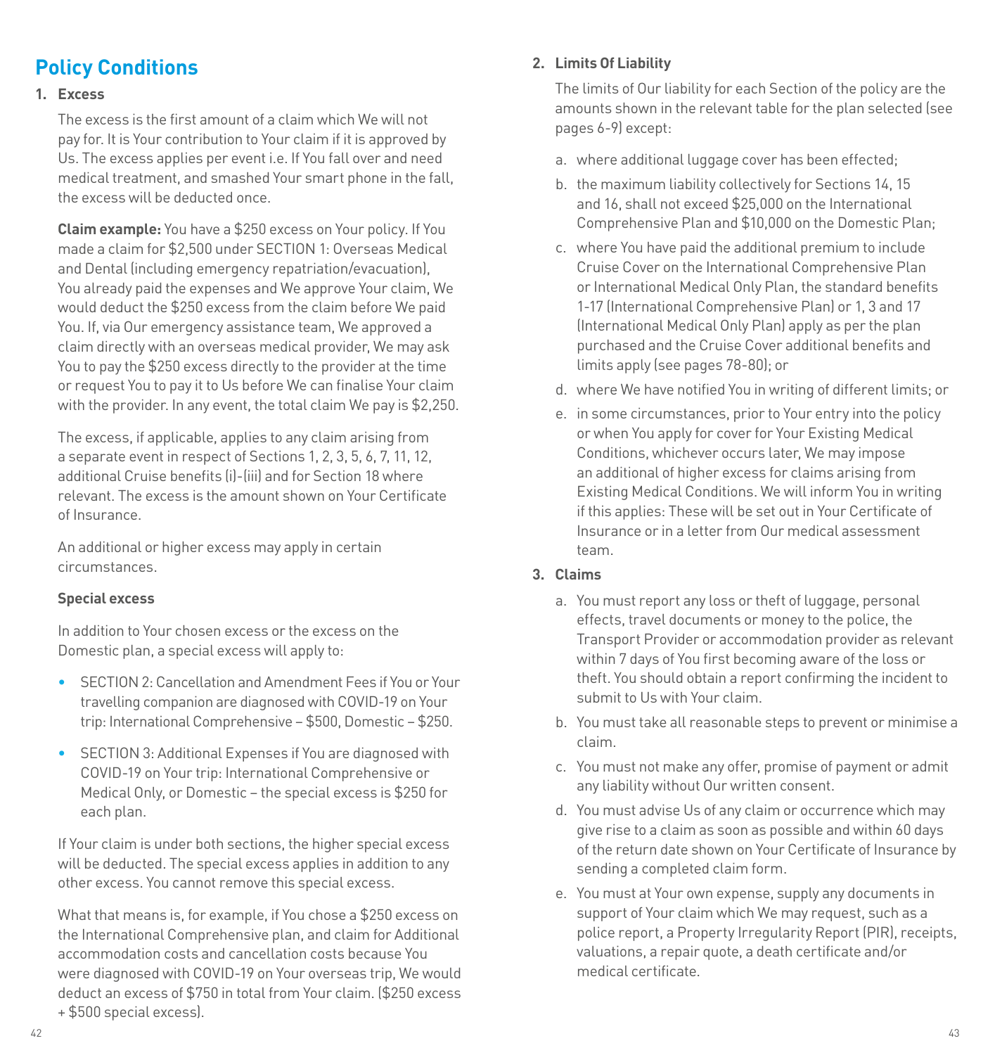# Policy Conditions

1. **Excess**

   The excess is the first amount of a claim which We will not pay for. It is Your contribution to Your claim if it is approved by Us. The excess applies per event i.e. If You fall over and need medical treatment, and smashed Your smart phone in the fall, the excess will be deducted once.

   **Claim example:** You have a $250 excess on Your policy. If You made a claim for $2,500 under SECTION 1: Overseas Medical and Dental (including emergency repatriation/evacuation), You already paid the expenses and We approve Your claim, We would deduct the $250 excess from the claim before We paid You. If, via Our emergency assistance team, We approved a claim directly with an overseas medical provider, We may ask You to pay the $250 excess directly to the provider at the time or request You to pay it to Us before We can finalise Your claim with the provider. In any event, the total claim We pay is $2,250.

   The excess, if applicable, applies to any claim arising from a separate event in respect of Sections 1, 2, 3, 5, 6, 7, 11, 12, additional Cruise benefits (i)-(iii) and for Section 18 where relevant. The excess is the amount shown on Your Certificate of Insurance.

   An additional or higher excess may apply in certain circumstances.

   **Special excess**

   In addition to Your chosen excess or the excess on the Domestic plan, a special excess will apply to:

   - SECTION 2: Cancellation and Amendment Fees if You or Your travelling companion are diagnosed with COVID-19 on Your trip: International Comprehensive – $500, Domestic – $250.
   - SECTION 3: Additional Expenses if You are diagnosed with COVID-19 on Your trip: International Comprehensive or Medical Only, or Domestic – the special excess is $250 for each plan.

   If Your claim is under both sections, the higher special excess will be deducted. The special excess applies in addition to any other excess. You cannot remove this special excess.

   What that means is, for example, if You chose a $250 excess on the International Comprehensive plan, and claim for Additional accommodation costs and cancellation costs because You were diagnosed with COVID-19 on Your overseas trip, We would deduct an excess of $750 in total from Your claim. ($250 excess + $500 special excess).

2. **Limits Of Liability**

   The limits of Our liability for each Section of the policy are the amounts shown in the relevant table for the plan selected (see pages 6-9) except:

   a. where additional luggage cover has been effected;
   b. the maximum liability collectively for Sections 14, 15 and 16, shall not exceed $25,000 on the International Comprehensive Plan and $10,000 on the Domestic Plan;
   c. where You have paid the additional premium to include Cruise Cover on the International Comprehensive Plan or International Medical Only Plan, the standard benefits 1-17 (International Comprehensive Plan) or 1, 3 and 17 (International Medical Only Plan) apply as per the plan purchased and the Cruise Cover additional benefits and limits apply (see pages 78-80); or
   d. where We have notified You in writing of different limits; or
   e. in some circumstances, prior to Your entry into the policy or when You apply for cover for Your Existing Medical Conditions, whichever occurs later, We may impose an additional of higher excess for claims arising from Existing Medical Conditions. We will inform You in writing if this applies: These will be set out in Your Certificate of Insurance or in a letter from Our medical assessment team.

3. **Claims**

   a. You must report any loss or theft of luggage, personal effects, travel documents or money to the police, the Transport Provider or accommodation provider as relevant within 7 days of You first becoming aware of the loss or theft. You should obtain a report confirming the incident to submit to Us with Your claim.
   b. You must take all reasonable steps to prevent or minimise a claim.
   c. You must not make any offer, promise of payment or admit any liability without Our written consent.
   d. You must advise Us of any claim or occurrence which may give rise to a claim as soon as possible and within 60 days of the return date shown on Your Certificate of Insurance by sending a completed claim form.
   e. You must at Your own expense, supply any documents in support of Your claim which We may request, such as a police report, a Property Irregularity Report (PIR), receipts, valuations, a repair quote, a death certificate and/or medical certificate.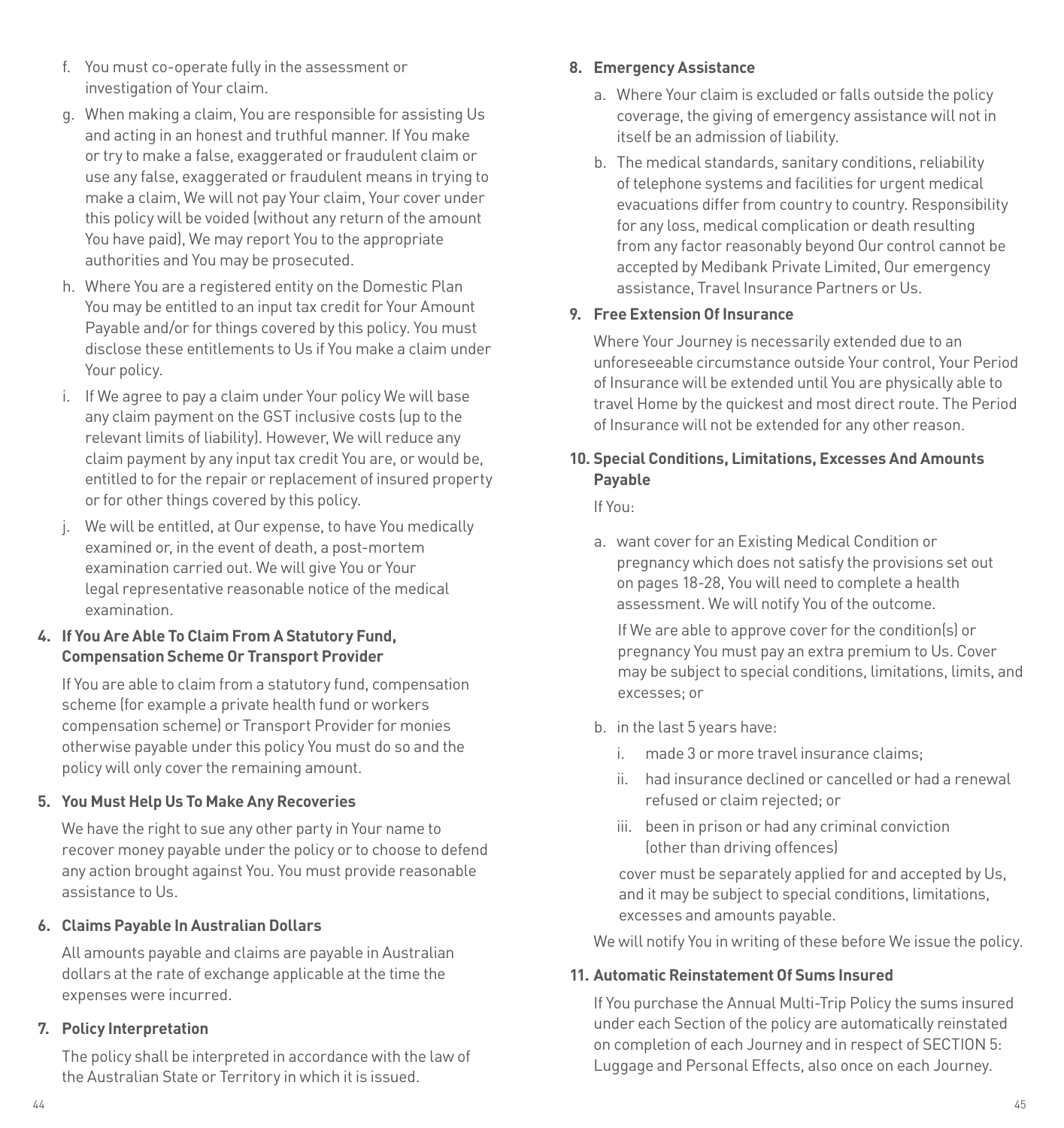f. You must co-operate fully in the assessment or investigation of Your claim.

g. When making a claim, You are responsible for assisting Us and acting in an honest and truthful manner. If You make or try to make a false, exaggerated or fraudulent claim or use any false, exaggerated or fraudulent means in trying to make a claim, We will not pay Your claim, Your cover under this policy will be voided (without any return of the amount You have paid), We may report You to the appropriate authorities and You may be prosecuted.

h. Where You are a registered entity on the Domestic Plan You may be entitled to an input tax credit for Your Amount Payable and/or for things covered by this policy. You must disclose these entitlements to Us if You make a claim under Your policy.

i. If We agree to pay a claim under Your policy We will base any claim payment on the GST inclusive costs (up to the relevant limits of liability). However, We will reduce any claim payment by any input tax credit You are, or would be, entitled to for the repair or replacement of insured property or for other things covered by this policy.

j. We will be entitled, at Our expense, to have You medically examined or, in the event of death, a post-mortem examination carried out. We will give You or Your legal representative reasonable notice of the medical examination.

**4. If You Are Able To Claim From A Statutory Fund, Compensation Scheme Or Transport Provider**

If You are able to claim from a statutory fund, compensation scheme (for example a private health fund or workers compensation scheme) or Transport Provider for monies otherwise payable under this policy You must do so and the policy will only cover the remaining amount.

**5. You Must Help Us To Make Any Recoveries**

We have the right to sue any other party in Your name to recover money payable under the policy or to choose to defend any action brought against You. You must provide reasonable assistance to Us.

**6. Claims Payable In Australian Dollars**

All amounts payable and claims are payable in Australian dollars at the rate of exchange applicable at the time the expenses were incurred.

**7. Policy Interpretation**

The policy shall be interpreted in accordance with the law of the Australian State or Territory in which it is issued.

**8. Emergency Assistance**

a. Where Your claim is excluded or falls outside the policy coverage, the giving of emergency assistance will not in itself be an admission of liability.

b. The medical standards, sanitary conditions, reliability of telephone systems and facilities for urgent medical evacuations differ from country to country. Responsibility for any loss, medical complication or death resulting from any factor reasonably beyond Our control cannot be accepted by Medibank Private Limited, Our emergency assistance, Travel Insurance Partners or Us.

**9. Free Extension Of Insurance**

Where Your Journey is necessarily extended due to an unforeseeable circumstance outside Your control, Your Period of Insurance will be extended until You are physically able to travel Home by the quickest and most direct route. The Period of Insurance will not be extended for any other reason.

**10. Special Conditions, Limitations, Excesses And Amounts Payable**

If You:

a. want cover for an Existing Medical Condition or pregnancy which does not satisfy the provisions set out on pages 18-28, You will need to complete a health assessment. We will notify You of the outcome.

   If We are able to approve cover for the condition(s) or pregnancy You must pay an extra premium to Us. Cover may be subject to special conditions, limitations, limits, and excesses; or

b. in the last 5 years have:

   i. made 3 or more travel insurance claims;

   ii. had insurance declined or cancelled or had a renewal refused or claim rejected; or

   iii. been in prison or had any criminal conviction (other than driving offences)

   cover must be separately applied for and accepted by Us, and it may be subject to special conditions, limitations, excesses and amounts payable.

We will notify You in writing of these before We issue the policy.

**11. Automatic Reinstatement Of Sums Insured**

If You purchase the Annual Multi-Trip Policy the sums insured under each Section of the policy are automatically reinstated on completion of each Journey and in respect of SECTION 5: Luggage and Personal Effects, also once on each Journey.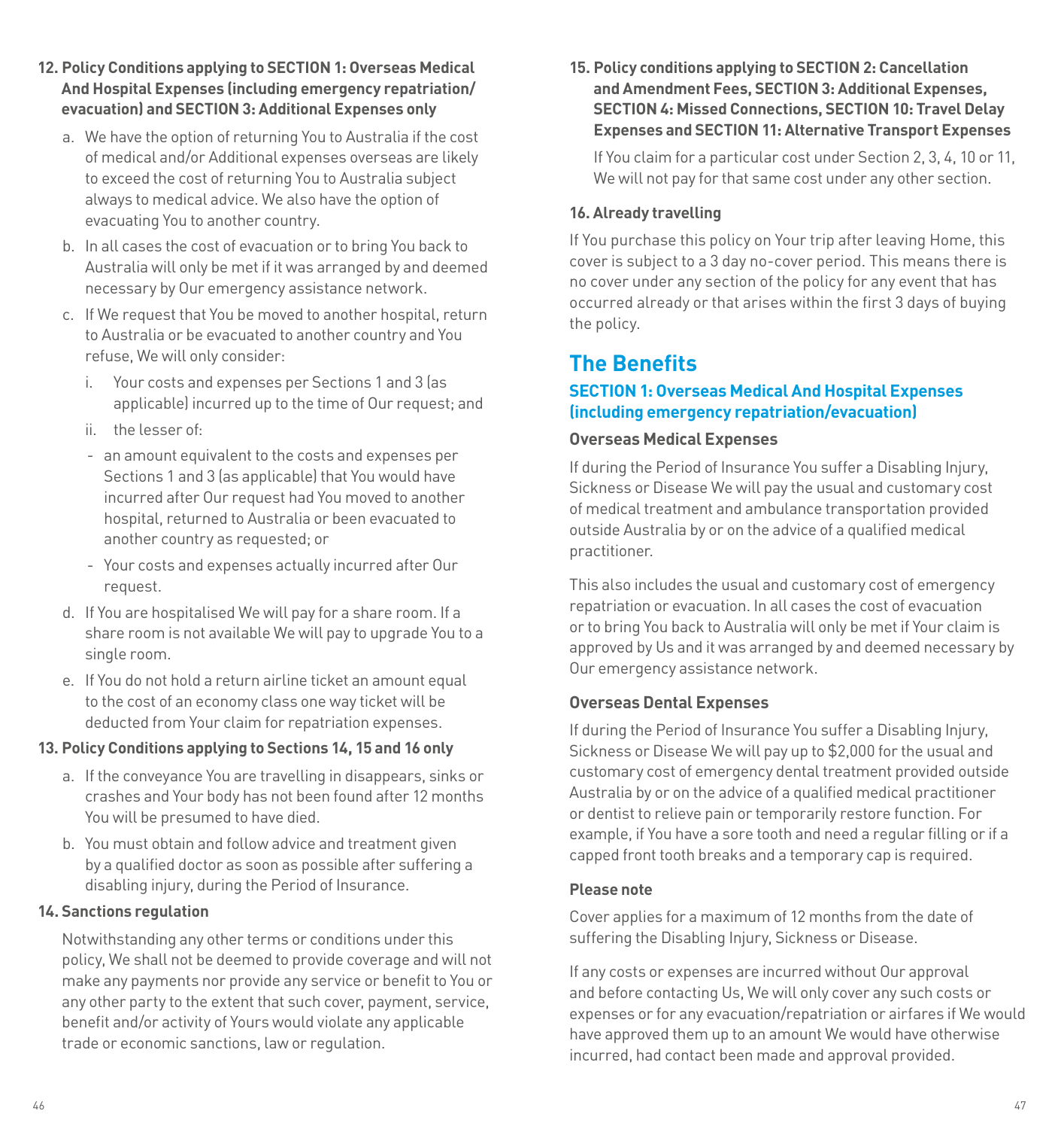**12. Policy Conditions applying to SECTION 1: Overseas Medical And Hospital Expenses (including emergency repatriation/ evacuation) and SECTION 3: Additional Expenses only**

a. We have the option of returning You to Australia if the cost of medical and/or Additional expenses overseas are likely to exceed the cost of returning You to Australia subject always to medical advice. We also have the option of evacuating You to another country.

b. In all cases the cost of evacuation or to bring You back to Australia will only be met if it was arranged by and deemed necessary by Our emergency assistance network.

c. If We request that You be moved to another hospital, return to Australia or be evacuated to another country and You refuse, We will only consider:

   i. Your costs and expenses per Sections 1 and 3 (as applicable) incurred up to the time of Our request; and

   ii. the lesser of:

   - an amount equivalent to the costs and expenses per Sections 1 and 3 (as applicable) that You would have incurred after Our request had You moved to another hospital, returned to Australia or been evacuated to another country as requested; or
   - Your costs and expenses actually incurred after Our request.

d. If You are hospitalised We will pay for a share room. If a share room is not available We will pay to upgrade You to a single room.

e. If You do not hold a return airline ticket an amount equal to the cost of an economy class one way ticket will be deducted from Your claim for repatriation expenses.

**13. Policy Conditions applying to Sections 14, 15 and 16 only**

a. If the conveyance You are travelling in disappears, sinks or crashes and Your body has not been found after 12 months You will be presumed to have died.

b. You must obtain and follow advice and treatment given by a qualified doctor as soon as possible after suffering a disabling injury, during the Period of Insurance.

**14. Sanctions regulation**

Notwithstanding any other terms or conditions under this policy, We shall not be deemed to provide coverage and will not make any payments nor provide any service or benefit to You or any other party to the extent that such cover, payment, service, benefit and/or activity of Yours would violate any applicable trade or economic sanctions, law or regulation.

**15. Policy conditions applying to SECTION 2: Cancellation and Amendment Fees, SECTION 3: Additional Expenses, SECTION 4: Missed Connections, SECTION 10: Travel Delay Expenses and SECTION 11: Alternative Transport Expenses**

If You claim for a particular cost under Section 2, 3, 4, 10 or 11, We will not pay for that same cost under any other section.

**16. Already travelling**

If You purchase this policy on Your trip after leaving Home, this cover is subject to a 3 day no-cover period. This means there is no cover under any section of the policy for any event that has occurred already or that arises within the first 3 days of buying the policy.

## The Benefits

### SECTION 1: Overseas Medical And Hospital Expenses (including emergency repatriation/evacuation)

**Overseas Medical Expenses**

If during the Period of Insurance You suffer a Disabling Injury, Sickness or Disease We will pay the usual and customary cost of medical treatment and ambulance transportation provided outside Australia by or on the advice of a qualified medical practitioner.

This also includes the usual and customary cost of emergency repatriation or evacuation. In all cases the cost of evacuation or to bring You back to Australia will only be met if Your claim is approved by Us and it was arranged by and deemed necessary by Our emergency assistance network.

**Overseas Dental Expenses**

If during the Period of Insurance You suffer a Disabling Injury, Sickness or Disease We will pay up to $2,000 for the usual and customary cost of emergency dental treatment provided outside Australia by or on the advice of a qualified medical practitioner or dentist to relieve pain or temporarily restore function. For example, if You have a sore tooth and need a regular filling or if a capped front tooth breaks and a temporary cap is required.

**Please note**

Cover applies for a maximum of 12 months from the date of suffering the Disabling Injury, Sickness or Disease.

If any costs or expenses are incurred without Our approval and before contacting Us, We will only cover any such costs or expenses or for any evacuation/repatriation or airfares if We would have approved them up to an amount We would have otherwise incurred, had contact been made and approval provided.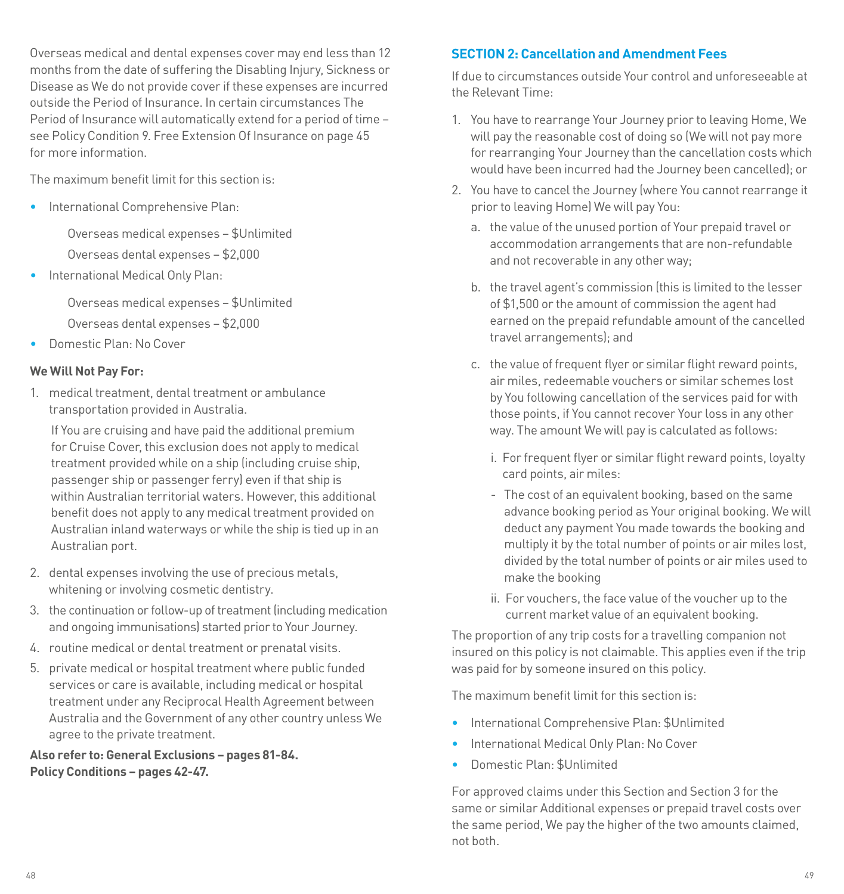Overseas medical and dental expenses cover may end less than 12 months from the date of suffering the Disabling Injury, Sickness or Disease as We do not provide cover if these expenses are incurred outside the Period of Insurance. In certain circumstances The Period of Insurance will automatically extend for a period of time – see Policy Condition 9. Free Extension Of Insurance on page 45 for more information.

The maximum benefit limit for this section is:

- International Comprehensive Plan:

  Overseas medical expenses – $Unlimited

  Overseas dental expenses – $2,000

- International Medical Only Plan:

  Overseas medical expenses – $Unlimited

  Overseas dental expenses – $2,000

- Domestic Plan: No Cover

**We Will Not Pay For:**

1. medical treatment, dental treatment or ambulance transportation provided in Australia.

   If You are cruising and have paid the additional premium for Cruise Cover, this exclusion does not apply to medical treatment provided while on a ship (including cruise ship, passenger ship or passenger ferry) even if that ship is within Australian territorial waters. However, this additional benefit does not apply to any medical treatment provided on Australian inland waterways or while the ship is tied up in an Australian port.

2. dental expenses involving the use of precious metals, whitening or involving cosmetic dentistry.
3. the continuation or follow-up of treatment (including medication and ongoing immunisations) started prior to Your Journey.
4. routine medical or dental treatment or prenatal visits.
5. private medical or hospital treatment where public funded services or care is available, including medical or hospital treatment under any Reciprocal Health Agreement between Australia and the Government of any other country unless We agree to the private treatment.

**Also refer to: General Exclusions – pages 81-84.**
**Policy Conditions – pages 42-47.**

## SECTION 2: Cancellation and Amendment Fees

If due to circumstances outside Your control and unforeseeable at the Relevant Time:

1. You have to rearrange Your Journey prior to leaving Home, We will pay the reasonable cost of doing so (We will not pay more for rearranging Your Journey than the cancellation costs which would have been incurred had the Journey been cancelled); or
2. You have to cancel the Journey (where You cannot rearrange it prior to leaving Home) We will pay You:
   a. the value of the unused portion of Your prepaid travel or accommodation arrangements that are non-refundable and not recoverable in any other way;

   b. the travel agent's commission (this is limited to the lesser of $1,500 or the amount of commission the agent had earned on the prepaid refundable amount of the cancelled travel arrangements); and

   c. the value of frequent flyer or similar flight reward points, air miles, redeemable vouchers or similar schemes lost by You following cancellation of the services paid for with those points, if You cannot recover Your loss in any other way. The amount We will pay is calculated as follows:

      i. For frequent flyer or similar flight reward points, loyalty card points, air miles:

      - The cost of an equivalent booking, based on the same advance booking period as Your original booking. We will deduct any payment You made towards the booking and multiply it by the total number of points or air miles lost, divided by the total number of points or air miles used to make the booking

      ii. For vouchers, the face value of the voucher up to the current market value of an equivalent booking.

The proportion of any trip costs for a travelling companion not insured on this policy is not claimable. This applies even if the trip was paid for by someone insured on this policy.

The maximum benefit limit for this section is:

- International Comprehensive Plan: $Unlimited
- International Medical Only Plan: No Cover
- Domestic Plan: $Unlimited

For approved claims under this Section and Section 3 for the same or similar Additional expenses or prepaid travel costs over the same period, We pay the higher of the two amounts claimed, not both.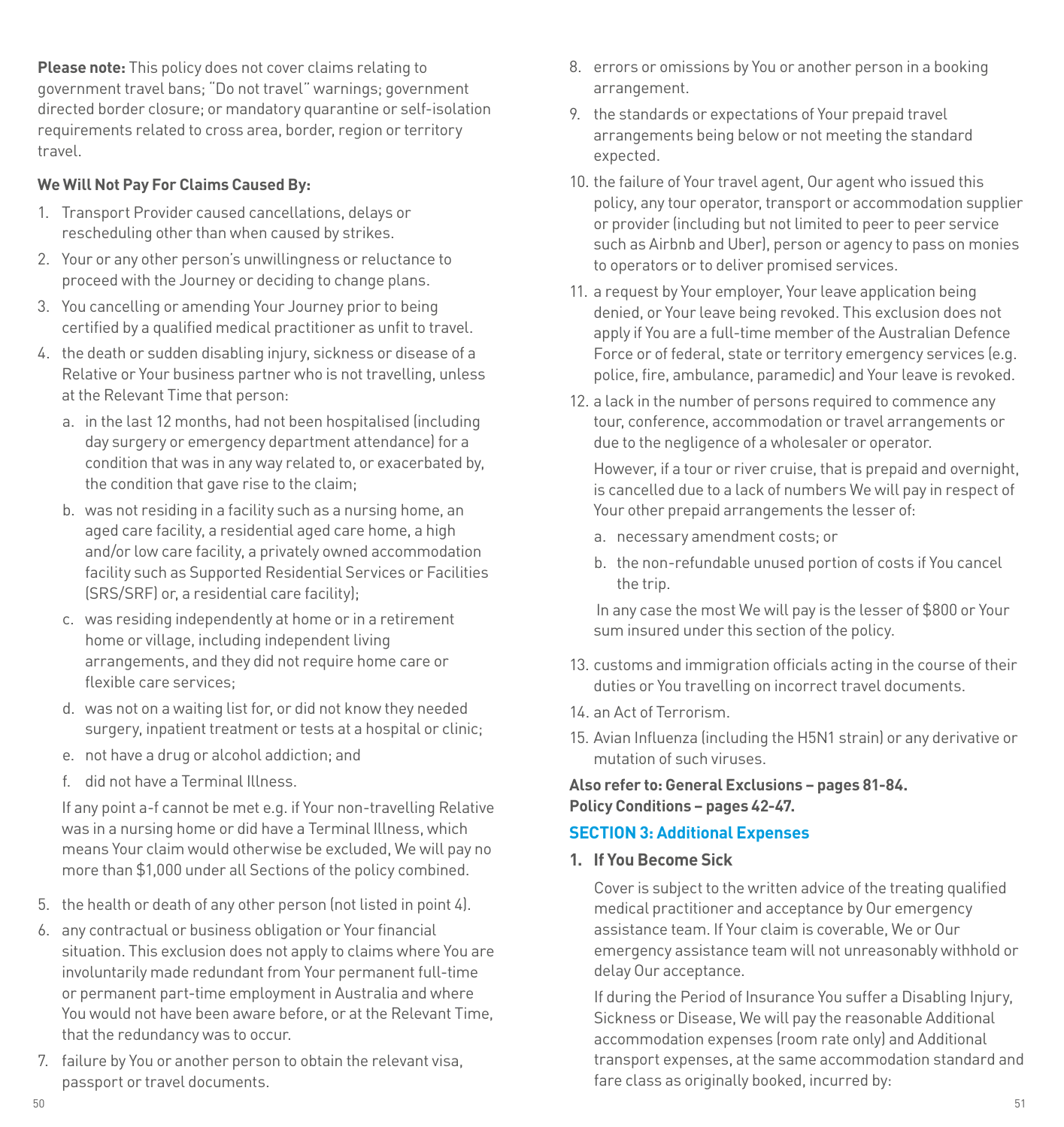**Please note:** This policy does not cover claims relating to government travel bans; "Do not travel" warnings; government directed border closure; or mandatory quarantine or self-isolation requirements related to cross area, border, region or territory travel.

**We Will Not Pay For Claims Caused By:**

1. Transport Provider caused cancellations, delays or rescheduling other than when caused by strikes.
2. Your or any other person's unwillingness or reluctance to proceed with the Journey or deciding to change plans.
3. You cancelling or amending Your Journey prior to being certified by a qualified medical practitioner as unfit to travel.
4. the death or sudden disabling injury, sickness or disease of a Relative or Your business partner who is not travelling, unless at the Relevant Time that person:
   a. in the last 12 months, had not been hospitalised (including day surgery or emergency department attendance) for a condition that was in any way related to, or exacerbated by, the condition that gave rise to the claim;
   b. was not residing in a facility such as a nursing home, an aged care facility, a residential aged care home, a high and/or low care facility, a privately owned accommodation facility such as Supported Residential Services or Facilities (SRS/SRF) or, a residential care facility);
   c. was residing independently at home or in a retirement home or village, including independent living arrangements, and they did not require home care or flexible care services;
   d. was not on a waiting list for, or did not know they needed surgery, inpatient treatment or tests at a hospital or clinic;
   e. not have a drug or alcohol addiction; and
   f. did not have a Terminal Illness.

   If any point a-f cannot be met e.g. if Your non-travelling Relative was in a nursing home or did have a Terminal Illness, which means Your claim would otherwise be excluded, We will pay no more than $1,000 under all Sections of the policy combined.
5. the health or death of any other person (not listed in point 4).
6. any contractual or business obligation or Your financial situation. This exclusion does not apply to claims where You are involuntarily made redundant from Your permanent full-time or permanent part-time employment in Australia and where You would not have been aware before, or at the Relevant Time, that the redundancy was to occur.
7. failure by You or another person to obtain the relevant visa, passport or travel documents.
8. errors or omissions by You or another person in a booking arrangement.
9. the standards or expectations of Your prepaid travel arrangements being below or not meeting the standard expected.
10. the failure of Your travel agent, Our agent who issued this policy, any tour operator, transport or accommodation supplier or provider (including but not limited to peer to peer service such as Airbnb and Uber), person or agency to pass on monies to operators or to deliver promised services.
11. a request by Your employer, Your leave application being denied, or Your leave being revoked. This exclusion does not apply if You are a full-time member of the Australian Defence Force or of federal, state or territory emergency services (e.g. police, fire, ambulance, paramedic) and Your leave is revoked.
12. a lack in the number of persons required to commence any tour, conference, accommodation or travel arrangements or due to the negligence of a wholesaler or operator.

    However, if a tour or river cruise, that is prepaid and overnight, is cancelled due to a lack of numbers We will pay in respect of Your other prepaid arrangements the lesser of:
    a. necessary amendment costs; or
    b. the non-refundable unused portion of costs if You cancel the trip.

    In any case the most We will pay is the lesser of $800 or Your sum insured under this section of the policy.
13. customs and immigration officials acting in the course of their duties or You travelling on incorrect travel documents.
14. an Act of Terrorism.
15. Avian Influenza (including the H5N1 strain) or any derivative or mutation of such viruses.

**Also refer to: General Exclusions – pages 81-84.**
**Policy Conditions – pages 42-47.**

## SECTION 3: Additional Expenses

**1. If You Become Sick**

Cover is subject to the written advice of the treating qualified medical practitioner and acceptance by Our emergency assistance team. If Your claim is coverable, We or Our emergency assistance team will not unreasonably withhold or delay Our acceptance.

If during the Period of Insurance You suffer a Disabling Injury, Sickness or Disease, We will pay the reasonable Additional accommodation expenses (room rate only) and Additional transport expenses, at the same accommodation standard and fare class as originally booked, incurred by: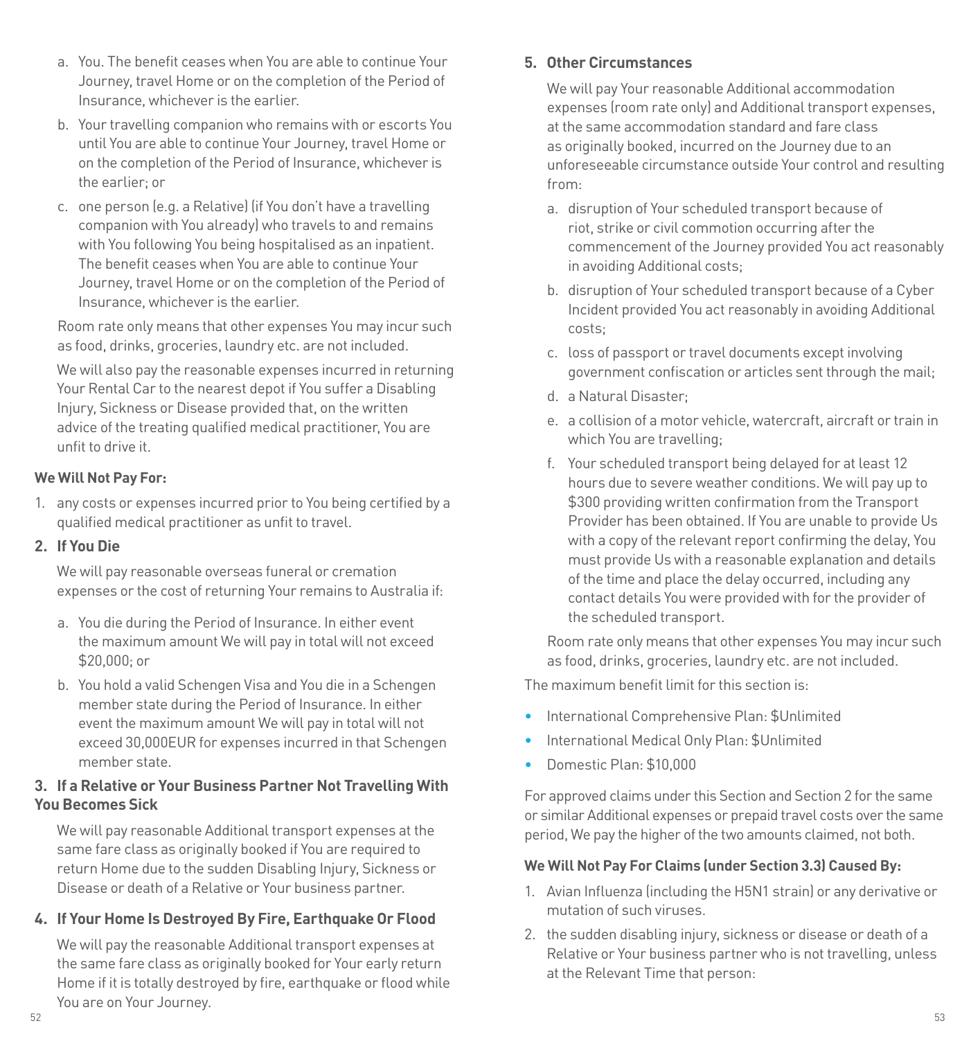a. You. The benefit ceases when You are able to continue Your Journey, travel Home or on the completion of the Period of Insurance, whichever is the earlier.

b. Your travelling companion who remains with or escorts You until You are able to continue Your Journey, travel Home or on the completion of the Period of Insurance, whichever is the earlier; or

c. one person (e.g. a Relative) (if You don't have a travelling companion with You already) who travels to and remains with You following You being hospitalised as an inpatient. The benefit ceases when You are able to continue Your Journey, travel Home or on the completion of the Period of Insurance, whichever is the earlier.

Room rate only means that other expenses You may incur such as food, drinks, groceries, laundry etc. are not included.

We will also pay the reasonable expenses incurred in returning Your Rental Car to the nearest depot if You suffer a Disabling Injury, Sickness or Disease provided that, on the written advice of the treating qualified medical practitioner, You are unfit to drive it.

**We Will Not Pay For:**

1. any costs or expenses incurred prior to You being certified by a qualified medical practitioner as unfit to travel.

### 2. If You Die

We will pay reasonable overseas funeral or cremation expenses or the cost of returning Your remains to Australia if:

a. You die during the Period of Insurance. In either event the maximum amount We will pay in total will not exceed $20,000; or

b. You hold a valid Schengen Visa and You die in a Schengen member state during the Period of Insurance. In either event the maximum amount We will pay in total will not exceed 30,000EUR for expenses incurred in that Schengen member state.

### 3. If a Relative or Your Business Partner Not Travelling With You Becomes Sick

We will pay reasonable Additional transport expenses at the same fare class as originally booked if You are required to return Home due to the sudden Disabling Injury, Sickness or Disease or death of a Relative or Your business partner.

### 4. If Your Home Is Destroyed By Fire, Earthquake Or Flood

We will pay the reasonable Additional transport expenses at the same fare class as originally booked for Your early return Home if it is totally destroyed by fire, earthquake or flood while You are on Your Journey.

### 5. Other Circumstances

We will pay Your reasonable Additional accommodation expenses (room rate only) and Additional transport expenses, at the same accommodation standard and fare class as originally booked, incurred on the Journey due to an unforeseeable circumstance outside Your control and resulting from:

a. disruption of Your scheduled transport because of riot, strike or civil commotion occurring after the commencement of the Journey provided You act reasonably in avoiding Additional costs;

b. disruption of Your scheduled transport because of a Cyber Incident provided You act reasonably in avoiding Additional costs;

c. loss of passport or travel documents except involving government confiscation or articles sent through the mail;

d. a Natural Disaster;

e. a collision of a motor vehicle, watercraft, aircraft or train in which You are travelling;

f. Your scheduled transport being delayed for at least 12 hours due to severe weather conditions. We will pay up to $300 providing written confirmation from the Transport Provider has been obtained. If You are unable to provide Us with a copy of the relevant report confirming the delay, You must provide Us with a reasonable explanation and details of the time and place the delay occurred, including any contact details You were provided with for the provider of the scheduled transport.

Room rate only means that other expenses You may incur such as food, drinks, groceries, laundry etc. are not included.

The maximum benefit limit for this section is:

- International Comprehensive Plan: $Unlimited
- International Medical Only Plan: $Unlimited
- Domestic Plan: $10,000

For approved claims under this Section and Section 2 for the same or similar Additional expenses or prepaid travel costs over the same period, We pay the higher of the two amounts claimed, not both.

**We Will Not Pay For Claims (under Section 3.3) Caused By:**

1. Avian Influenza (including the H5N1 strain) or any derivative or mutation of such viruses.
2. the sudden disabling injury, sickness or disease or death of a Relative or Your business partner who is not travelling, unless at the Relevant Time that person: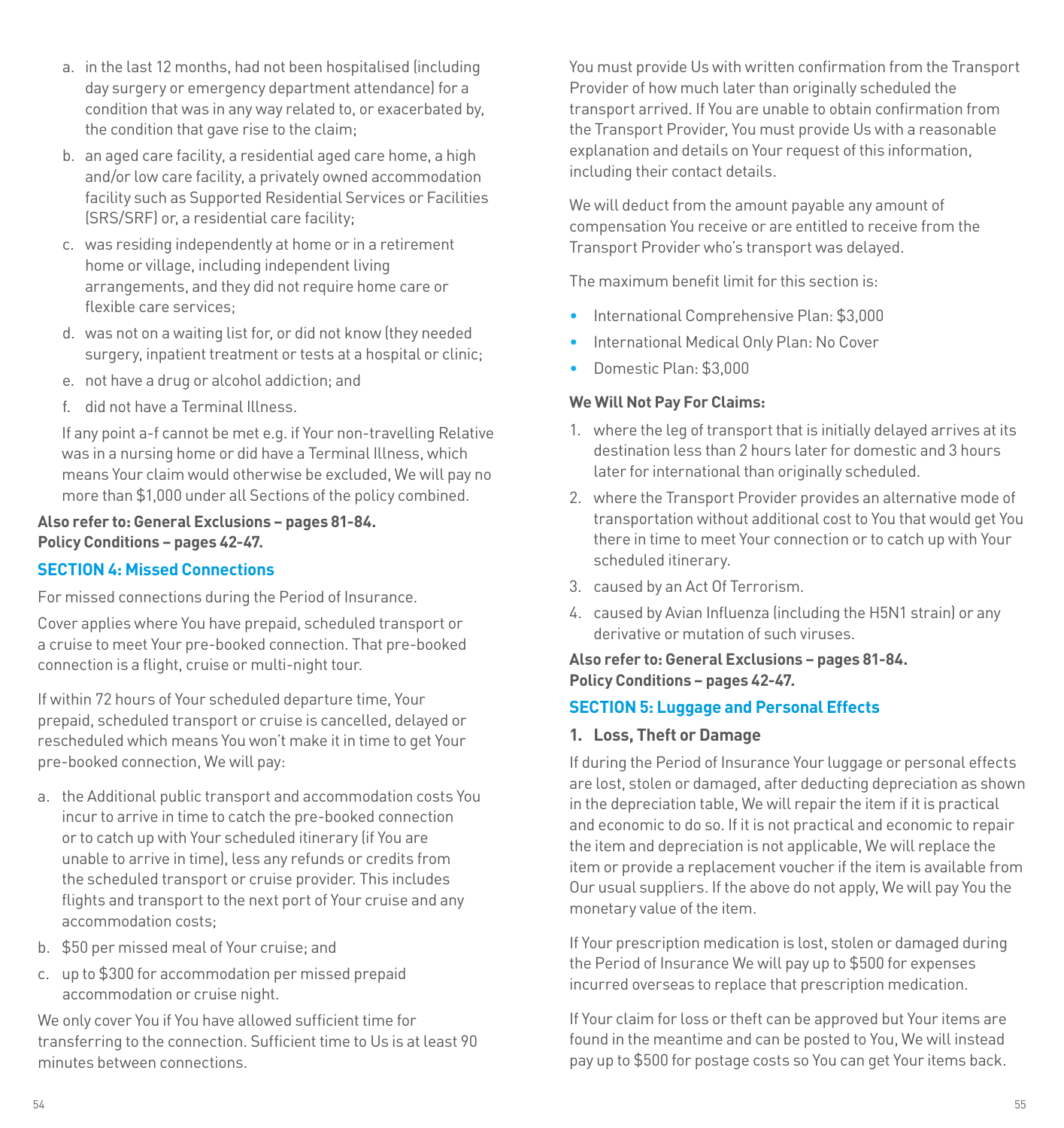a. in the last 12 months, had not been hospitalised (including day surgery or emergency department attendance) for a condition that was in any way related to, or exacerbated by, the condition that gave rise to the claim;
b. an aged care facility, a residential aged care home, a high and/or low care facility, a privately owned accommodation facility such as Supported Residential Services or Facilities (SRS/SRF) or, a residential care facility;
c. was residing independently at home or in a retirement home or village, including independent living arrangements, and they did not require home care or flexible care services;
d. was not on a waiting list for, or did not know (they needed surgery, inpatient treatment or tests at a hospital or clinic;
e. not have a drug or alcohol addiction; and
f. did not have a Terminal Illness.

If any point a-f cannot be met e.g. if Your non-travelling Relative was in a nursing home or did have a Terminal Illness, which means Your claim would otherwise be excluded, We will pay no more than $1,000 under all Sections of the policy combined.

**Also refer to: General Exclusions – pages 81-84.**
**Policy Conditions – pages 42-47.**

## SECTION 4: Missed Connections

For missed connections during the Period of Insurance.

Cover applies where You have prepaid, scheduled transport or a cruise to meet Your pre-booked connection. That pre-booked connection is a flight, cruise or multi-night tour.

If within 72 hours of Your scheduled departure time, Your prepaid, scheduled transport or cruise is cancelled, delayed or rescheduled which means You won't make it in time to get Your pre-booked connection, We will pay:

a. the Additional public transport and accommodation costs You incur to arrive in time to catch the pre-booked connection or to catch up with Your scheduled itinerary (if You are unable to arrive in time), less any refunds or credits from the scheduled transport or cruise provider. This includes flights and transport to the next port of Your cruise and any accommodation costs;
b. $50 per missed meal of Your cruise; and
c. up to $300 for accommodation per missed prepaid accommodation or cruise night.

We only cover You if You have allowed sufficient time for transferring to the connection. Sufficient time to Us is at least 90 minutes between connections.

You must provide Us with written confirmation from the Transport Provider of how much later than originally scheduled the transport arrived. If You are unable to obtain confirmation from the Transport Provider, You must provide Us with a reasonable explanation and details on Your request of this information, including their contact details.

We will deduct from the amount payable any amount of compensation You receive or are entitled to receive from the Transport Provider who's transport was delayed.

The maximum benefit limit for this section is:

- International Comprehensive Plan: $3,000
- International Medical Only Plan: No Cover
- Domestic Plan: $3,000

**We Will Not Pay For Claims:**

1. where the leg of transport that is initially delayed arrives at its destination less than 2 hours later for domestic and 3 hours later for international than originally scheduled.
2. where the Transport Provider provides an alternative mode of transportation without additional cost to You that would get You there in time to meet Your connection or to catch up with Your scheduled itinerary.
3. caused by an Act Of Terrorism.
4. caused by Avian Influenza (including the H5N1 strain) or any derivative or mutation of such viruses.

**Also refer to: General Exclusions – pages 81-84.**
**Policy Conditions – pages 42-47.**

## SECTION 5: Luggage and Personal Effects

### 1. Loss, Theft or Damage

If during the Period of Insurance Your luggage or personal effects are lost, stolen or damaged, after deducting depreciation as shown in the depreciation table, We will repair the item if it is practical and economic to do so. If it is not practical and economic to repair the item and depreciation is not applicable, We will replace the item or provide a replacement voucher if the item is available from Our usual suppliers. If the above do not apply, We will pay You the monetary value of the item.

If Your prescription medication is lost, stolen or damaged during the Period of Insurance We will pay up to $500 for expenses incurred overseas to replace that prescription medication.

If Your claim for loss or theft can be approved but Your items are found in the meantime and can be posted to You, We will instead pay up to $500 for postage costs so You can get Your items back.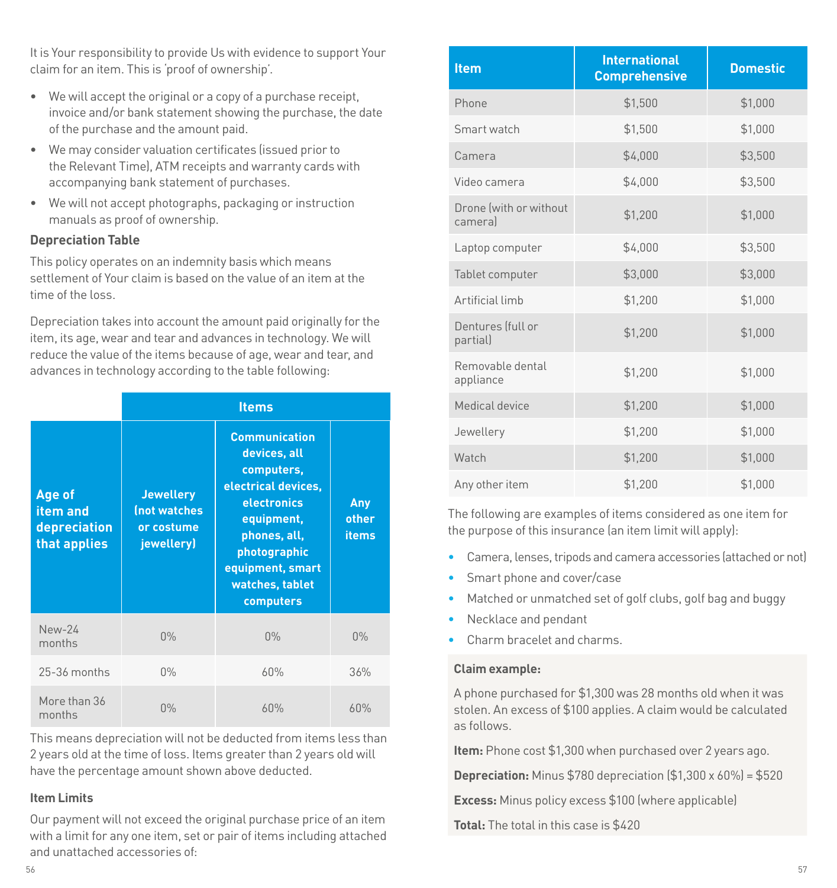It is Your responsibility to provide Us with evidence to support Your claim for an item. This is 'proof of ownership'.

- We will accept the original or a copy of a purchase receipt, invoice and/or bank statement showing the purchase, the date of the purchase and the amount paid.
- We may consider valuation certificates (issued prior to the Relevant Time), ATM receipts and warranty cards with accompanying bank statement of purchases.
- We will not accept photographs, packaging or instruction manuals as proof of ownership.

**Depreciation Table**

This policy operates on an indemnity basis which means settlement of Your claim is based on the value of an item at the time of the loss.

Depreciation takes into account the amount paid originally for the item, its age, wear and tear and advances in technology. We will reduce the value of the items because of age, wear and tear, and advances in technology according to the table following:

| | Items | | |
|---|---|---|---|
| **Age of item and depreciation that applies** | **Jewellery (not watches or costume jewellery)** | **Communication devices, all computers, electrical devices, electronics equipment, phones, all, photographic equipment, smart watches, tablet computers** | **Any other items** |
| New-24 months | 0% | 0% | 0% |
| 25-36 months | 0% | 60% | 36% |
| More than 36 months | 0% | 60% | 60% |

This means depreciation will not be deducted from items less than 2 years old at the time of loss. Items greater than 2 years old will have the percentage amount shown above deducted.

**Item Limits**

Our payment will not exceed the original purchase price of an item with a limit for any one item, set or pair of items including attached and unattached accessories of:

| Item | International Comprehensive | Domestic |
|---|---|---|
| Phone | $1,500 | $1,000 |
| Smart watch | $1,500 | $1,000 |
| Camera | $4,000 | $3,500 |
| Video camera | $4,000 | $3,500 |
| Drone (with or without camera) | $1,200 | $1,000 |
| Laptop computer | $4,000 | $3,500 |
| Tablet computer | $3,000 | $3,000 |
| Artificial limb | $1,200 | $1,000 |
| Dentures (full or partial) | $1,200 | $1,000 |
| Removable dental appliance | $1,200 | $1,000 |
| Medical device | $1,200 | $1,000 |
| Jewellery | $1,200 | $1,000 |
| Watch | $1,200 | $1,000 |
| Any other item | $1,200 | $1,000 |

The following are examples of items considered as one item for the purpose of this insurance (an item limit will apply):

- Camera, lenses, tripods and camera accessories (attached or not)
- Smart phone and cover/case
- Matched or unmatched set of golf clubs, golf bag and buggy
- Necklace and pendant
- Charm bracelet and charms.

**Claim example:**

A phone purchased for $1,300 was 28 months old when it was stolen. An excess of $100 applies. A claim would be calculated as follows.

**Item:** Phone cost $1,300 when purchased over 2 years ago.

**Depreciation:** Minus $780 depreciation ($1,300 x 60%) = $520

**Excess:** Minus policy excess $100 (where applicable)

**Total:** The total in this case is $420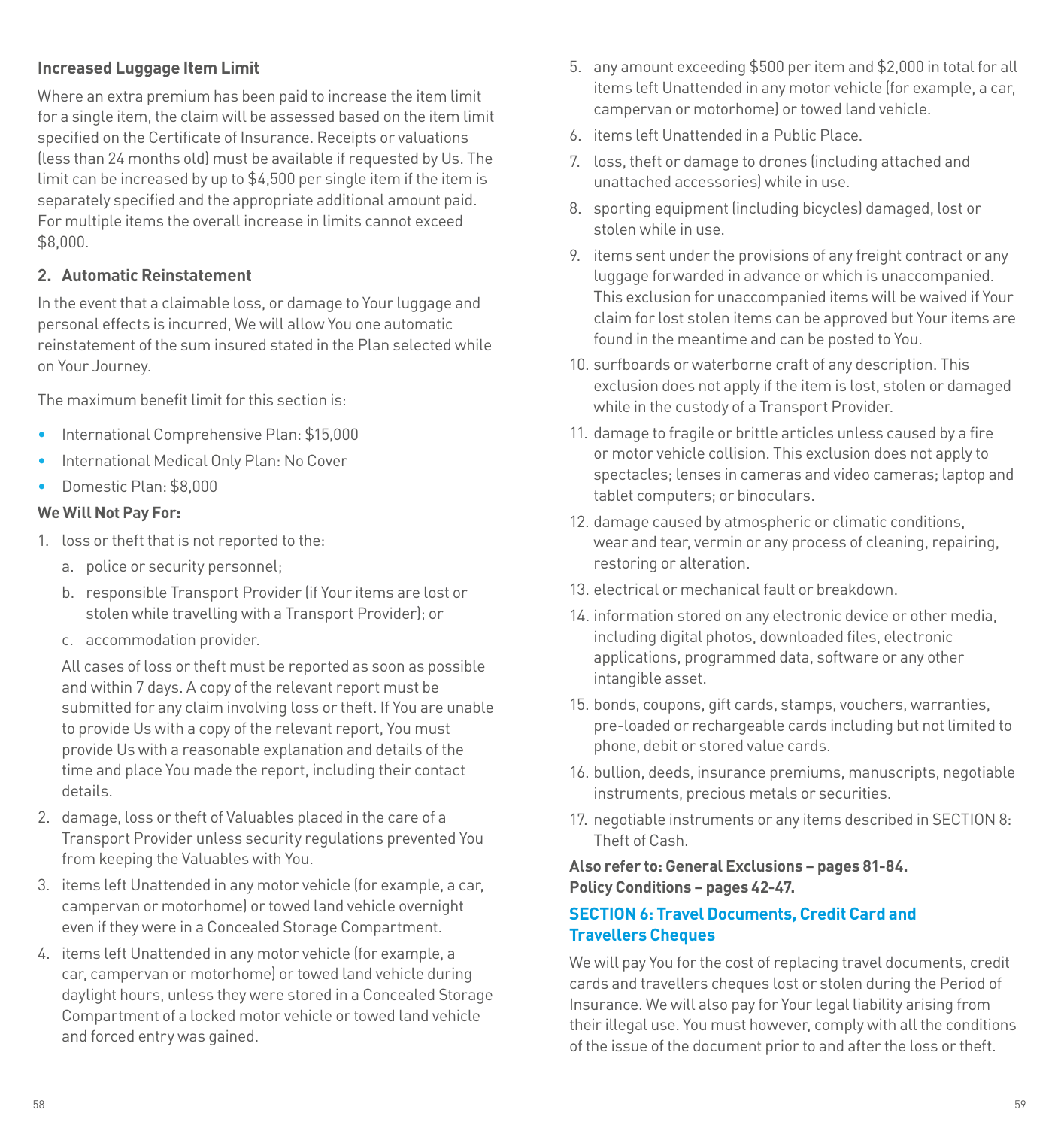**Increased Luggage Item Limit**

Where an extra premium has been paid to increase the item limit for a single item, the claim will be assessed based on the item limit specified on the Certificate of Insurance. Receipts or valuations (less than 24 months old) must be available if requested by Us. The limit can be increased by up to $4,500 per single item if the item is separately specified and the appropriate additional amount paid. For multiple items the overall increase in limits cannot exceed $8,000.

### 2. Automatic Reinstatement

In the event that a claimable loss, or damage to Your luggage and personal effects is incurred, We will allow You one automatic reinstatement of the sum insured stated in the Plan selected while on Your Journey.

The maximum benefit limit for this section is:

- International Comprehensive Plan: $15,000
- International Medical Only Plan: No Cover
- Domestic Plan: $8,000

**We Will Not Pay For:**

1. loss or theft that is not reported to the:
   a. police or security personnel;
   b. responsible Transport Provider (if Your items are lost or stolen while travelling with a Transport Provider); or
   c. accommodation provider.

   All cases of loss or theft must be reported as soon as possible and within 7 days. A copy of the relevant report must be submitted for any claim involving loss or theft. If You are unable to provide Us with a copy of the relevant report, You must provide Us with a reasonable explanation and details of the time and place You made the report, including their contact details.
2. damage, loss or theft of Valuables placed in the care of a Transport Provider unless security regulations prevented You from keeping the Valuables with You.
3. items left Unattended in any motor vehicle (for example, a car, campervan or motorhome) or towed land vehicle overnight even if they were in a Concealed Storage Compartment.
4. items left Unattended in any motor vehicle (for example, a car, campervan or motorhome) or towed land vehicle during daylight hours, unless they were stored in a Concealed Storage Compartment of a locked motor vehicle or towed land vehicle and forced entry was gained.
5. any amount exceeding $500 per item and $2,000 in total for all items left Unattended in any motor vehicle (for example, a car, campervan or motorhome) or towed land vehicle.
6. items left Unattended in a Public Place.
7. loss, theft or damage to drones (including attached and unattached accessories) while in use.
8. sporting equipment (including bicycles) damaged, lost or stolen while in use.
9. items sent under the provisions of any freight contract or any luggage forwarded in advance or which is unaccompanied. This exclusion for unaccompanied items will be waived if Your claim for lost stolen items can be approved but Your items are found in the meantime and can be posted to You.
10. surfboards or waterborne craft of any description. This exclusion does not apply if the item is lost, stolen or damaged while in the custody of a Transport Provider.
11. damage to fragile or brittle articles unless caused by a fire or motor vehicle collision. This exclusion does not apply to spectacles; lenses in cameras and video cameras; laptop and tablet computers; or binoculars.
12. damage caused by atmospheric or climatic conditions, wear and tear, vermin or any process of cleaning, repairing, restoring or alteration.
13. electrical or mechanical fault or breakdown.
14. information stored on any electronic device or other media, including digital photos, downloaded files, electronic applications, programmed data, software or any other intangible asset.
15. bonds, coupons, gift cards, stamps, vouchers, warranties, pre-loaded or rechargeable cards including but not limited to phone, debit or stored value cards.
16. bullion, deeds, insurance premiums, manuscripts, negotiable instruments, precious metals or securities.
17. negotiable instruments or any items described in SECTION 8: Theft of Cash.

**Also refer to: General Exclusions – pages 81-84.**
**Policy Conditions – pages 42-47.**

## SECTION 6: Travel Documents, Credit Card and Travellers Cheques

We will pay You for the cost of replacing travel documents, credit cards and travellers cheques lost or stolen during the Period of Insurance. We will also pay for Your legal liability arising from their illegal use. You must however, comply with all the conditions of the issue of the document prior to and after the loss or theft.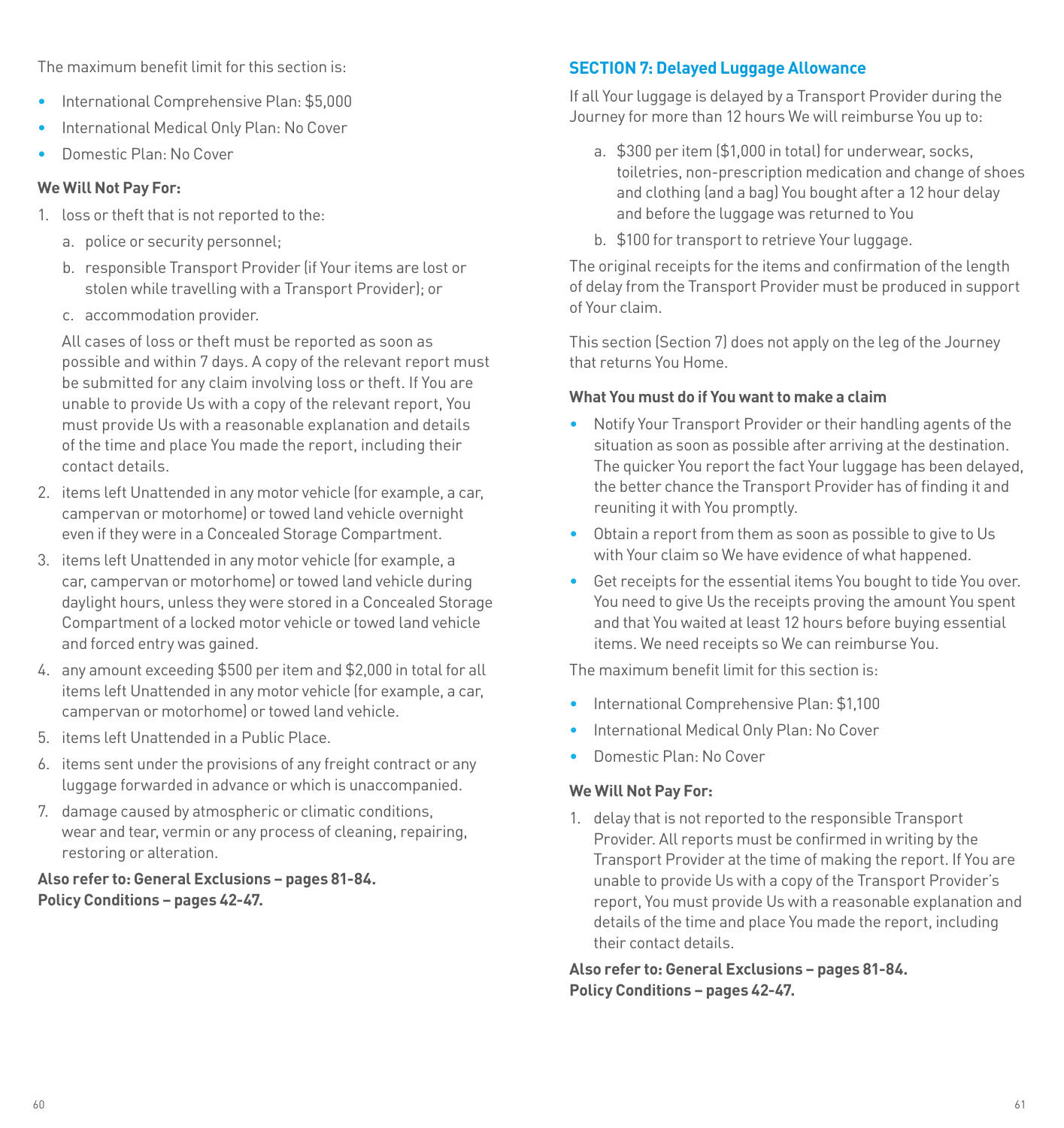The maximum benefit limit for this section is:

- International Comprehensive Plan: $5,000
- International Medical Only Plan: No Cover
- Domestic Plan: No Cover

**We Will Not Pay For:**

1. loss or theft that is not reported to the:
   a. police or security personnel;
   b. responsible Transport Provider (if Your items are lost or stolen while travelling with a Transport Provider); or
   c. accommodation provider.

   All cases of loss or theft must be reported as soon as possible and within 7 days. A copy of the relevant report must be submitted for any claim involving loss or theft. If You are unable to provide Us with a copy of the relevant report, You must provide Us with a reasonable explanation and details of the time and place You made the report, including their contact details.
2. items left Unattended in any motor vehicle (for example, a car, campervan or motorhome) or towed land vehicle overnight even if they were in a Concealed Storage Compartment.
3. items left Unattended in any motor vehicle (for example, a car, campervan or motorhome) or towed land vehicle during daylight hours, unless they were stored in a Concealed Storage Compartment of a locked motor vehicle or towed land vehicle and forced entry was gained.
4. any amount exceeding $500 per item and $2,000 in total for all items left Unattended in any motor vehicle (for example, a car, campervan or motorhome) or towed land vehicle.
5. items left Unattended in a Public Place.
6. items sent under the provisions of any freight contract or any luggage forwarded in advance or which is unaccompanied.
7. damage caused by atmospheric or climatic conditions, wear and tear, vermin or any process of cleaning, repairing, restoring or alteration.

**Also refer to: General Exclusions – pages 81-84.**
**Policy Conditions – pages 42-47.**

## SECTION 7: Delayed Luggage Allowance

If all Your luggage is delayed by a Transport Provider during the Journey for more than 12 hours We will reimburse You up to:

a. $300 per item ($1,000 in total) for underwear, socks, toiletries, non-prescription medication and change of shoes and clothing (and a bag) You bought after a 12 hour delay and before the luggage was returned to You
b. $100 for transport to retrieve Your luggage.

The original receipts for the items and confirmation of the length of delay from the Transport Provider must be produced in support of Your claim.

This section (Section 7) does not apply on the leg of the Journey that returns You Home.

**What You must do if You want to make a claim**

- Notify Your Transport Provider or their handling agents of the situation as soon as possible after arriving at the destination. The quicker You report the fact Your luggage has been delayed, the better chance the Transport Provider has of finding it and reuniting it with You promptly.
- Obtain a report from them as soon as possible to give to Us with Your claim so We have evidence of what happened.
- Get receipts for the essential items You bought to tide You over. You need to give Us the receipts proving the amount You spent and that You waited at least 12 hours before buying essential items. We need receipts so We can reimburse You.

The maximum benefit limit for this section is:

- International Comprehensive Plan: $1,100
- International Medical Only Plan: No Cover
- Domestic Plan: No Cover

**We Will Not Pay For:**

1. delay that is not reported to the responsible Transport Provider. All reports must be confirmed in writing by the Transport Provider at the time of making the report. If You are unable to provide Us with a copy of the Transport Provider's report, You must provide Us with a reasonable explanation and details of the time and place You made the report, including their contact details.

**Also refer to: General Exclusions – pages 81-84.**
**Policy Conditions – pages 42-47.**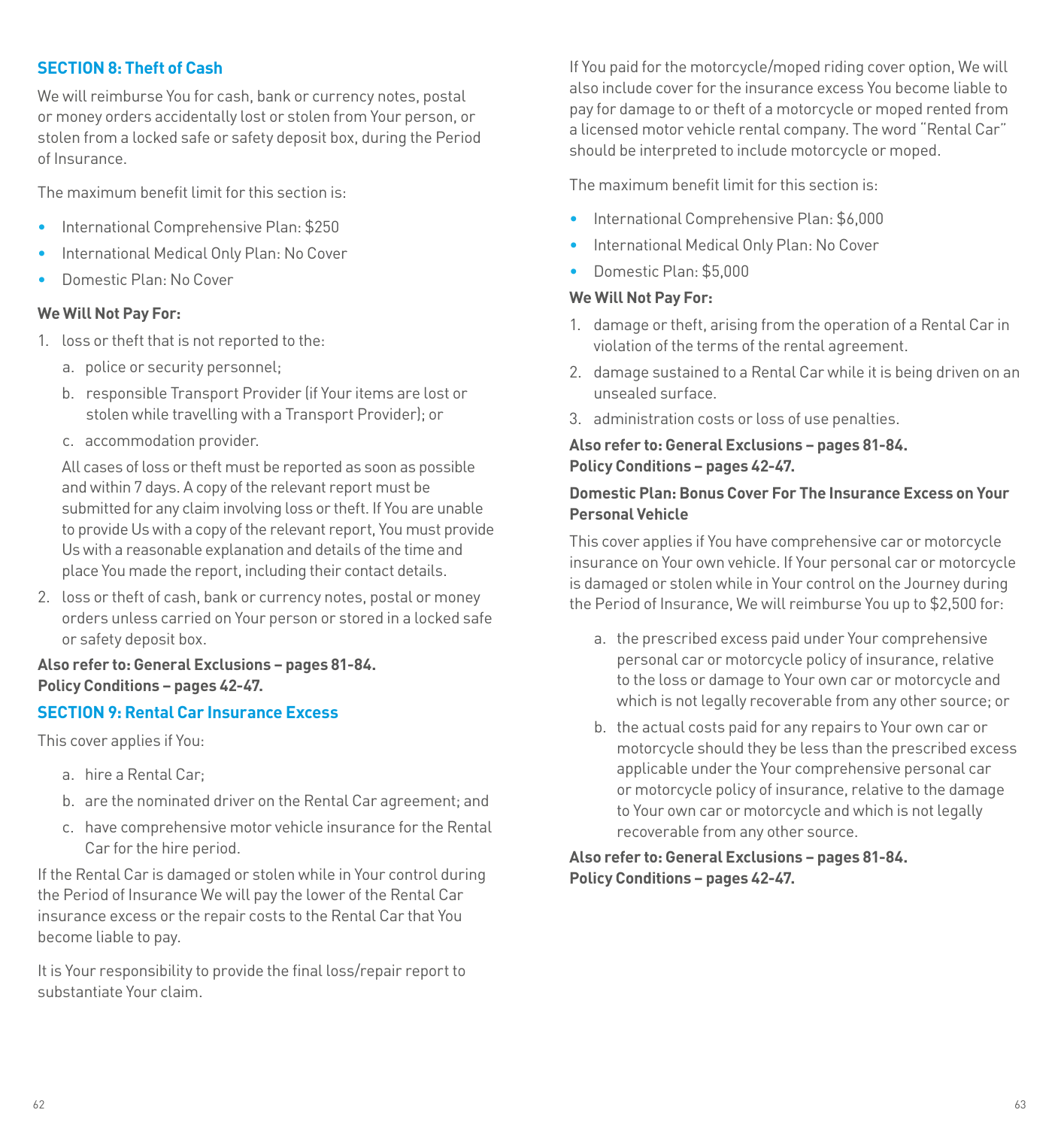## SECTION 8: Theft of Cash

We will reimburse You for cash, bank or currency notes, postal or money orders accidentally lost or stolen from Your person, or stolen from a locked safe or safety deposit box, during the Period of Insurance.

The maximum benefit limit for this section is:

- International Comprehensive Plan: $250
- International Medical Only Plan: No Cover
- Domestic Plan: No Cover

**We Will Not Pay For:**

1. loss or theft that is not reported to the:
   a. police or security personnel;
   b. responsible Transport Provider (if Your items are lost or stolen while travelling with a Transport Provider); or
   c. accommodation provider.

   All cases of loss or theft must be reported as soon as possible and within 7 days. A copy of the relevant report must be submitted for any claim involving loss or theft. If You are unable to provide Us with a copy of the relevant report, You must provide Us with a reasonable explanation and details of the time and place You made the report, including their contact details.
2. loss or theft of cash, bank or currency notes, postal or money orders unless carried on Your person or stored in a locked safe or safety deposit box.

**Also refer to: General Exclusions – pages 81-84.**
**Policy Conditions – pages 42-47.**

## SECTION 9: Rental Car Insurance Excess

This cover applies if You:

a. hire a Rental Car;
b. are the nominated driver on the Rental Car agreement; and
c. have comprehensive motor vehicle insurance for the Rental Car for the hire period.

If the Rental Car is damaged or stolen while in Your control during the Period of Insurance We will pay the lower of the Rental Car insurance excess or the repair costs to the Rental Car that You become liable to pay.

It is Your responsibility to provide the final loss/repair report to substantiate Your claim.

If You paid for the motorcycle/moped riding cover option, We will also include cover for the insurance excess You become liable to pay for damage to or theft of a motorcycle or moped rented from a licensed motor vehicle rental company. The word "Rental Car" should be interpreted to include motorcycle or moped.

The maximum benefit limit for this section is:

- International Comprehensive Plan: $6,000
- International Medical Only Plan: No Cover
- Domestic Plan: $5,000

**We Will Not Pay For:**

1. damage or theft, arising from the operation of a Rental Car in violation of the terms of the rental agreement.
2. damage sustained to a Rental Car while it is being driven on an unsealed surface.
3. administration costs or loss of use penalties.

**Also refer to: General Exclusions – pages 81-84.**
**Policy Conditions – pages 42-47.**

**Domestic Plan: Bonus Cover For The Insurance Excess on Your Personal Vehicle**

This cover applies if You have comprehensive car or motorcycle insurance on Your own vehicle. If Your personal car or motorcycle is damaged or stolen while in Your control on the Journey during the Period of Insurance, We will reimburse You up to $2,500 for:

a. the prescribed excess paid under Your comprehensive personal car or motorcycle policy of insurance, relative to the loss or damage to Your own car or motorcycle and which is not legally recoverable from any other source; or
b. the actual costs paid for any repairs to Your own car or motorcycle should they be less than the prescribed excess applicable under the Your comprehensive personal car or motorcycle policy of insurance, relative to the damage to Your own car or motorcycle and which is not legally recoverable from any other source.

**Also refer to: General Exclusions – pages 81-84.**
**Policy Conditions – pages 42-47.**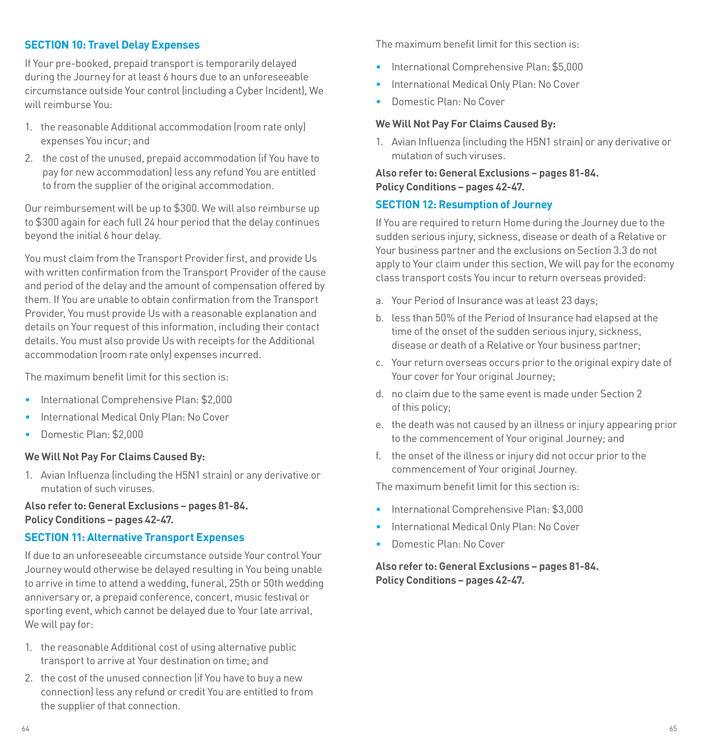## SECTION 10: Travel Delay Expenses

If Your pre-booked, prepaid transport is temporarily delayed during the Journey for at least 6 hours due to an unforeseeable circumstance outside Your control (including a Cyber Incident), We will reimburse You:

1. the reasonable Additional accommodation (room rate only) expenses You incur; and
2. the cost of the unused, prepaid accommodation (if You have to pay for new accommodation) less any refund You are entitled to from the supplier of the original accommodation.

Our reimbursement will be up to $300. We will also reimburse up to $300 again for each full 24 hour period that the delay continues beyond the initial 6 hour delay.

You must claim from the Transport Provider first, and provide Us with written confirmation from the Transport Provider of the cause and period of the delay and the amount of compensation offered by them. If You are unable to obtain confirmation from the Transport Provider, You must provide Us with a reasonable explanation and details on Your request of this information, including their contact details. You must also provide Us with receipts for the Additional accommodation (room rate only) expenses incurred.

The maximum benefit limit for this section is:

- International Comprehensive Plan: $2,000
- International Medical Only Plan: No Cover
- Domestic Plan: $2,000

**We Will Not Pay For Claims Caused By:**

1. Avian Influenza (including the H5N1 strain) or any derivative or mutation of such viruses.

**Also refer to: General Exclusions – pages 81-84.**
**Policy Conditions – pages 42-47.**

## SECTION 11: Alternative Transport Expenses

If due to an unforeseeable circumstance outside Your control Your Journey would otherwise be delayed resulting in You being unable to arrive in time to attend a wedding, funeral, 25th or 50th wedding anniversary or, a prepaid conference, concert, music festival or sporting event, which cannot be delayed due to Your late arrival, We will pay for:

1. the reasonable Additional cost of using alternative public transport to arrive at Your destination on time; and
2. the cost of the unused connection (if You have to buy a new connection) less any refund or credit You are entitled to from the supplier of that connection.

The maximum benefit limit for this section is:

- International Comprehensive Plan: $5,000
- International Medical Only Plan: No Cover
- Domestic Plan: No Cover

**We Will Not Pay For Claims Caused By:**

1. Avian Influenza (including the H5N1 strain) or any derivative or mutation of such viruses.

**Also refer to: General Exclusions – pages 81-84.**
**Policy Conditions – pages 42-47.**

## SECTION 12: Resumption of Journey

If You are required to return Home during the Journey due to the sudden serious injury, sickness, disease or death of a Relative or Your business partner and the exclusions on Section 3.3 do not apply to Your claim under this section, We will pay for the economy class transport costs You incur to return overseas provided:

a. Your Period of Insurance was at least 23 days;

b. less than 50% of the Period of Insurance had elapsed at the time of the onset of the sudden serious injury, sickness, disease or death of a Relative or Your business partner;

c. Your return overseas occurs prior to the original expiry date of Your cover for Your original Journey;

d. no claim due to the same event is made under Section 2 of this policy;

e. the death was not caused by an illness or injury appearing prior to the commencement of Your original Journey; and

f. the onset of the illness or injury did not occur prior to the commencement of Your original Journey.

The maximum benefit limit for this section is:

- International Comprehensive Plan: $3,000
- International Medical Only Plan: No Cover
- Domestic Plan: No Cover

**Also refer to: General Exclusions – pages 81-84.**
**Policy Conditions – pages 42-47.**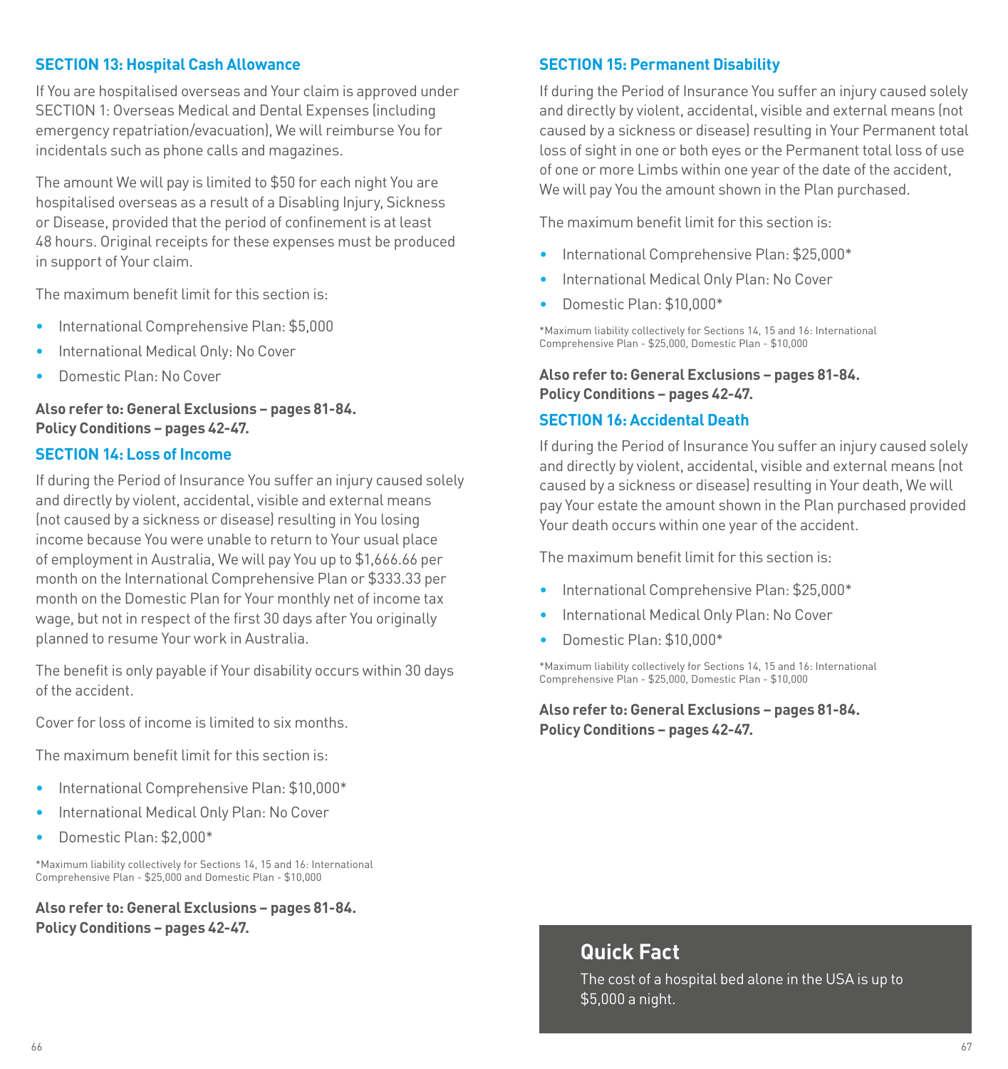## SECTION 13: Hospital Cash Allowance

If You are hospitalised overseas and Your claim is approved under SECTION 1: Overseas Medical and Dental Expenses (including emergency repatriation/evacuation), We will reimburse You for incidentals such as phone calls and magazines.

The amount We will pay is limited to $50 for each night You are hospitalised overseas as a result of a Disabling Injury, Sickness or Disease, provided that the period of confinement is at least 48 hours. Original receipts for these expenses must be produced in support of Your claim.

The maximum benefit limit for this section is:

- International Comprehensive Plan: $5,000
- International Medical Only: No Cover
- Domestic Plan: No Cover

**Also refer to: General Exclusions – pages 81-84.**
**Policy Conditions – pages 42-47.**

## SECTION 14: Loss of Income

If during the Period of Insurance You suffer an injury caused solely and directly by violent, accidental, visible and external means (not caused by a sickness or disease) resulting in You losing income because You were unable to return to Your usual place of employment in Australia, We will pay You up to $1,666.66 per month on the International Comprehensive Plan or $333.33 per month on the Domestic Plan for Your monthly net of income tax wage, but not in respect of the first 30 days after You originally planned to resume Your work in Australia.

The benefit is only payable if Your disability occurs within 30 days of the accident.

Cover for loss of income is limited to six months.

The maximum benefit limit for this section is:

- International Comprehensive Plan: $10,000*
- International Medical Only Plan: No Cover
- Domestic Plan: $2,000*

*Maximum liability collectively for Sections 14, 15 and 16: International Comprehensive Plan - $25,000 and Domestic Plan - $10,000

**Also refer to: General Exclusions – pages 81-84.**
**Policy Conditions – pages 42-47.**

## SECTION 15: Permanent Disability

If during the Period of Insurance You suffer an injury caused solely and directly by violent, accidental, visible and external means (not caused by a sickness or disease) resulting in Your Permanent total loss of sight in one or both eyes or the Permanent total loss of use of one or more Limbs within one year of the date of the accident, We will pay You the amount shown in the Plan purchased.

The maximum benefit limit for this section is:

- International Comprehensive Plan: $25,000*
- International Medical Only Plan: No Cover
- Domestic Plan: $10,000*

*Maximum liability collectively for Sections 14, 15 and 16: International Comprehensive Plan - $25,000, Domestic Plan - $10,000

**Also refer to: General Exclusions – pages 81-84.**
**Policy Conditions – pages 42-47.**

## SECTION 16: Accidental Death

If during the Period of Insurance You suffer an injury caused solely and directly by violent, accidental, visible and external means (not caused by a sickness or disease) resulting in Your death, We will pay Your estate the amount shown in the Plan purchased provided Your death occurs within one year of the accident.

The maximum benefit limit for this section is:

- International Comprehensive Plan: $25,000*
- International Medical Only Plan: No Cover
- Domestic Plan: $10,000*

*Maximum liability collectively for Sections 14, 15 and 16: International Comprehensive Plan - $25,000, Domestic Plan - $10,000

**Also refer to: General Exclusions – pages 81-84.**
**Policy Conditions – pages 42-47.**

### Quick Fact

The cost of a hospital bed alone in the USA is up to $5,000 a night.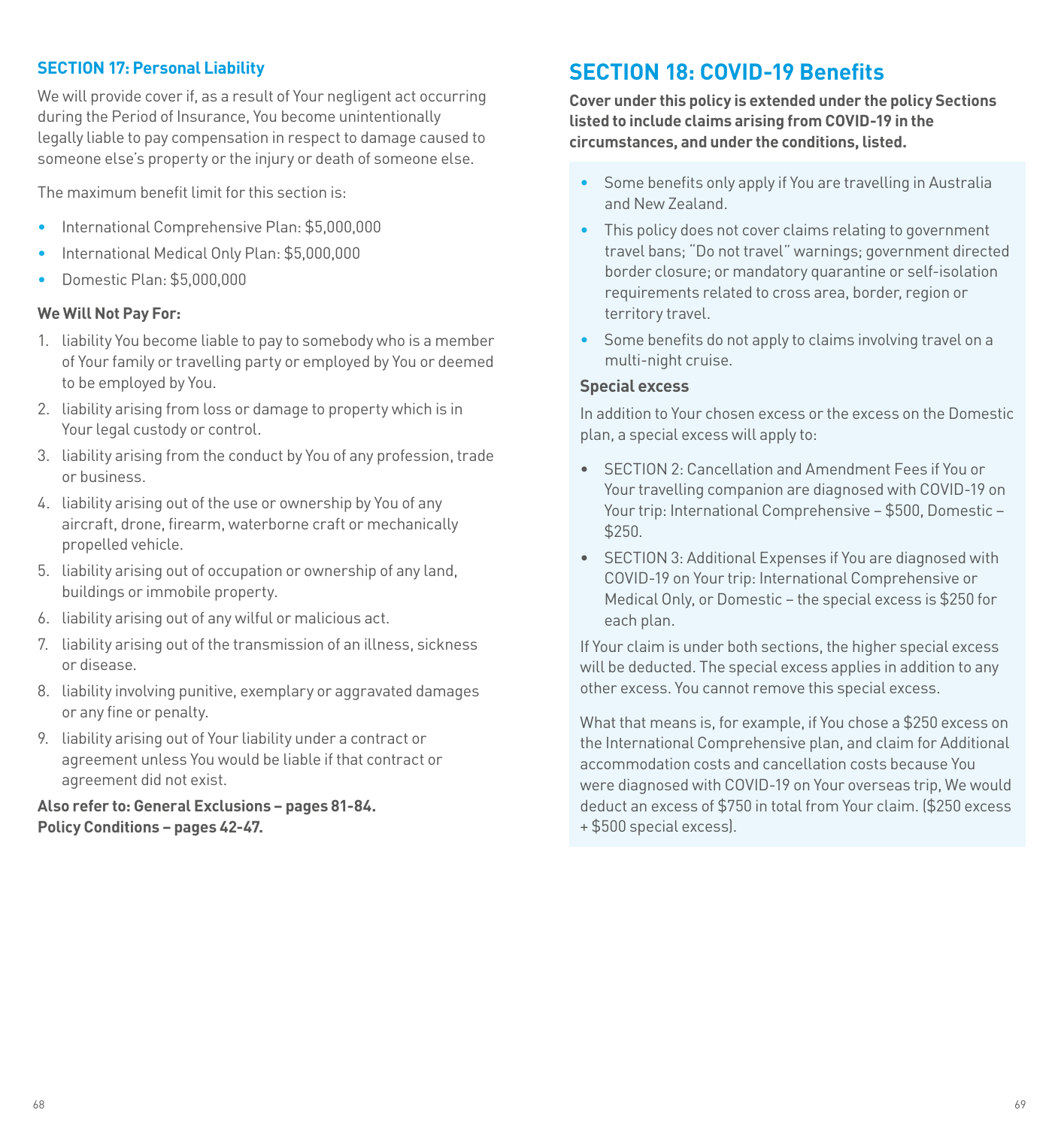### SECTION 17: Personal Liability

We will provide cover if, as a result of Your negligent act occurring during the Period of Insurance, You become unintentionally legally liable to pay compensation in respect to damage caused to someone else's property or the injury or death of someone else.

The maximum benefit limit for this section is:

- International Comprehensive Plan: $5,000,000
- International Medical Only Plan: $5,000,000
- Domestic Plan: $5,000,000

**We Will Not Pay For:**

1. liability You become liable to pay to somebody who is a member of Your family or travelling party or employed by You or deemed to be employed by You.
2. liability arising from loss or damage to property which is in Your legal custody or control.
3. liability arising from the conduct by You of any profession, trade or business.
4. liability arising out of the use or ownership by You of any aircraft, drone, firearm, waterborne craft or mechanically propelled vehicle.
5. liability arising out of occupation or ownership of any land, buildings or immobile property.
6. liability arising out of any wilful or malicious act.
7. liability arising out of the transmission of an illness, sickness or disease.
8. liability involving punitive, exemplary or aggravated damages or any fine or penalty.
9. liability arising out of Your liability under a contract or agreement unless You would be liable if that contract or agreement did not exist.

**Also refer to: General Exclusions – pages 81-84.**
**Policy Conditions – pages 42-47.**

## SECTION 18: COVID-19 Benefits

**Cover under this policy is extended under the policy Sections listed to include claims arising from COVID-19 in the circumstances, and under the conditions, listed.**

- Some benefits only apply if You are travelling in Australia and New Zealand.
- This policy does not cover claims relating to government travel bans; "Do not travel" warnings; government directed border closure; or mandatory quarantine or self-isolation requirements related to cross area, border, region or territory travel.
- Some benefits do not apply to claims involving travel on a multi-night cruise.

**Special excess**

In addition to Your chosen excess or the excess on the Domestic plan, a special excess will apply to:

- SECTION 2: Cancellation and Amendment Fees if You or Your travelling companion are diagnosed with COVID-19 on Your trip: International Comprehensive – $500, Domestic – $250.
- SECTION 3: Additional Expenses if You are diagnosed with COVID-19 on Your trip: International Comprehensive or Medical Only, or Domestic – the special excess is $250 for each plan.

If Your claim is under both sections, the higher special excess will be deducted. The special excess applies in addition to any other excess. You cannot remove this special excess.

What that means is, for example, if You chose a $250 excess on the International Comprehensive plan, and claim for Additional accommodation costs and cancellation costs because You were diagnosed with COVID-19 on Your overseas trip, We would deduct an excess of $750 in total from Your claim. ($250 excess + $500 special excess).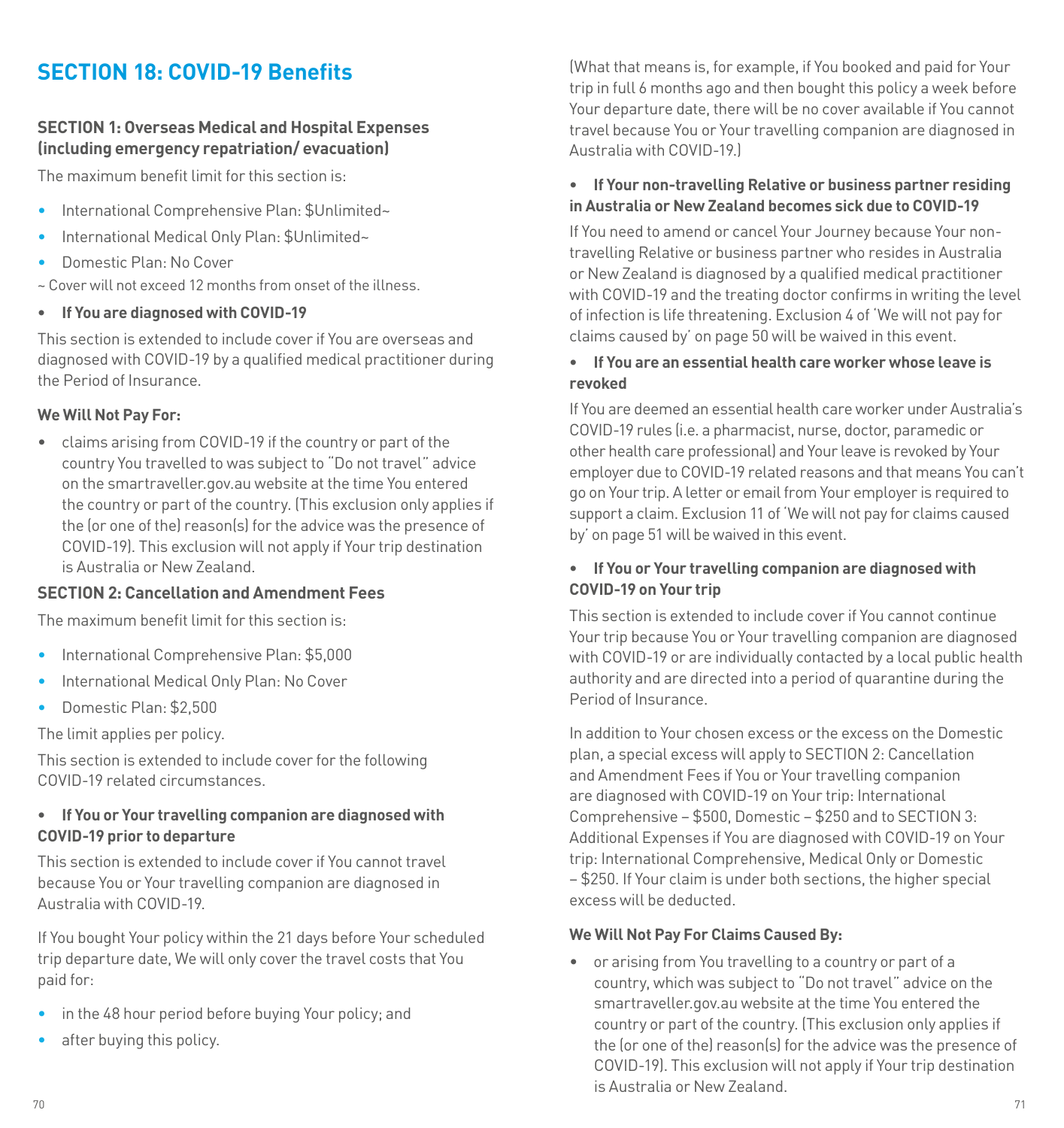# SECTION 18: COVID-19 Benefits

### SECTION 1: Overseas Medical and Hospital Expenses (including emergency repatriation/ evacuation)

The maximum benefit limit for this section is:

- International Comprehensive Plan: $Unlimited~
- International Medical Only Plan: $Unlimited~
- Domestic Plan: No Cover

~ Cover will not exceed 12 months from onset of the illness.

- **If You are diagnosed with COVID-19**

This section is extended to include cover if You are overseas and diagnosed with COVID-19 by a qualified medical practitioner during the Period of Insurance.

**We Will Not Pay For:**

- claims arising from COVID-19 if the country or part of the country You travelled to was subject to "Do not travel" advice on the smartraveller.gov.au website at the time You entered the country or part of the country. (This exclusion only applies if the (or one of the) reason(s) for the advice was the presence of COVID-19). This exclusion will not apply if Your trip destination is Australia or New Zealand.

### SECTION 2: Cancellation and Amendment Fees

The maximum benefit limit for this section is:

- International Comprehensive Plan: $5,000
- International Medical Only Plan: No Cover
- Domestic Plan: $2,500

The limit applies per policy.

This section is extended to include cover for the following COVID-19 related circumstances.

- **If You or Your travelling companion are diagnosed with COVID-19 prior to departure**

This section is extended to include cover if You cannot travel because You or Your travelling companion are diagnosed in Australia with COVID-19.

If You bought Your policy within the 21 days before Your scheduled trip departure date, We will only cover the travel costs that You paid for:

- in the 48 hour period before buying Your policy; and
- after buying this policy.

(What that means is, for example, if You booked and paid for Your trip in full 6 months ago and then bought this policy a week before Your departure date, there will be no cover available if You cannot travel because You or Your travelling companion are diagnosed in Australia with COVID-19.)

- **If Your non-travelling Relative or business partner residing in Australia or New Zealand becomes sick due to COVID-19**

If You need to amend or cancel Your Journey because Your non-travelling Relative or business partner who resides in Australia or New Zealand is diagnosed by a qualified medical practitioner with COVID-19 and the treating doctor confirms in writing the level of infection is life threatening. Exclusion 4 of 'We will not pay for claims caused by' on page 50 will be waived in this event.

- **If You are an essential health care worker whose leave is revoked**

If You are deemed an essential health care worker under Australia's COVID-19 rules (i.e. a pharmacist, nurse, doctor, paramedic or other health care professional) and Your leave is revoked by Your employer due to COVID-19 related reasons and that means You can't go on Your trip. A letter or email from Your employer is required to support a claim. Exclusion 11 of 'We will not pay for claims caused by' on page 51 will be waived in this event.

- **If You or Your travelling companion are diagnosed with COVID-19 on Your trip**

This section is extended to include cover if You cannot continue Your trip because You or Your travelling companion are diagnosed with COVID-19 or are individually contacted by a local public health authority and are directed into a period of quarantine during the Period of Insurance.

In addition to Your chosen excess or the excess on the Domestic plan, a special excess will apply to SECTION 2: Cancellation and Amendment Fees if You or Your travelling companion are diagnosed with COVID-19 on Your trip: International Comprehensive – $500, Domestic – $250 and to SECTION 3: Additional Expenses if You are diagnosed with COVID-19 on Your trip: International Comprehensive, Medical Only or Domestic – $250. If Your claim is under both sections, the higher special excess will be deducted.

**We Will Not Pay For Claims Caused By:**

- or arising from You travelling to a country or part of a country, which was subject to "Do not travel" advice on the smartraveller.gov.au website at the time You entered the country or part of the country. (This exclusion only applies if the (or one of the) reason(s) for the advice was the presence of COVID-19). This exclusion will not apply if Your trip destination is Australia or New Zealand.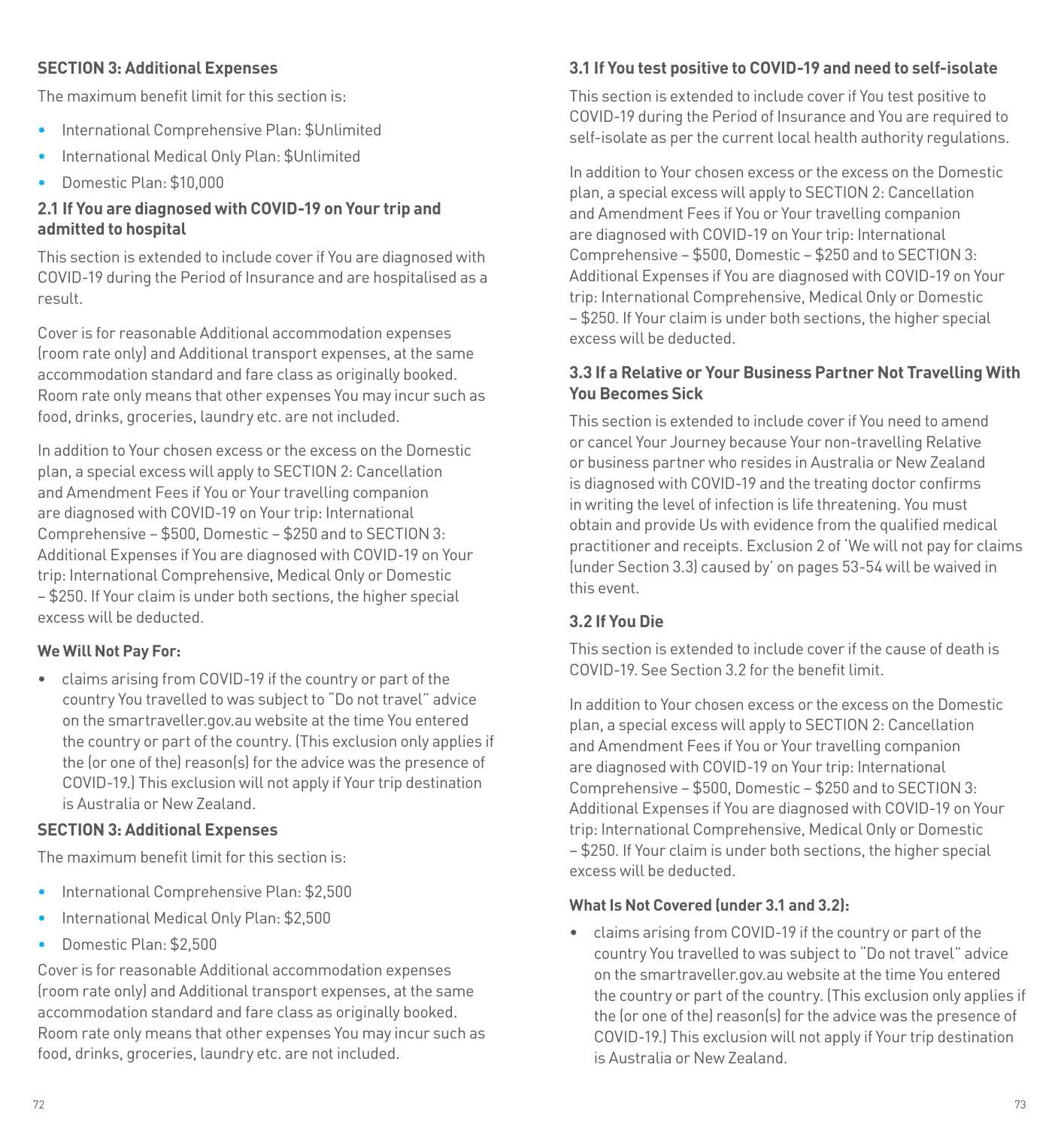**SECTION 3: Additional Expenses**

The maximum benefit limit for this section is:

- International Comprehensive Plan: $Unlimited
- International Medical Only Plan: $Unlimited
- Domestic Plan: $10,000

**2.1 If You are diagnosed with COVID-19 on Your trip and admitted to hospital**

This section is extended to include cover if You are diagnosed with COVID-19 during the Period of Insurance and are hospitalised as a result.

Cover is for reasonable Additional accommodation expenses (room rate only) and Additional transport expenses, at the same accommodation standard and fare class as originally booked. Room rate only means that other expenses You may incur such as food, drinks, groceries, laundry etc. are not included.

In addition to Your chosen excess or the excess on the Domestic plan, a special excess will apply to SECTION 2: Cancellation and Amendment Fees if You or Your travelling companion are diagnosed with COVID-19 on Your trip: International Comprehensive – $500, Domestic – $250 and to SECTION 3: Additional Expenses if You are diagnosed with COVID-19 on Your trip: International Comprehensive, Medical Only or Domestic – $250. If Your claim is under both sections, the higher special excess will be deducted.

**We Will Not Pay For:**

- claims arising from COVID-19 if the country or part of the country You travelled to was subject to "Do not travel" advice on the smartraveller.gov.au website at the time You entered the country or part of the country. (This exclusion only applies if the (or one of the) reason(s) for the advice was the presence of COVID-19.) This exclusion will not apply if Your trip destination is Australia or New Zealand.

**SECTION 3: Additional Expenses**

The maximum benefit limit for this section is:

- International Comprehensive Plan: $2,500
- International Medical Only Plan: $2,500
- Domestic Plan: $2,500

Cover is for reasonable Additional accommodation expenses (room rate only) and Additional transport expenses, at the same accommodation standard and fare class as originally booked. Room rate only means that other expenses You may incur such as food, drinks, groceries, laundry etc. are not included.

**3.1 If You test positive to COVID-19 and need to self-isolate**

This section is extended to include cover if You test positive to COVID-19 during the Period of Insurance and You are required to self-isolate as per the current local health authority regulations.

In addition to Your chosen excess or the excess on the Domestic plan, a special excess will apply to SECTION 2: Cancellation and Amendment Fees if You or Your travelling companion are diagnosed with COVID-19 on Your trip: International Comprehensive – $500, Domestic – $250 and to SECTION 3: Additional Expenses if You are diagnosed with COVID-19 on Your trip: International Comprehensive, Medical Only or Domestic – $250. If Your claim is under both sections, the higher special excess will be deducted.

**3.3 If a Relative or Your Business Partner Not Travelling With You Becomes Sick**

This section is extended to include cover if You need to amend or cancel Your Journey because Your non-travelling Relative or business partner who resides in Australia or New Zealand is diagnosed with COVID-19 and the treating doctor confirms in writing the level of infection is life threatening. You must obtain and provide Us with evidence from the qualified medical practitioner and receipts. Exclusion 2 of 'We will not pay for claims (under Section 3.3) caused by' on pages 53-54 will be waived in this event.

**3.2 If You Die**

This section is extended to include cover if the cause of death is COVID-19. See Section 3.2 for the benefit limit.

In addition to Your chosen excess or the excess on the Domestic plan, a special excess will apply to SECTION 2: Cancellation and Amendment Fees if You or Your travelling companion are diagnosed with COVID-19 on Your trip: International Comprehensive – $500, Domestic – $250 and to SECTION 3: Additional Expenses if You are diagnosed with COVID-19 on Your trip: International Comprehensive, Medical Only or Domestic – $250. If Your claim is under both sections, the higher special excess will be deducted.

**What Is Not Covered (under 3.1 and 3.2):**

- claims arising from COVID-19 if the country or part of the country You travelled to was subject to "Do not travel" advice on the smartraveller.gov.au website at the time You entered the country or part of the country. (This exclusion only applies if the (or one of the) reason(s) for the advice was the presence of COVID-19.) This exclusion will not apply if Your trip destination is Australia or New Zealand.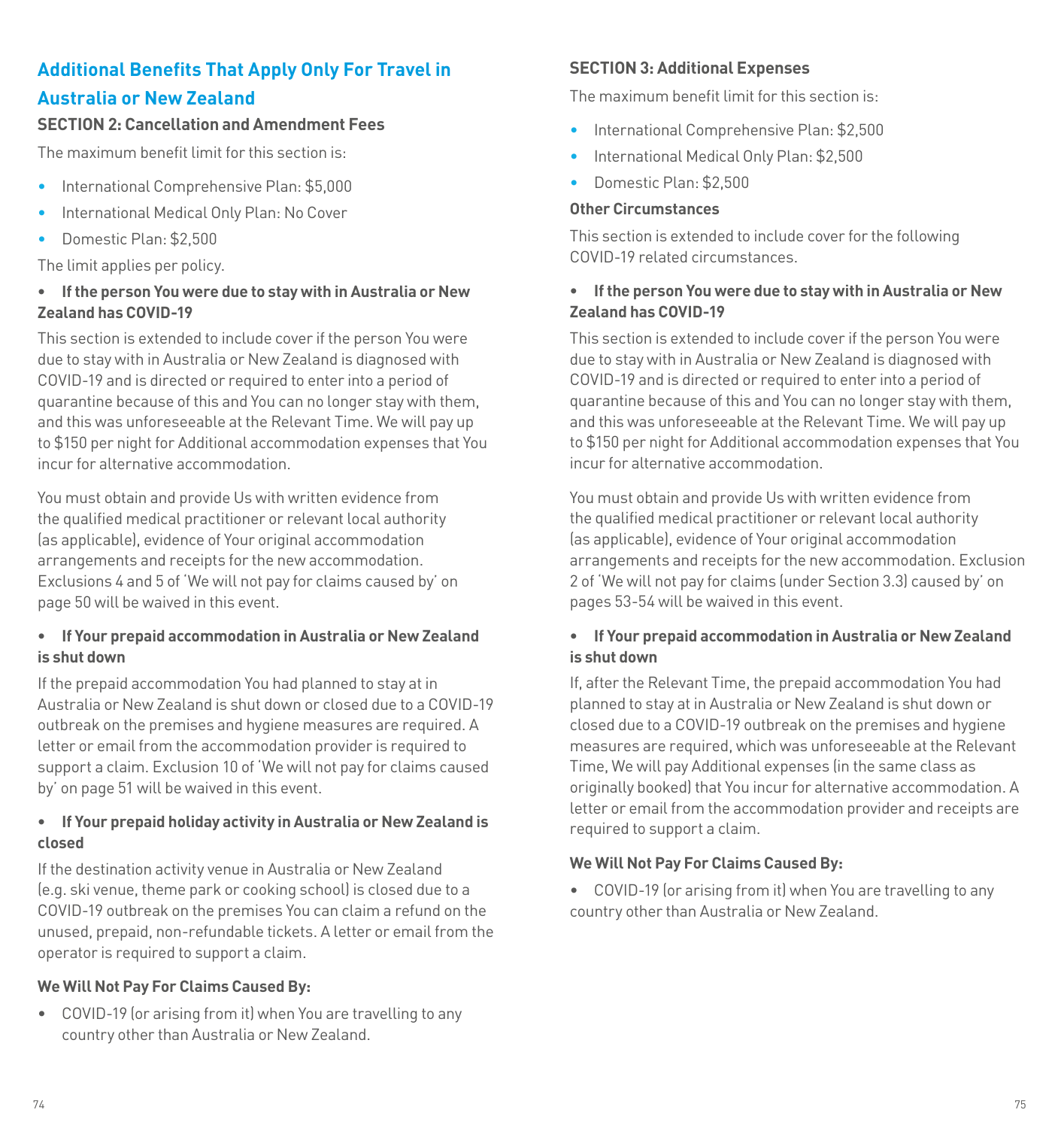## Additional Benefits That Apply Only For Travel in Australia or New Zealand

### SECTION 2: Cancellation and Amendment Fees

The maximum benefit limit for this section is:

- International Comprehensive Plan: $5,000
- International Medical Only Plan: No Cover
- Domestic Plan: $2,500

The limit applies per policy.

- **If the person You were due to stay with in Australia or New Zealand has COVID-19**

This section is extended to include cover if the person You were due to stay with in Australia or New Zealand is diagnosed with COVID-19 and is directed or required to enter into a period of quarantine because of this and You can no longer stay with them, and this was unforeseeable at the Relevant Time. We will pay up to $150 per night for Additional accommodation expenses that You incur for alternative accommodation.

You must obtain and provide Us with written evidence from the qualified medical practitioner or relevant local authority (as applicable), evidence of Your original accommodation arrangements and receipts for the new accommodation. Exclusions 4 and 5 of 'We will not pay for claims caused by' on page 50 will be waived in this event.

- **If Your prepaid accommodation in Australia or New Zealand is shut down**

If the prepaid accommodation You had planned to stay at in Australia or New Zealand is shut down or closed due to a COVID-19 outbreak on the premises and hygiene measures are required. A letter or email from the accommodation provider is required to support a claim. Exclusion 10 of 'We will not pay for claims caused by' on page 51 will be waived in this event.

- **If Your prepaid holiday activity in Australia or New Zealand is closed**

If the destination activity venue in Australia or New Zealand (e.g. ski venue, theme park or cooking school) is closed due to a COVID-19 outbreak on the premises You can claim a refund on the unused, prepaid, non-refundable tickets. A letter or email from the operator is required to support a claim.

**We Will Not Pay For Claims Caused By:**

- COVID-19 (or arising from it) when You are travelling to any country other than Australia or New Zealand.

### SECTION 3: Additional Expenses

The maximum benefit limit for this section is:

- International Comprehensive Plan: $2,500
- International Medical Only Plan: $2,500
- Domestic Plan: $2,500

**Other Circumstances**

This section is extended to include cover for the following COVID-19 related circumstances.

- **If the person You were due to stay with in Australia or New Zealand has COVID-19**

This section is extended to include cover if the person You were due to stay with in Australia or New Zealand is diagnosed with COVID-19 and is directed or required to enter into a period of quarantine because of this and You can no longer stay with them, and this was unforeseeable at the Relevant Time. We will pay up to $150 per night for Additional accommodation expenses that You incur for alternative accommodation.

You must obtain and provide Us with written evidence from the qualified medical practitioner or relevant local authority (as applicable), evidence of Your original accommodation arrangements and receipts for the new accommodation. Exclusion 2 of 'We will not pay for claims (under Section 3.3) caused by' on pages 53-54 will be waived in this event.

- **If Your prepaid accommodation in Australia or New Zealand is shut down**

If, after the Relevant Time, the prepaid accommodation You had planned to stay at in Australia or New Zealand is shut down or closed due to a COVID-19 outbreak on the premises and hygiene measures are required, which was unforeseeable at the Relevant Time, We will pay Additional expenses (in the same class as originally booked) that You incur for alternative accommodation. A letter or email from the accommodation provider and receipts are required to support a claim.

**We Will Not Pay For Claims Caused By:**

- COVID-19 (or arising from it) when You are travelling to any country other than Australia or New Zealand.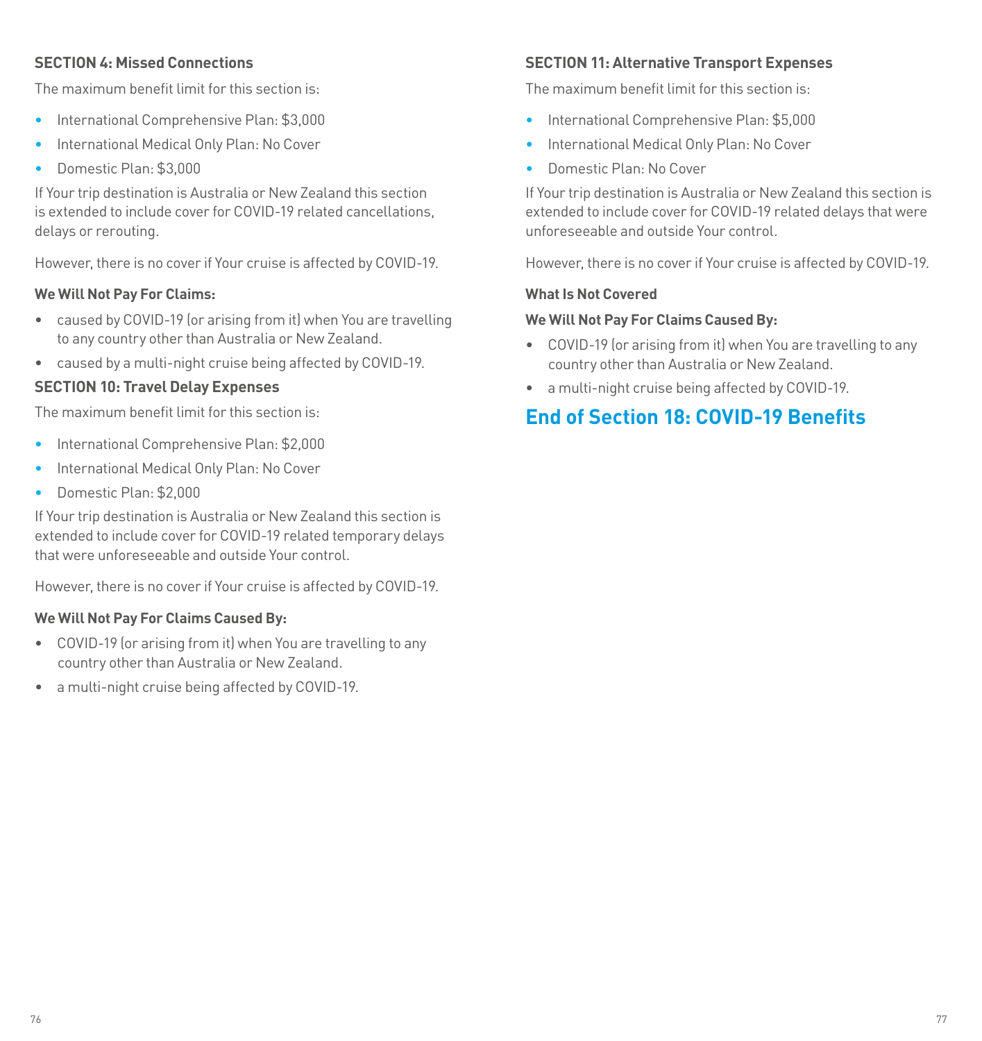### SECTION 4: Missed Connections

The maximum benefit limit for this section is:

- International Comprehensive Plan: $3,000
- International Medical Only Plan: No Cover
- Domestic Plan: $3,000

If Your trip destination is Australia or New Zealand this section is extended to include cover for COVID-19 related cancellations, delays or rerouting.

However, there is no cover if Your cruise is affected by COVID-19.

**We Will Not Pay For Claims:**

- caused by COVID-19 (or arising from it) when You are travelling to any country other than Australia or New Zealand.
- caused by a multi-night cruise being affected by COVID-19.

### SECTION 10: Travel Delay Expenses

The maximum benefit limit for this section is:

- International Comprehensive Plan: $2,000
- International Medical Only Plan: No Cover
- Domestic Plan: $2,000

If Your trip destination is Australia or New Zealand this section is extended to include cover for COVID-19 related temporary delays that were unforeseeable and outside Your control.

However, there is no cover if Your cruise is affected by COVID-19.

**We Will Not Pay For Claims Caused By:**

- COVID-19 (or arising from it) when You are travelling to any country other than Australia or New Zealand.
- a multi-night cruise being affected by COVID-19.

### SECTION 11: Alternative Transport Expenses

The maximum benefit limit for this section is:

- International Comprehensive Plan: $5,000
- International Medical Only Plan: No Cover
- Domestic Plan: No Cover

If Your trip destination is Australia or New Zealand this section is extended to include cover for COVID-19 related delays that were unforeseeable and outside Your control.

However, there is no cover if Your cruise is affected by COVID-19.

**What Is Not Covered**

**We Will Not Pay For Claims Caused By:**

- COVID-19 (or arising from it) when You are travelling to any country other than Australia or New Zealand.
- a multi-night cruise being affected by COVID-19.

## End of Section 18: COVID-19 Benefits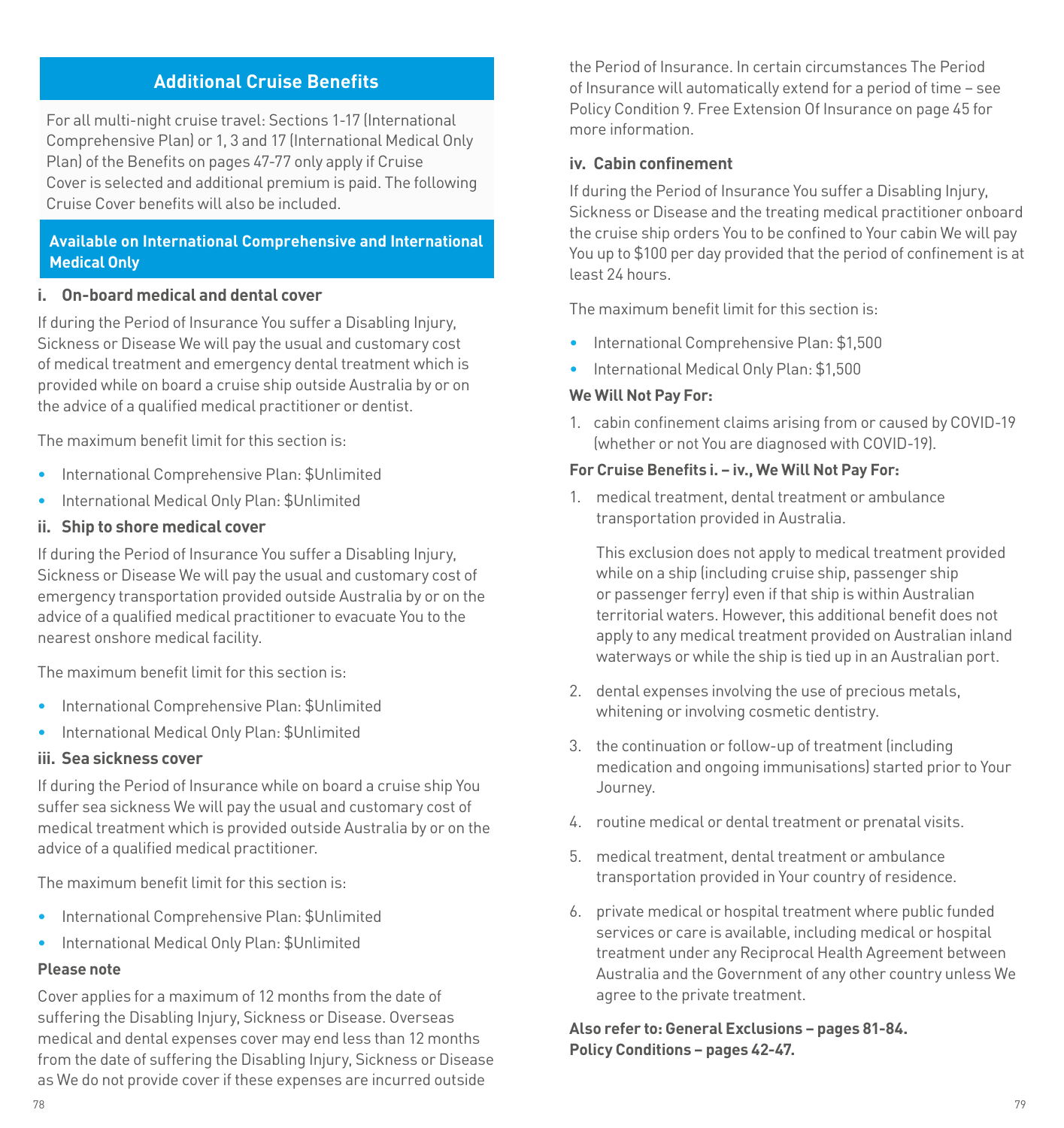## Additional Cruise Benefits

For all multi-night cruise travel: Sections 1-17 (International Comprehensive Plan) or 1, 3 and 17 (International Medical Only Plan) of the Benefits on pages 47-77 only apply if Cruise Cover is selected and additional premium is paid. The following Cruise Cover benefits will also be included.

### Available on International Comprehensive and International Medical Only

**i. On-board medical and dental cover**

If during the Period of Insurance You suffer a Disabling Injury, Sickness or Disease We will pay the usual and customary cost of medical treatment and emergency dental treatment which is provided while on board a cruise ship outside Australia by or on the advice of a qualified medical practitioner or dentist.

The maximum benefit limit for this section is:

- International Comprehensive Plan: $Unlimited
- International Medical Only Plan: $Unlimited

**ii. Ship to shore medical cover**

If during the Period of Insurance You suffer a Disabling Injury, Sickness or Disease We will pay the usual and customary cost of emergency transportation provided outside Australia by or on the advice of a qualified medical practitioner to evacuate You to the nearest onshore medical facility.

The maximum benefit limit for this section is:

- International Comprehensive Plan: $Unlimited
- International Medical Only Plan: $Unlimited

**iii. Sea sickness cover**

If during the Period of Insurance while on board a cruise ship You suffer sea sickness We will pay the usual and customary cost of medical treatment which is provided outside Australia by or on the advice of a qualified medical practitioner.

The maximum benefit limit for this section is:

- International Comprehensive Plan: $Unlimited
- International Medical Only Plan: $Unlimited

**Please note**

Cover applies for a maximum of 12 months from the date of suffering the Disabling Injury, Sickness or Disease. Overseas medical and dental expenses cover may end less than 12 months from the date of suffering the Disabling Injury, Sickness or Disease as We do not provide cover if these expenses are incurred outside the Period of Insurance. In certain circumstances The Period of Insurance will automatically extend for a period of time – see Policy Condition 9. Free Extension Of Insurance on page 45 for more information.

**iv. Cabin confinement**

If during the Period of Insurance You suffer a Disabling Injury, Sickness or Disease and the treating medical practitioner onboard the cruise ship orders You to be confined to Your cabin We will pay You up to $100 per day provided that the period of confinement is at least 24 hours.

The maximum benefit limit for this section is:

- International Comprehensive Plan: $1,500
- International Medical Only Plan: $1,500

**We Will Not Pay For:**

1. cabin confinement claims arising from or caused by COVID-19 (whether or not You are diagnosed with COVID-19).

**For Cruise Benefits i. – iv., We Will Not Pay For:**

1. medical treatment, dental treatment or ambulance transportation provided in Australia.

   This exclusion does not apply to medical treatment provided while on a ship (including cruise ship, passenger ship or passenger ferry) even if that ship is within Australian territorial waters. However, this additional benefit does not apply to any medical treatment provided on Australian inland waterways or while the ship is tied up in an Australian port.

2. dental expenses involving the use of precious metals, whitening or involving cosmetic dentistry.
3. the continuation or follow-up of treatment (including medication and ongoing immunisations) started prior to Your Journey.
4. routine medical or dental treatment or prenatal visits.
5. medical treatment, dental treatment or ambulance transportation provided in Your country of residence.
6. private medical or hospital treatment where public funded services or care is available, including medical or hospital treatment under any Reciprocal Health Agreement between Australia and the Government of any other country unless We agree to the private treatment.

**Also refer to: General Exclusions – pages 81-84.**
**Policy Conditions – pages 42-47.**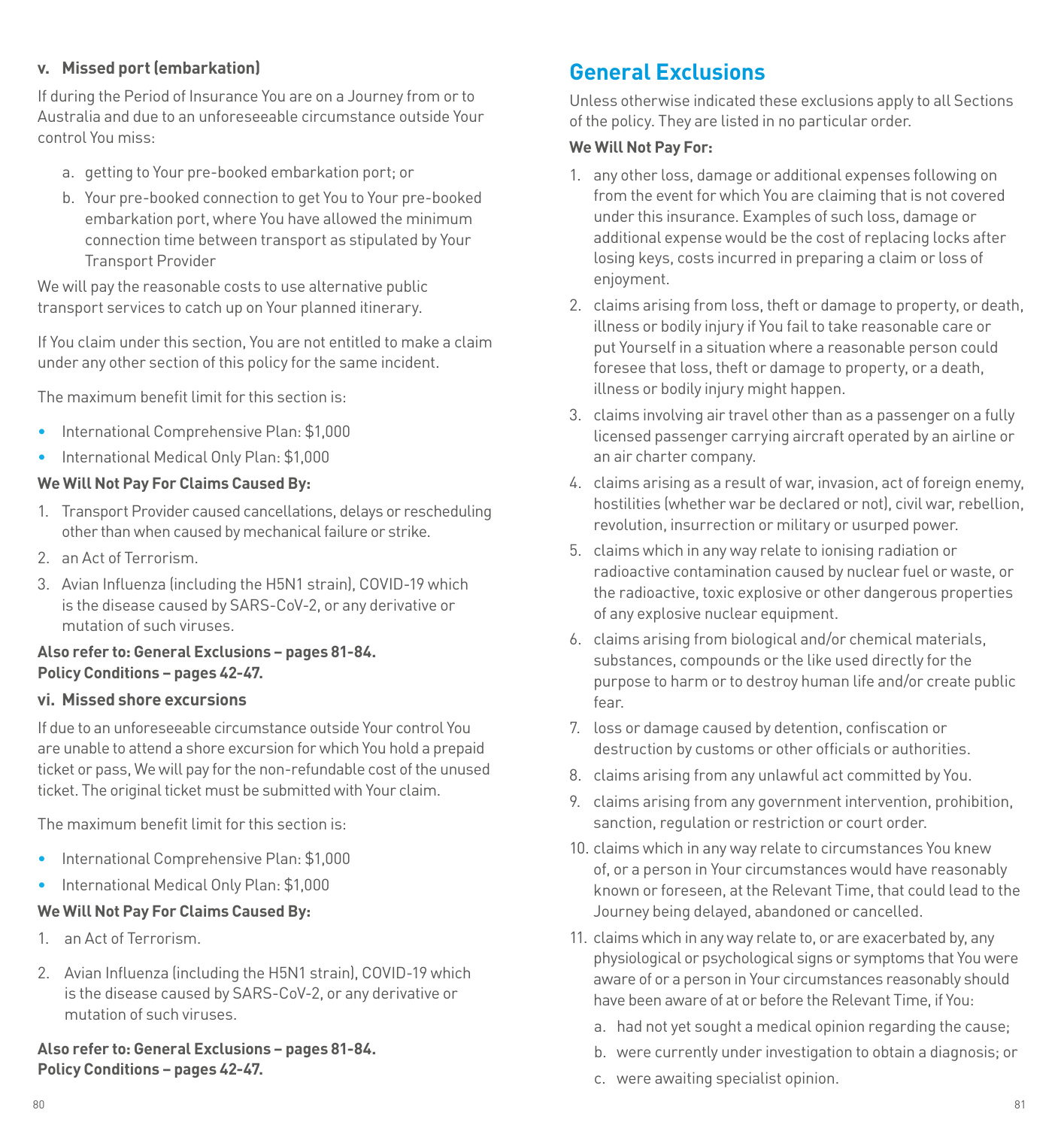### v. Missed port (embarkation)

If during the Period of Insurance You are on a Journey from or to Australia and due to an unforeseeable circumstance outside Your control You miss:

a. getting to Your pre-booked embarkation port; or
b. Your pre-booked connection to get You to Your pre-booked embarkation port, where You have allowed the minimum connection time between transport as stipulated by Your Transport Provider

We will pay the reasonable costs to use alternative public transport services to catch up on Your planned itinerary.

If You claim under this section, You are not entitled to make a claim under any other section of this policy for the same incident.

The maximum benefit limit for this section is:

- International Comprehensive Plan: $1,000
- International Medical Only Plan: $1,000

**We Will Not Pay For Claims Caused By:**

1. Transport Provider caused cancellations, delays or rescheduling other than when caused by mechanical failure or strike.
2. an Act of Terrorism.
3. Avian Influenza (including the H5N1 strain), COVID-19 which is the disease caused by SARS-CoV-2, or any derivative or mutation of such viruses.

**Also refer to: General Exclusions – pages 81-84.**
**Policy Conditions – pages 42-47.**

### vi. Missed shore excursions

If due to an unforeseeable circumstance outside Your control You are unable to attend a shore excursion for which You hold a prepaid ticket or pass, We will pay for the non-refundable cost of the unused ticket. The original ticket must be submitted with Your claim.

The maximum benefit limit for this section is:

- International Comprehensive Plan: $1,000
- International Medical Only Plan: $1,000

**We Will Not Pay For Claims Caused By:**

1. an Act of Terrorism.
2. Avian Influenza (including the H5N1 strain), COVID-19 which is the disease caused by SARS-CoV-2, or any derivative or mutation of such viruses.

**Also refer to: General Exclusions – pages 81-84.**
**Policy Conditions – pages 42-47.**

## General Exclusions

Unless otherwise indicated these exclusions apply to all Sections of the policy. They are listed in no particular order.

**We Will Not Pay For:**

1. any other loss, damage or additional expenses following on from the event for which You are claiming that is not covered under this insurance. Examples of such loss, damage or additional expense would be the cost of replacing locks after losing keys, costs incurred in preparing a claim or loss of enjoyment.
2. claims arising from loss, theft or damage to property, or death, illness or bodily injury if You fail to take reasonable care or put Yourself in a situation where a reasonable person could foresee that loss, theft or damage to property, or a death, illness or bodily injury might happen.
3. claims involving air travel other than as a passenger on a fully licensed passenger carrying aircraft operated by an airline or an air charter company.
4. claims arising as a result of war, invasion, act of foreign enemy, hostilities (whether war be declared or not), civil war, rebellion, revolution, insurrection or military or usurped power.
5. claims which in any way relate to ionising radiation or radioactive contamination caused by nuclear fuel or waste, or the radioactive, toxic explosive or other dangerous properties of any explosive nuclear equipment.
6. claims arising from biological and/or chemical materials, substances, compounds or the like used directly for the purpose to harm or to destroy human life and/or create public fear.
7. loss or damage caused by detention, confiscation or destruction by customs or other officials or authorities.
8. claims arising from any unlawful act committed by You.
9. claims arising from any government intervention, prohibition, sanction, regulation or restriction or court order.
10. claims which in any way relate to circumstances You knew of, or a person in Your circumstances would have reasonably known or foreseen, at the Relevant Time, that could lead to the Journey being delayed, abandoned or cancelled.
11. claims which in any way relate to, or are exacerbated by, any physiological or psychological signs or symptoms that You were aware of or a person in Your circumstances reasonably should have been aware of at or before the Relevant Time, if You:
    a. had not yet sought a medical opinion regarding the cause;
    b. were currently under investigation to obtain a diagnosis; or
    c. were awaiting specialist opinion.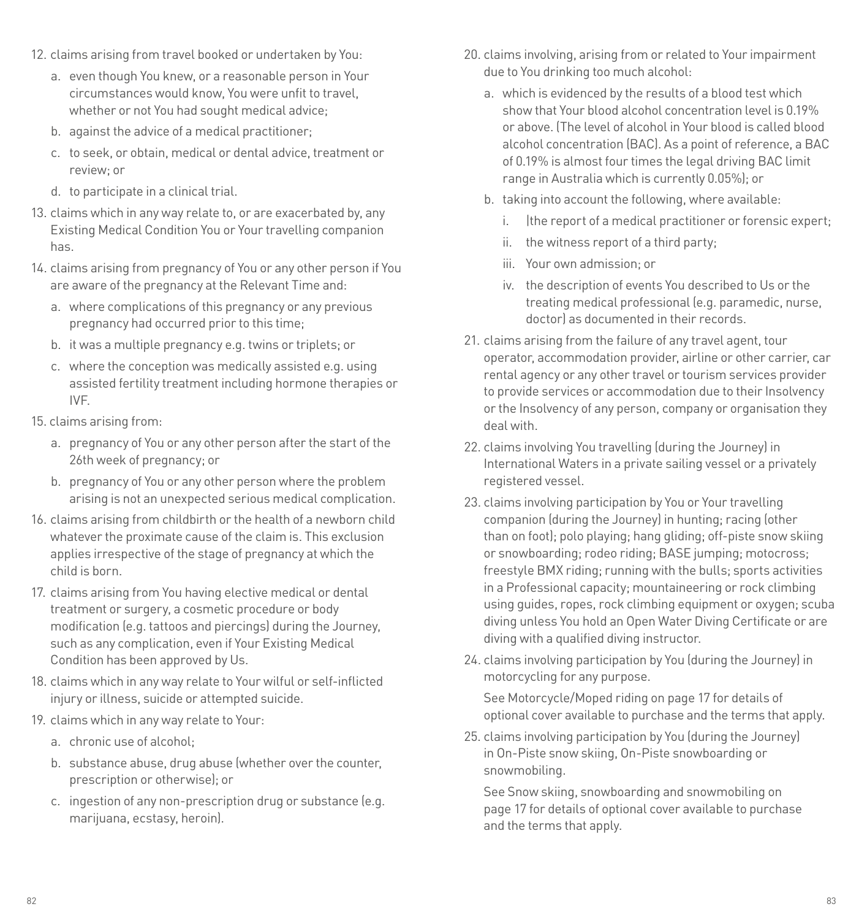12. claims arising from travel booked or undertaken by You:
    a. even though You knew, or a reasonable person in Your circumstances would know, You were unfit to travel, whether or not You had sought medical advice;
    b. against the advice of a medical practitioner;
    c. to seek, or obtain, medical or dental advice, treatment or review; or
    d. to participate in a clinical trial.
13. claims which in any way relate to, or are exacerbated by, any Existing Medical Condition You or Your travelling companion has.
14. claims arising from pregnancy of You or any other person if You are aware of the pregnancy at the Relevant Time and:
    a. where complications of this pregnancy or any previous pregnancy had occurred prior to this time;
    b. it was a multiple pregnancy e.g. twins or triplets; or
    c. where the conception was medically assisted e.g. using assisted fertility treatment including hormone therapies or IVF.
15. claims arising from:
    a. pregnancy of You or any other person after the start of the 26th week of pregnancy; or
    b. pregnancy of You or any other person where the problem arising is not an unexpected serious medical complication.
16. claims arising from childbirth or the health of a newborn child whatever the proximate cause of the claim is. This exclusion applies irrespective of the stage of pregnancy at which the child is born.
17. claims arising from You having elective medical or dental treatment or surgery, a cosmetic procedure or body modification (e.g. tattoos and piercings) during the Journey, such as any complication, even if Your Existing Medical Condition has been approved by Us.
18. claims which in any way relate to Your wilful or self-inflicted injury or illness, suicide or attempted suicide.
19. claims which in any way relate to Your:
    a. chronic use of alcohol;
    b. substance abuse, drug abuse (whether over the counter, prescription or otherwise); or
    c. ingestion of any non-prescription drug or substance (e.g. marijuana, ecstasy, heroin).
20. claims involving, arising from or related to Your impairment due to You drinking too much alcohol:
    a. which is evidenced by the results of a blood test which show that Your blood alcohol concentration level is 0.19% or above. (The level of alcohol in Your blood is called blood alcohol concentration (BAC). As a point of reference, a BAC of 0.19% is almost four times the legal driving BAC limit range in Australia which is currently 0.05%); or
    b. taking into account the following, where available:
        i. (the report of a medical practitioner or forensic expert;
        ii. the witness report of a third party;
        iii. Your own admission; or
        iv. the description of events You described to Us or the treating medical professional (e.g. paramedic, nurse, doctor) as documented in their records.
21. claims arising from the failure of any travel agent, tour operator, accommodation provider, airline or other carrier, car rental agency or any other travel or tourism services provider to provide services or accommodation due to their Insolvency or the Insolvency of any person, company or organisation they deal with.
22. claims involving You travelling (during the Journey) in International Waters in a private sailing vessel or a privately registered vessel.
23. claims involving participation by You or Your travelling companion (during the Journey) in hunting; racing (other than on foot); polo playing; hang gliding; off-piste snow skiing or snowboarding; rodeo riding; BASE jumping; motocross; freestyle BMX riding; running with the bulls; sports activities in a Professional capacity; mountaineering or rock climbing using guides, ropes, rock climbing equipment or oxygen; scuba diving unless You hold an Open Water Diving Certificate or are diving with a qualified diving instructor.
24. claims involving participation by You (during the Journey) in motorcycling for any purpose.

    See Motorcycle/Moped riding on page 17 for details of optional cover available to purchase and the terms that apply.
25. claims involving participation by You (during the Journey) in On-Piste snow skiing, On-Piste snowboarding or snowmobiling.

    See Snow skiing, snowboarding and snowmobiling on page 17 for details of optional cover available to purchase and the terms that apply.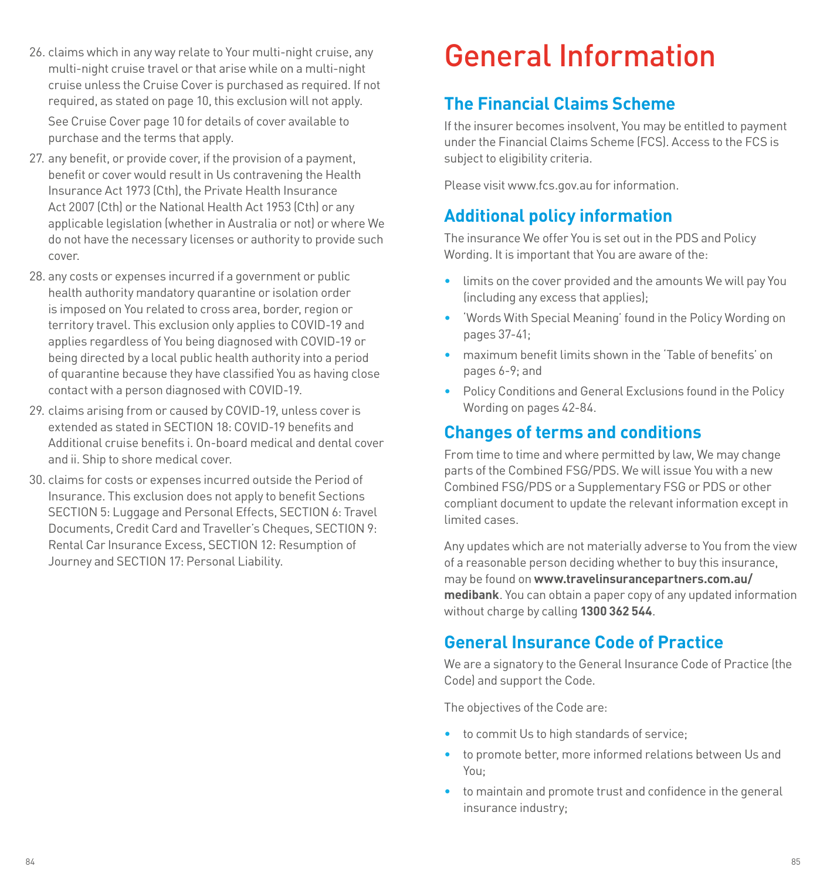26. claims which in any way relate to Your multi-night cruise, any multi-night cruise travel or that arise while on a multi-night cruise unless the Cruise Cover is purchased as required. If not required, as stated on page 10, this exclusion will not apply.

    See Cruise Cover page 10 for details of cover available to purchase and the terms that apply.

27. any benefit, or provide cover, if the provision of a payment, benefit or cover would result in Us contravening the Health Insurance Act 1973 (Cth), the Private Health Insurance Act 2007 (Cth) or the National Health Act 1953 (Cth) or any applicable legislation (whether in Australia or not) or where We do not have the necessary licenses or authority to provide such cover.
28. any costs or expenses incurred if a government or public health authority mandatory quarantine or isolation order is imposed on You related to cross area, border, region or territory travel. This exclusion only applies to COVID-19 and applies regardless of You being diagnosed with COVID-19 or being directed by a local public health authority into a period of quarantine because they have classified You as having close contact with a person diagnosed with COVID-19.
29. claims arising from or caused by COVID-19, unless cover is extended as stated in SECTION 18: COVID-19 benefits and Additional cruise benefits i. On-board medical and dental cover and ii. Ship to shore medical cover.
30. claims for costs or expenses incurred outside the Period of Insurance. This exclusion does not apply to benefit Sections SECTION 5: Luggage and Personal Effects, SECTION 6: Travel Documents, Credit Card and Traveller's Cheques, SECTION 9: Rental Car Insurance Excess, SECTION 12: Resumption of Journey and SECTION 17: Personal Liability.

# General Information

## The Financial Claims Scheme

If the insurer becomes insolvent, You may be entitled to payment under the Financial Claims Scheme (FCS). Access to the FCS is subject to eligibility criteria.

Please visit www.fcs.gov.au for information.

## Additional policy information

The insurance We offer You is set out in the PDS and Policy Wording. It is important that You are aware of the:

- limits on the cover provided and the amounts We will pay You (including any excess that applies);
- 'Words With Special Meaning' found in the Policy Wording on pages 37-41;
- maximum benefit limits shown in the 'Table of benefits' on pages 6-9; and
- Policy Conditions and General Exclusions found in the Policy Wording on pages 42-84.

## Changes of terms and conditions

From time to time and where permitted by law, We may change parts of the Combined FSG/PDS. We will issue You with a new Combined FSG/PDS or a Supplementary FSG or PDS or other compliant document to update the relevant information except in limited cases.

Any updates which are not materially adverse to You from the view of a reasonable person deciding whether to buy this insurance, may be found on **www.travelinsurancepartners.com.au/medibank**. You can obtain a paper copy of any updated information without charge by calling **1300 362 544**.

## General Insurance Code of Practice

We are a signatory to the General Insurance Code of Practice (the Code) and support the Code.

The objectives of the Code are:

- to commit Us to high standards of service;
- to promote better, more informed relations between Us and You;
- to maintain and promote trust and confidence in the general insurance industry;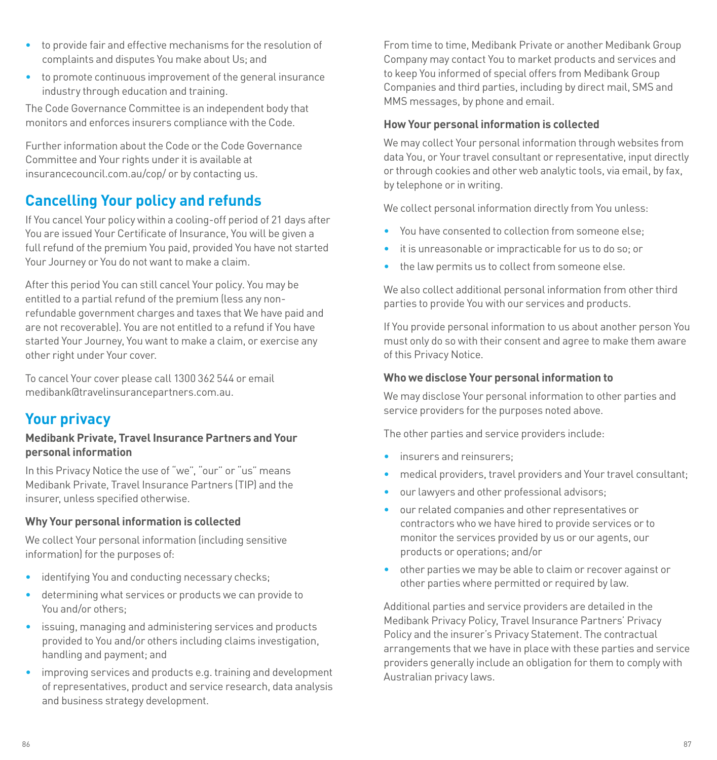- to provide fair and effective mechanisms for the resolution of complaints and disputes You make about Us; and
- to promote continuous improvement of the general insurance industry through education and training.

The Code Governance Committee is an independent body that monitors and enforces insurers compliance with the Code.

Further information about the Code or the Code Governance Committee and Your rights under it is available at insurancecouncil.com.au/cop/ or by contacting us.

## Cancelling Your policy and refunds

If You cancel Your policy within a cooling-off period of 21 days after You are issued Your Certificate of Insurance, You will be given a full refund of the premium You paid, provided You have not started Your Journey or You do not want to make a claim.

After this period You can still cancel Your policy. You may be entitled to a partial refund of the premium (less any non-refundable government charges and taxes that We have paid and are not recoverable). You are not entitled to a refund if You have started Your Journey, You want to make a claim, or exercise any other right under Your cover.

To cancel Your cover please call 1300 362 544 or email medibank@travelinsurancepartners.com.au.

## Your privacy

### Medibank Private, Travel Insurance Partners and Your personal information

In this Privacy Notice the use of "we", "our" or "us" means Medibank Private, Travel Insurance Partners (TIP) and the insurer, unless specified otherwise.

### Why Your personal information is collected

We collect Your personal information (including sensitive information) for the purposes of:

- identifying You and conducting necessary checks;
- determining what services or products we can provide to You and/or others;
- issuing, managing and administering services and products provided to You and/or others including claims investigation, handling and payment; and
- improving services and products e.g. training and development of representatives, product and service research, data analysis and business strategy development.

From time to time, Medibank Private or another Medibank Group Company may contact You to market products and services and to keep You informed of special offers from Medibank Group Companies and third parties, including by direct mail, SMS and MMS messages, by phone and email.

### How Your personal information is collected

We may collect Your personal information through websites from data You, or Your travel consultant or representative, input directly or through cookies and other web analytic tools, via email, by fax, by telephone or in writing.

We collect personal information directly from You unless:

- You have consented to collection from someone else;
- it is unreasonable or impracticable for us to do so; or
- the law permits us to collect from someone else.

We also collect additional personal information from other third parties to provide You with our services and products.

If You provide personal information to us about another person You must only do so with their consent and agree to make them aware of this Privacy Notice.

### Who we disclose Your personal information to

We may disclose Your personal information to other parties and service providers for the purposes noted above.

The other parties and service providers include:

- insurers and reinsurers;
- medical providers, travel providers and Your travel consultant;
- our lawyers and other professional advisors;
- our related companies and other representatives or contractors who we have hired to provide services or to monitor the services provided by us or our agents, our products or operations; and/or
- other parties we may be able to claim or recover against or other parties where permitted or required by law.

Additional parties and service providers are detailed in the Medibank Privacy Policy, Travel Insurance Partners' Privacy Policy and the insurer's Privacy Statement. The contractual arrangements that we have in place with these parties and service providers generally include an obligation for them to comply with Australian privacy laws.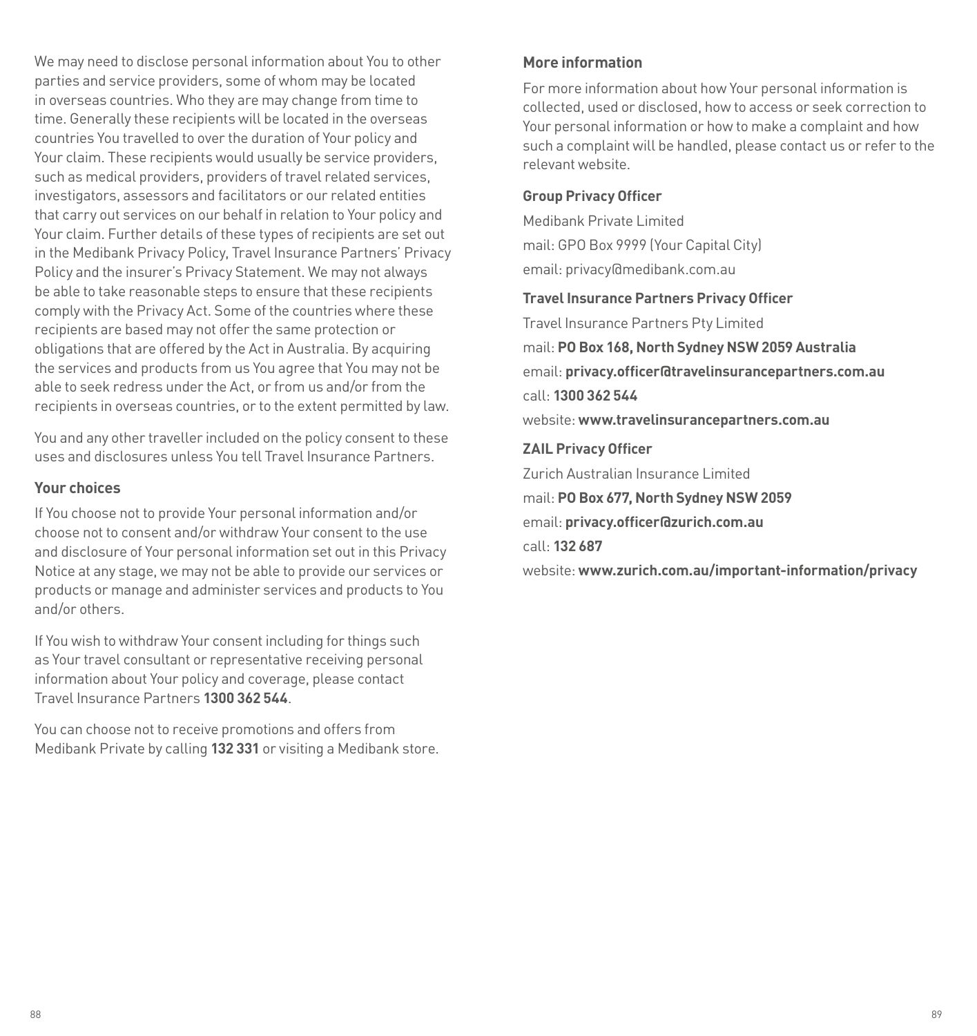We may need to disclose personal information about You to other parties and service providers, some of whom may be located in overseas countries. Who they are may change from time to time. Generally these recipients will be located in the overseas countries You travelled to over the duration of Your policy and Your claim. These recipients would usually be service providers, such as medical providers, providers of travel related services, investigators, assessors and facilitators or our related entities that carry out services on our behalf in relation to Your policy and Your claim. Further details of these types of recipients are set out in the Medibank Privacy Policy, Travel Insurance Partners' Privacy Policy and the insurer's Privacy Statement. We may not always be able to take reasonable steps to ensure that these recipients comply with the Privacy Act. Some of the countries where these recipients are based may not offer the same protection or obligations that are offered by the Act in Australia. By acquiring the services and products from us You agree that You may not be able to seek redress under the Act, or from us and/or from the recipients in overseas countries, or to the extent permitted by law.

You and any other traveller included on the policy consent to these uses and disclosures unless You tell Travel Insurance Partners.

### Your choices

If You choose not to provide Your personal information and/or choose not to consent and/or withdraw Your consent to the use and disclosure of Your personal information set out in this Privacy Notice at any stage, we may not be able to provide our services or products or manage and administer services and products to You and/or others.

If You wish to withdraw Your consent including for things such as Your travel consultant or representative receiving personal information about Your policy and coverage, please contact Travel Insurance Partners **1300 362 544**.

You can choose not to receive promotions and offers from Medibank Private by calling **132 331** or visiting a Medibank store.

### More information

For more information about how Your personal information is collected, used or disclosed, how to access or seek correction to Your personal information or how to make a complaint and how such a complaint will be handled, please contact us or refer to the relevant website.

**Group Privacy Officer**

Medibank Private Limited

mail: GPO Box 9999 (Your Capital City)

email: privacy@medibank.com.au

**Travel Insurance Partners Privacy Officer**

Travel Insurance Partners Pty Limited

mail: **PO Box 168, North Sydney NSW 2059 Australia**

email: **privacy.officer@travelinsurancepartners.com.au**

call: **1300 362 544**

website: **www.travelinsurancepartners.com.au**

**ZAIL Privacy Officer**

Zurich Australian Insurance Limited

mail: **PO Box 677, North Sydney NSW 2059**

email: **privacy.officer@zurich.com.au**

call: **132 687**

website: **www.zurich.com.au/important-information/privacy**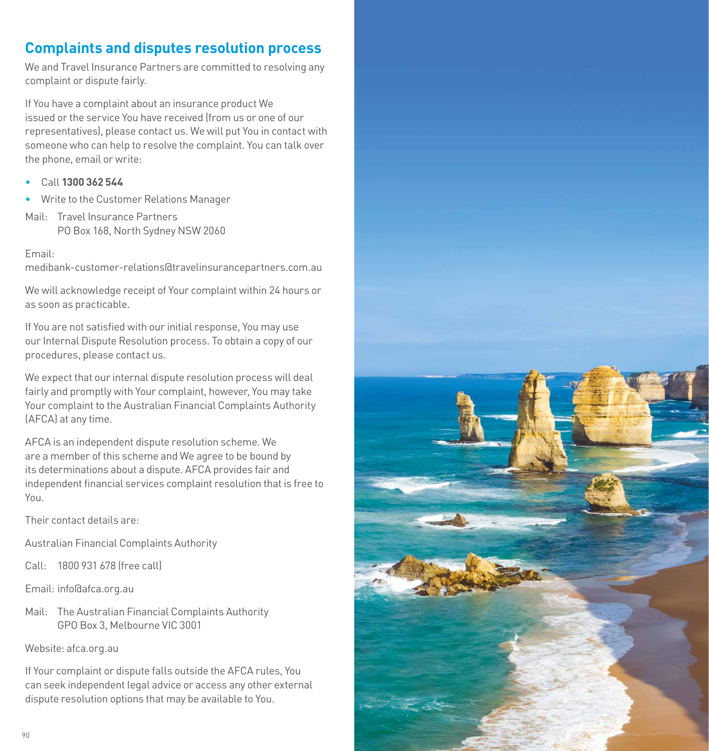## Complaints and disputes resolution process

We and Travel Insurance Partners are committed to resolving any complaint or dispute fairly.

If You have a complaint about an insurance product We issued or the service You have received (from us or one of our representatives), please contact us. We will put You in contact with someone who can help to resolve the complaint. You can talk over the phone, email or write:

- Call **1300 362 544**
- Write to the Customer Relations Manager

Mail: Travel Insurance Partners
PO Box 168, North Sydney NSW 2060

Email:
medibank-customer-relations@travelinsurancepartners.com.au

We will acknowledge receipt of Your complaint within 24 hours or as soon as practicable.

If You are not satisfied with our initial response, You may use our Internal Dispute Resolution process. To obtain a copy of our procedures, please contact us.

We expect that our internal dispute resolution process will deal fairly and promptly with Your complaint, however, You may take Your complaint to the Australian Financial Complaints Authority (AFCA) at any time.

AFCA is an independent dispute resolution scheme. We are a member of this scheme and We agree to be bound by its determinations about a dispute. AFCA provides fair and independent financial services complaint resolution that is free to You.

Their contact details are:

Australian Financial Complaints Authority

Call: 1800 931 678 (free call)

Email: info@afca.org.au

Mail: The Australian Financial Complaints Authority
GPO Box 3, Melbourne VIC 3001

Website: afca.org.au

If Your complaint or dispute falls outside the AFCA rules, You can seek independent legal advice or access any other external dispute resolution options that may be available to You.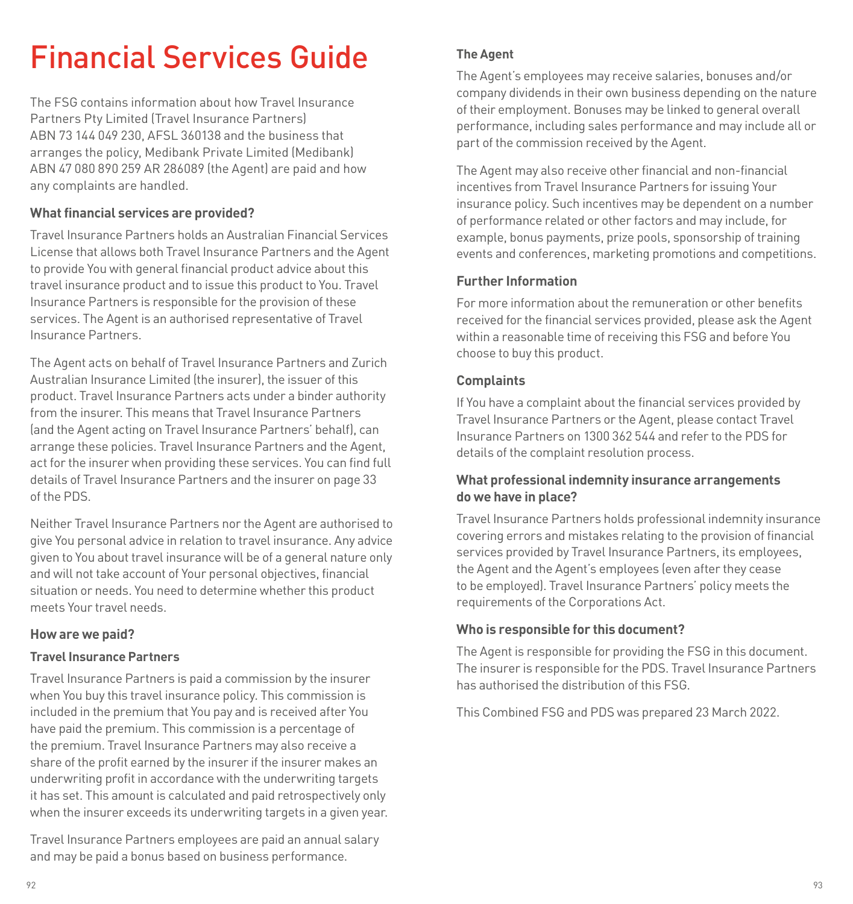# Financial Services Guide

The FSG contains information about how Travel Insurance Partners Pty Limited (Travel Insurance Partners) ABN 73 144 049 230, AFSL 360138 and the business that arranges the policy, Medibank Private Limited (Medibank) ABN 47 080 890 259 AR 286089 (the Agent) are paid and how any complaints are handled.

**What financial services are provided?**

Travel Insurance Partners holds an Australian Financial Services License that allows both Travel Insurance Partners and the Agent to provide You with general financial product advice about this travel insurance product and to issue this product to You. Travel Insurance Partners is responsible for the provision of these services. The Agent is an authorised representative of Travel Insurance Partners.

The Agent acts on behalf of Travel Insurance Partners and Zurich Australian Insurance Limited (the insurer), the issuer of this product. Travel Insurance Partners acts under a binder authority from the insurer. This means that Travel Insurance Partners (and the Agent acting on Travel Insurance Partners' behalf), can arrange these policies. Travel Insurance Partners and the Agent, act for the insurer when providing these services. You can find full details of Travel Insurance Partners and the insurer on page 33 of the PDS.

Neither Travel Insurance Partners nor the Agent are authorised to give You personal advice in relation to travel insurance. Any advice given to You about travel insurance will be of a general nature only and will not take account of Your personal objectives, financial situation or needs. You need to determine whether this product meets Your travel needs.

**How are we paid?**

**Travel Insurance Partners**

Travel Insurance Partners is paid a commission by the insurer when You buy this travel insurance policy. This commission is included in the premium that You pay and is received after You have paid the premium. This commission is a percentage of the premium. Travel Insurance Partners may also receive a share of the profit earned by the insurer if the insurer makes an underwriting profit in accordance with the underwriting targets it has set. This amount is calculated and paid retrospectively only when the insurer exceeds its underwriting targets in a given year.

Travel Insurance Partners employees are paid an annual salary and may be paid a bonus based on business performance.

**The Agent**

The Agent's employees may receive salaries, bonuses and/or company dividends in their own business depending on the nature of their employment. Bonuses may be linked to general overall performance, including sales performance and may include all or part of the commission received by the Agent.

The Agent may also receive other financial and non-financial incentives from Travel Insurance Partners for issuing Your insurance policy. Such incentives may be dependent on a number of performance related or other factors and may include, for example, bonus payments, prize pools, sponsorship of training events and conferences, marketing promotions and competitions.

**Further Information**

For more information about the remuneration or other benefits received for the financial services provided, please ask the Agent within a reasonable time of receiving this FSG and before You choose to buy this product.

**Complaints**

If You have a complaint about the financial services provided by Travel Insurance Partners or the Agent, please contact Travel Insurance Partners on 1300 362 544 and refer to the PDS for details of the complaint resolution process.

**What professional indemnity insurance arrangements do we have in place?**

Travel Insurance Partners holds professional indemnity insurance covering errors and mistakes relating to the provision of financial services provided by Travel Insurance Partners, its employees, the Agent and the Agent's employees (even after they cease to be employed). Travel Insurance Partners' policy meets the requirements of the Corporations Act.

**Who is responsible for this document?**

The Agent is responsible for providing the FSG in this document. The insurer is responsible for the PDS. Travel Insurance Partners has authorised the distribution of this FSG.

This Combined FSG and PDS was prepared 23 March 2022.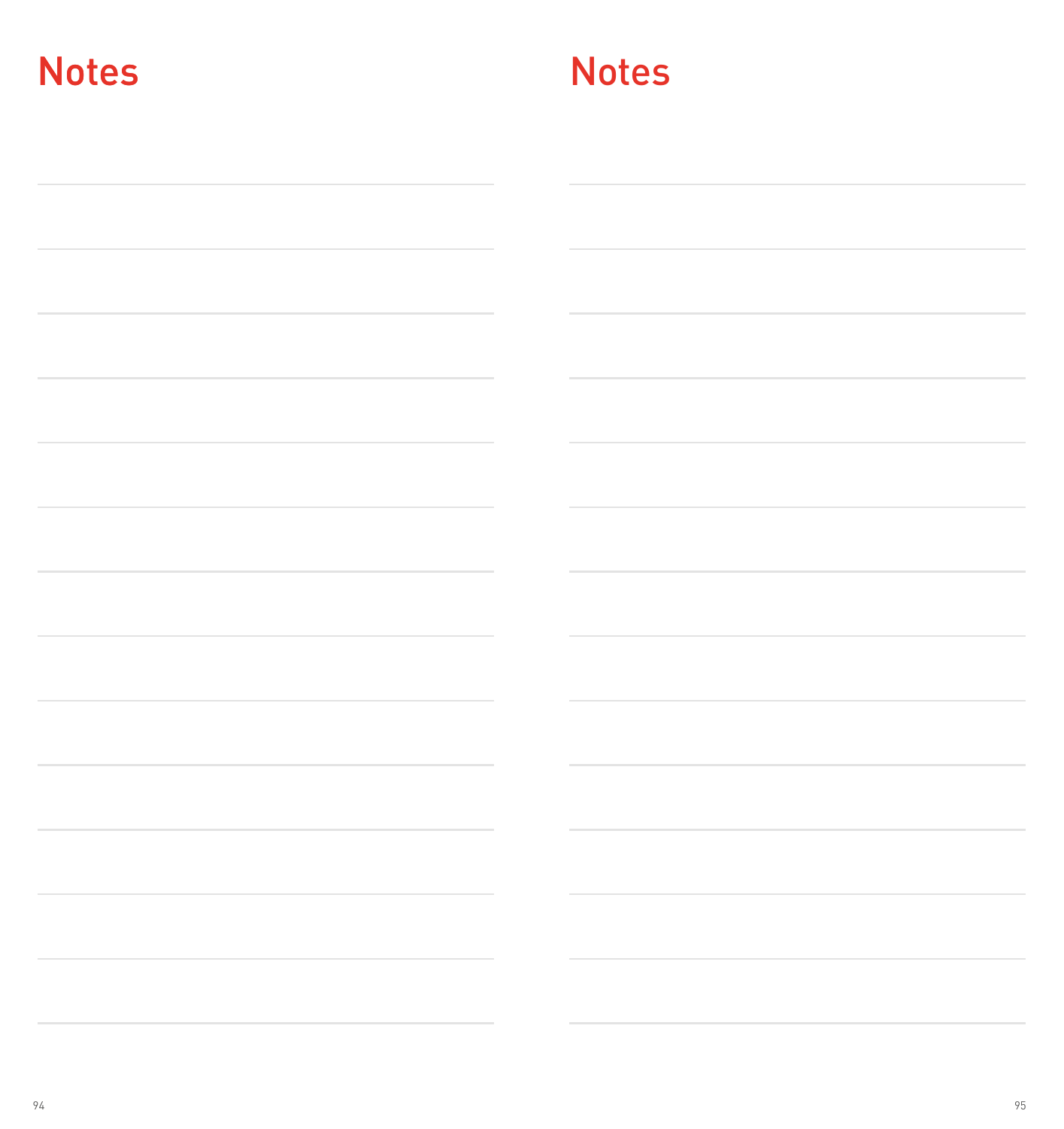# Notes

# Notes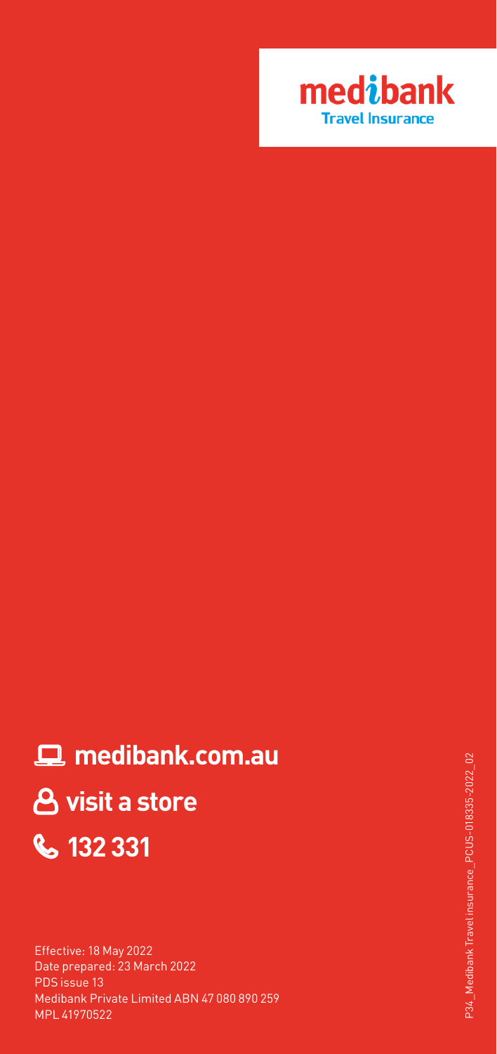**medibank**
**Travel Insurance**

**medibank.com.au**

**visit a store**

**132 331**

Effective: 18 May 2022
Date prepared: 23 March 2022
PDS issue 13
Medibank Private Limited ABN 47 080 890 259
MPL 41970522

P34_Medibank Travel insurance_PCUS-018335-2022_02